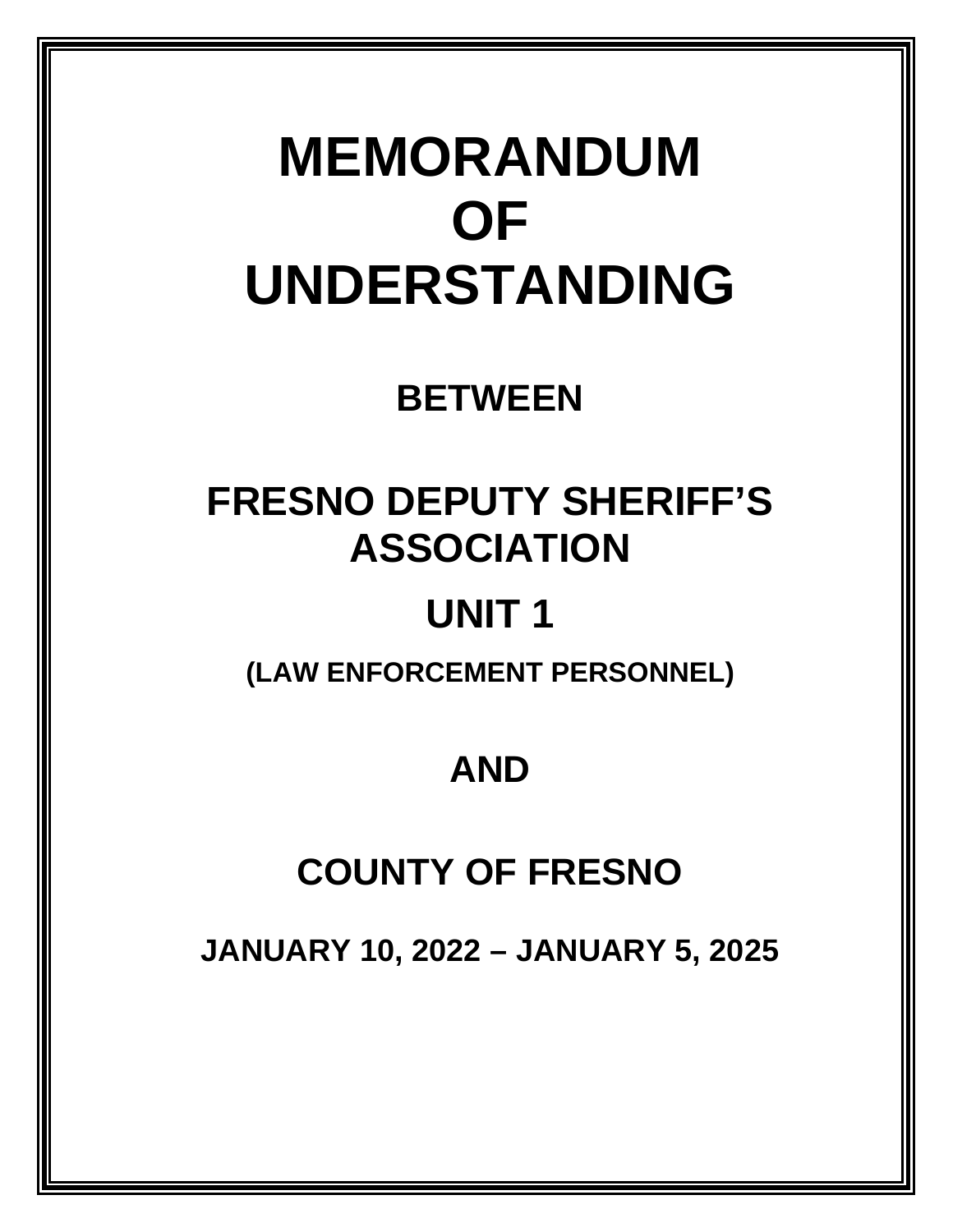# MEMORANDUM OF UNDERSTANDING

## BETWEEN

## FRESNO DEPUTY SHERIFF'S ASSOCIATION

## UNIT 1

**(LAW ENFORCEMENT PERSONNEL)**

## AND

## COUNTY OF FRESNO

**JANUARY 10, 2022 – JANUARY 5, 2025**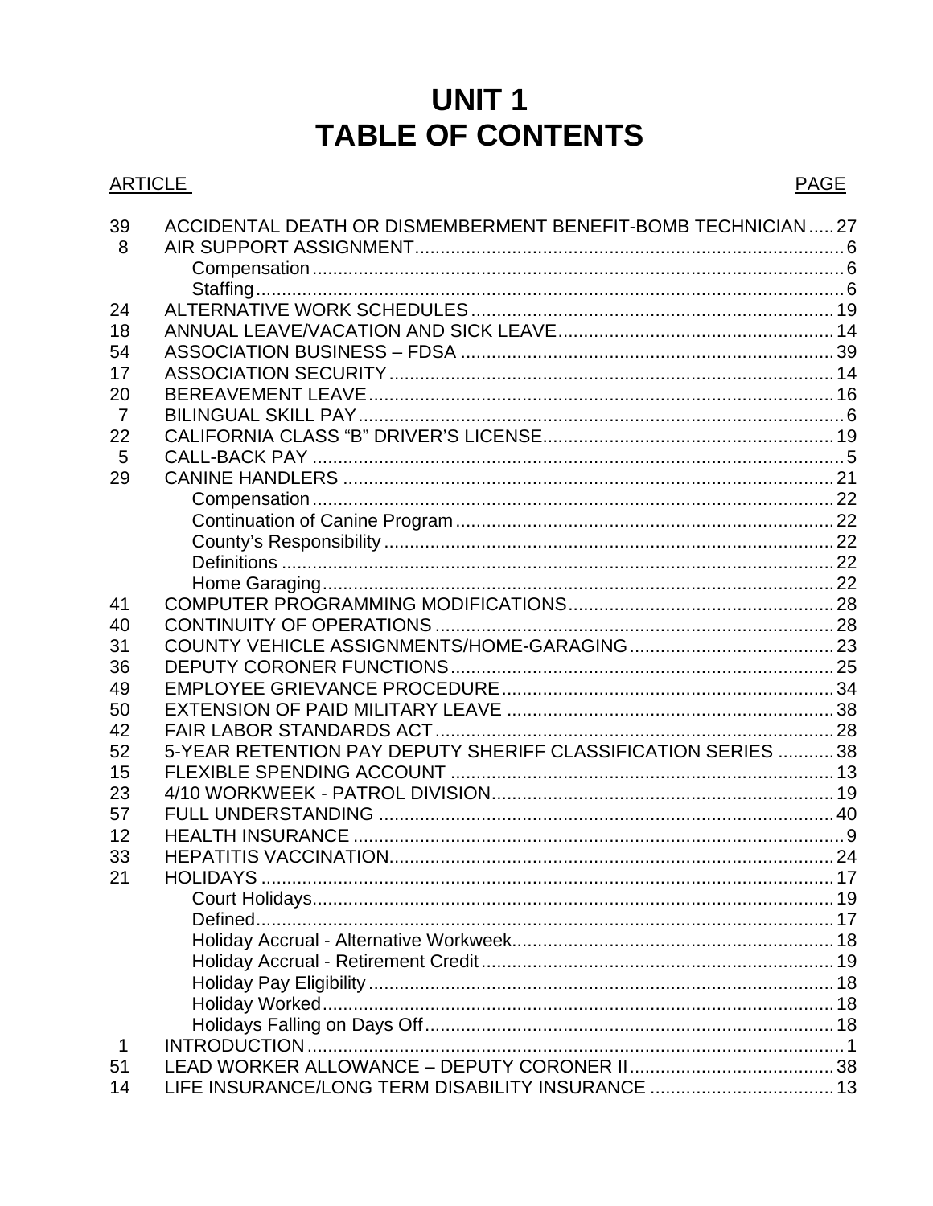# UNIT 1
# TABLE OF CONTENTS

| ARTICLE | | PAGE |
|---|---|---|
| 39 | ACCIDENTAL DEATH OR DISMEMBERMENT BENEFIT-BOMB TECHNICIAN | 27 |
| 8 | AIR SUPPORT ASSIGNMENT | 6 |
| | Compensation | 6 |
| | Staffing | 6 |
| 24 | ALTERNATIVE WORK SCHEDULES | 19 |
| 18 | ANNUAL LEAVE/VACATION AND SICK LEAVE | 14 |
| 54 | ASSOCIATION BUSINESS – FDSA | 39 |
| 17 | ASSOCIATION SECURITY | 14 |
| 20 | BEREAVEMENT LEAVE | 16 |
| 7 | BILINGUAL SKILL PAY | 6 |
| 22 | CALIFORNIA CLASS "B" DRIVER'S LICENSE | 19 |
| 5 | CALL-BACK PAY | 5 |
| 29 | CANINE HANDLERS | 21 |
| | Compensation | 22 |
| | Continuation of Canine Program | 22 |
| | County's Responsibility | 22 |
| | Definitions | 22 |
| | Home Garaging | 22 |
| 41 | COMPUTER PROGRAMMING MODIFICATIONS | 28 |
| 40 | CONTINUITY OF OPERATIONS | 28 |
| 31 | COUNTY VEHICLE ASSIGNMENTS/HOME-GARAGING | 23 |
| 36 | DEPUTY CORONER FUNCTIONS | 25 |
| 49 | EMPLOYEE GRIEVANCE PROCEDURE | 34 |
| 50 | EXTENSION OF PAID MILITARY LEAVE | 38 |
| 42 | FAIR LABOR STANDARDS ACT | 28 |
| 52 | 5-YEAR RETENTION PAY DEPUTY SHERIFF CLASSIFICATION SERIES | 38 |
| 15 | FLEXIBLE SPENDING ACCOUNT | 13 |
| 23 | 4/10 WORKWEEK - PATROL DIVISION | 19 |
| 57 | FULL UNDERSTANDING | 40 |
| 12 | HEALTH INSURANCE | 9 |
| 33 | HEPATITIS VACCINATION | 24 |
| 21 | HOLIDAYS | 17 |
| | Court Holidays | 19 |
| | Defined | 17 |
| | Holiday Accrual - Alternative Workweek | 18 |
| | Holiday Accrual - Retirement Credit | 19 |
| | Holiday Pay Eligibility | 18 |
| | Holiday Worked | 18 |
| | Holidays Falling on Days Off | 18 |
| 1 | INTRODUCTION | 1 |
| 51 | LEAD WORKER ALLOWANCE – DEPUTY CORONER II | 38 |
| 14 | LIFE INSURANCE/LONG TERM DISABILITY INSURANCE | 13 |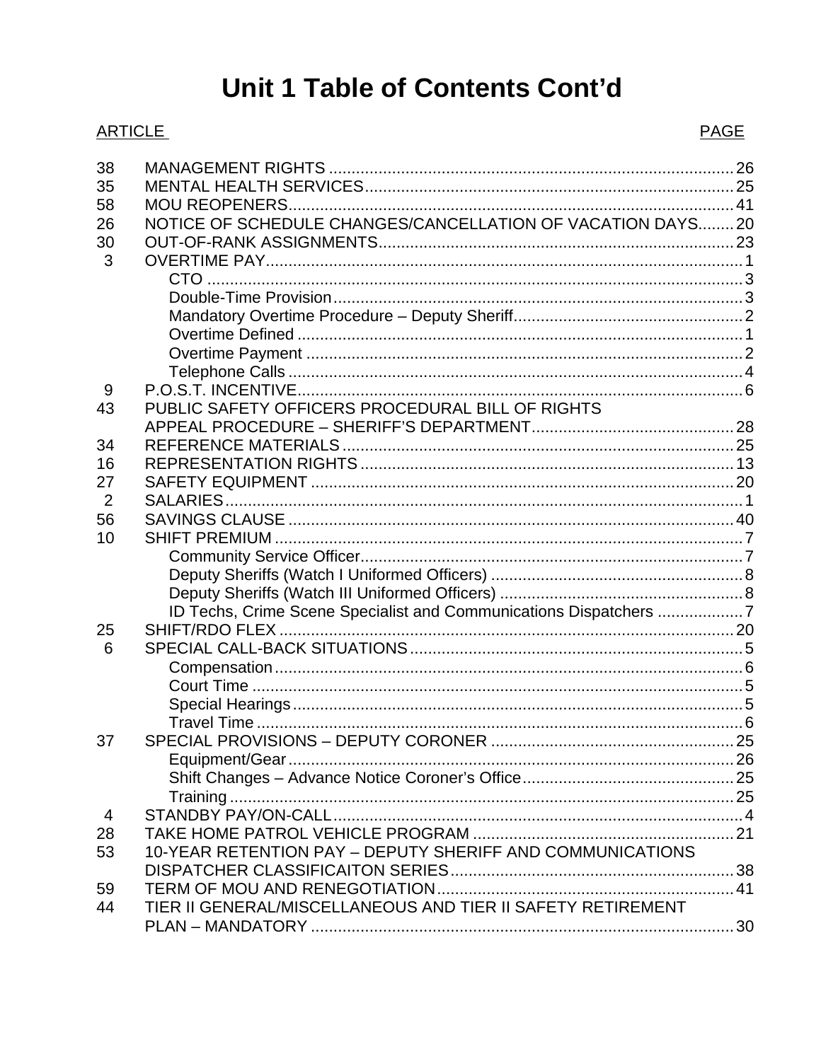# Unit 1 Table of Contents Cont'd

| ARTICLE | | PAGE |
|---|---|---|
| 38 | MANAGEMENT RIGHTS | 26 |
| 35 | MENTAL HEALTH SERVICES | 25 |
| 58 | MOU REOPENERS | 41 |
| 26 | NOTICE OF SCHEDULE CHANGES/CANCELLATION OF VACATION DAYS | 20 |
| 30 | OUT-OF-RANK ASSIGNMENTS | 23 |
| 3 | OVERTIME PAY | 1 |
| | CTO | 3 |
| | Double-Time Provision | 3 |
| | Mandatory Overtime Procedure – Deputy Sheriff | 2 |
| | Overtime Defined | 1 |
| | Overtime Payment | 2 |
| | Telephone Calls | 4 |
| 9 | P.O.S.T. INCENTIVE | 6 |
| 43 | PUBLIC SAFETY OFFICERS PROCEDURAL BILL OF RIGHTS APPEAL PROCEDURE – SHERIFF'S DEPARTMENT | 28 |
| 34 | REFERENCE MATERIALS | 25 |
| 16 | REPRESENTATION RIGHTS | 13 |
| 27 | SAFETY EQUIPMENT | 20 |
| 2 | SALARIES | 1 |
| 56 | SAVINGS CLAUSE | 40 |
| 10 | SHIFT PREMIUM | 7 |
| | Community Service Officer | 7 |
| | Deputy Sheriffs (Watch I Uniformed Officers) | 8 |
| | Deputy Sheriffs (Watch III Uniformed Officers) | 8 |
| | ID Techs, Crime Scene Specialist and Communications Dispatchers | 7 |
| 25 | SHIFT/RDO FLEX | 20 |
| 6 | SPECIAL CALL-BACK SITUATIONS | 5 |
| | Compensation | 6 |
| | Court Time | 5 |
| | Special Hearings | 5 |
| | Travel Time | 6 |
| 37 | SPECIAL PROVISIONS – DEPUTY CORONER | 25 |
| | Equipment/Gear | 26 |
| | Shift Changes – Advance Notice Coroner's Office | 25 |
| | Training | 25 |
| 4 | STANDBY PAY/ON-CALL | 4 |
| 28 | TAKE HOME PATROL VEHICLE PROGRAM | 21 |
| 53 | 10-YEAR RETENTION PAY – DEPUTY SHERIFF AND COMMUNICATIONS DISPATCHER CLASSIFICAITON SERIES | 38 |
| 59 | TERM OF MOU AND RENEGOTIATION | 41 |
| 44 | TIER II GENERAL/MISCELLANEOUS AND TIER II SAFETY RETIREMENT PLAN – MANDATORY | 30 |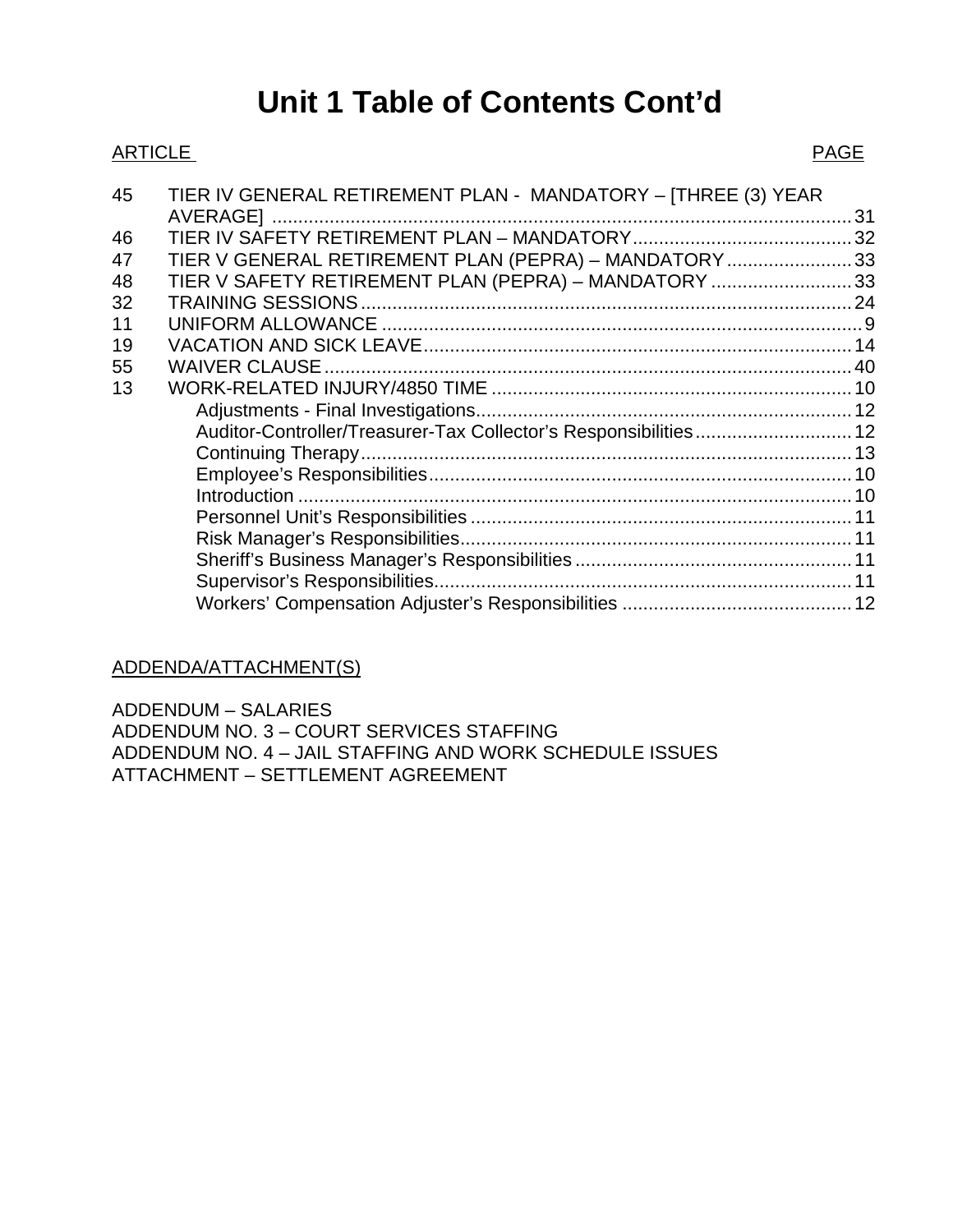# Unit 1 Table of Contents Cont'd

| ARTICLE | | PAGE |
|---|---|---|
| 45 | TIER IV GENERAL RETIREMENT PLAN - MANDATORY – [THREE (3) YEAR AVERAGE] | 31 |
| 46 | TIER IV SAFETY RETIREMENT PLAN – MANDATORY | 32 |
| 47 | TIER V GENERAL RETIREMENT PLAN (PEPRA) – MANDATORY | 33 |
| 48 | TIER V SAFETY RETIREMENT PLAN (PEPRA) – MANDATORY | 33 |
| 32 | TRAINING SESSIONS | 24 |
| 11 | UNIFORM ALLOWANCE | 9 |
| 19 | VACATION AND SICK LEAVE | 14 |
| 55 | WAIVER CLAUSE | 40 |
| 13 | WORK-RELATED INJURY/4850 TIME | 10 |
| | Adjustments - Final Investigations | 12 |
| | Auditor-Controller/Treasurer-Tax Collector's Responsibilities | 12 |
| | Continuing Therapy | 13 |
| | Employee's Responsibilities | 10 |
| | Introduction | 10 |
| | Personnel Unit's Responsibilities | 11 |
| | Risk Manager's Responsibilities | 11 |
| | Sheriff's Business Manager's Responsibilities | 11 |
| | Supervisor's Responsibilities | 11 |
| | Workers' Compensation Adjuster's Responsibilities | 12 |

ADDENDA/ATTACHMENT(S)

ADDENDUM – SALARIES
ADDENDUM NO. 3 – COURT SERVICES STAFFING
ADDENDUM NO. 4 – JAIL STAFFING AND WORK SCHEDULE ISSUES
ATTACHMENT – SETTLEMENT AGREEMENT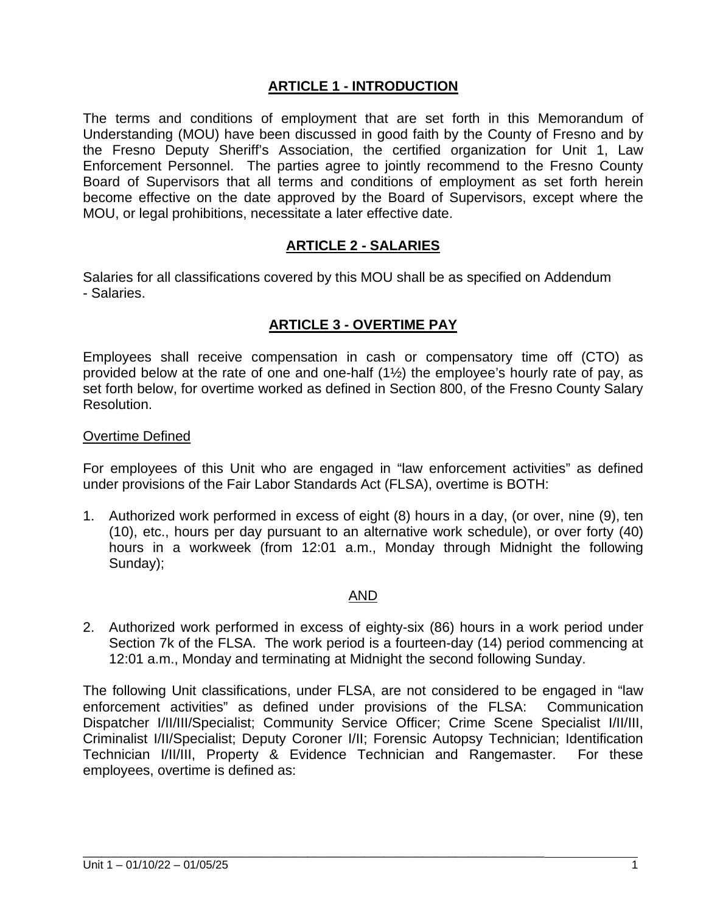## ARTICLE 1 - INTRODUCTION

The terms and conditions of employment that are set forth in this Memorandum of Understanding (MOU) have been discussed in good faith by the County of Fresno and by the Fresno Deputy Sheriff's Association, the certified organization for Unit 1, Law Enforcement Personnel. The parties agree to jointly recommend to the Fresno County Board of Supervisors that all terms and conditions of employment as set forth herein become effective on the date approved by the Board of Supervisors, except where the MOU, or legal prohibitions, necessitate a later effective date.

## ARTICLE 2 - SALARIES

Salaries for all classifications covered by this MOU shall be as specified on Addendum - Salaries.

## ARTICLE 3 - OVERTIME PAY

Employees shall receive compensation in cash or compensatory time off (CTO) as provided below at the rate of one and one-half (1½) the employee's hourly rate of pay, as set forth below, for overtime worked as defined in Section 800, of the Fresno County Salary Resolution.

Overtime Defined

For employees of this Unit who are engaged in "law enforcement activities" as defined under provisions of the Fair Labor Standards Act (FLSA), overtime is BOTH:

1. Authorized work performed in excess of eight (8) hours in a day, (or over, nine (9), ten (10), etc., hours per day pursuant to an alternative work schedule), or over forty (40) hours in a workweek (from 12:01 a.m., Monday through Midnight the following Sunday);

AND

2. Authorized work performed in excess of eighty-six (86) hours in a work period under Section 7k of the FLSA. The work period is a fourteen-day (14) period commencing at 12:01 a.m., Monday and terminating at Midnight the second following Sunday.

The following Unit classifications, under FLSA, are not considered to be engaged in "law enforcement activities" as defined under provisions of the FLSA: Communication Dispatcher I/II/III/Specialist; Community Service Officer; Crime Scene Specialist I/II/III, Criminalist I/II/Specialist; Deputy Coroner I/II; Forensic Autopsy Technician; Identification Technician I/II/III, Property & Evidence Technician and Rangemaster. For these employees, overtime is defined as: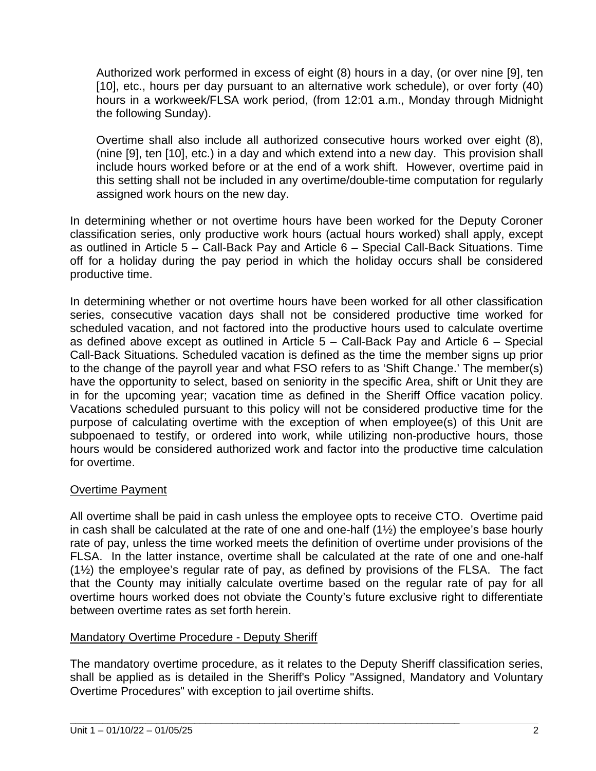Authorized work performed in excess of eight (8) hours in a day, (or over nine [9], ten [10], etc., hours per day pursuant to an alternative work schedule), or over forty (40) hours in a workweek/FLSA work period, (from 12:01 a.m., Monday through Midnight the following Sunday).

Overtime shall also include all authorized consecutive hours worked over eight (8), (nine [9], ten [10], etc.) in a day and which extend into a new day. This provision shall include hours worked before or at the end of a work shift. However, overtime paid in this setting shall not be included in any overtime/double-time computation for regularly assigned work hours on the new day.

In determining whether or not overtime hours have been worked for the Deputy Coroner classification series, only productive work hours (actual hours worked) shall apply, except as outlined in Article 5 – Call-Back Pay and Article 6 – Special Call-Back Situations. Time off for a holiday during the pay period in which the holiday occurs shall be considered productive time.

In determining whether or not overtime hours have been worked for all other classification series, consecutive vacation days shall not be considered productive time worked for scheduled vacation, and not factored into the productive hours used to calculate overtime as defined above except as outlined in Article 5 – Call-Back Pay and Article 6 – Special Call-Back Situations. Scheduled vacation is defined as the time the member signs up prior to the change of the payroll year and what FSO refers to as 'Shift Change.' The member(s) have the opportunity to select, based on seniority in the specific Area, shift or Unit they are in for the upcoming year; vacation time as defined in the Sheriff Office vacation policy. Vacations scheduled pursuant to this policy will not be considered productive time for the purpose of calculating overtime with the exception of when employee(s) of this Unit are subpoenaed to testify, or ordered into work, while utilizing non-productive hours, those hours would be considered authorized work and factor into the productive time calculation for overtime.

<u>Overtime Payment</u>

All overtime shall be paid in cash unless the employee opts to receive CTO. Overtime paid in cash shall be calculated at the rate of one and one-half (1½) the employee's base hourly rate of pay, unless the time worked meets the definition of overtime under provisions of the FLSA. In the latter instance, overtime shall be calculated at the rate of one and one-half (1½) the employee's regular rate of pay, as defined by provisions of the FLSA. The fact that the County may initially calculate overtime based on the regular rate of pay for all overtime hours worked does not obviate the County's future exclusive right to differentiate between overtime rates as set forth herein.

<u>Mandatory Overtime Procedure - Deputy Sheriff</u>

The mandatory overtime procedure, as it relates to the Deputy Sheriff classification series, shall be applied as is detailed in the Sheriff's Policy "Assigned, Mandatory and Voluntary Overtime Procedures" with exception to jail overtime shifts.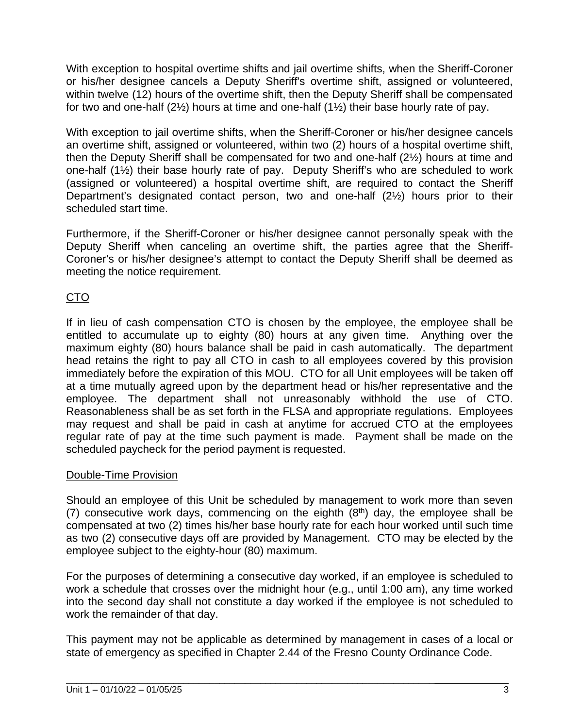With exception to hospital overtime shifts and jail overtime shifts, when the Sheriff-Coroner or his/her designee cancels a Deputy Sheriff's overtime shift, assigned or volunteered, within twelve (12) hours of the overtime shift, then the Deputy Sheriff shall be compensated for two and one-half (2½) hours at time and one-half (1½) their base hourly rate of pay.

With exception to jail overtime shifts, when the Sheriff-Coroner or his/her designee cancels an overtime shift, assigned or volunteered, within two (2) hours of a hospital overtime shift, then the Deputy Sheriff shall be compensated for two and one-half (2½) hours at time and one-half (1½) their base hourly rate of pay. Deputy Sheriff's who are scheduled to work (assigned or volunteered) a hospital overtime shift, are required to contact the Sheriff Department's designated contact person, two and one-half (2½) hours prior to their scheduled start time.

Furthermore, if the Sheriff-Coroner or his/her designee cannot personally speak with the Deputy Sheriff when canceling an overtime shift, the parties agree that the Sheriff-Coroner's or his/her designee's attempt to contact the Deputy Sheriff shall be deemed as meeting the notice requirement.

<u>CTO</u>

If in lieu of cash compensation CTO is chosen by the employee, the employee shall be entitled to accumulate up to eighty (80) hours at any given time. Anything over the maximum eighty (80) hours balance shall be paid in cash automatically. The department head retains the right to pay all CTO in cash to all employees covered by this provision immediately before the expiration of this MOU. CTO for all Unit employees will be taken off at a time mutually agreed upon by the department head or his/her representative and the employee. The department shall not unreasonably withhold the use of CTO. Reasonableness shall be as set forth in the FLSA and appropriate regulations. Employees may request and shall be paid in cash at anytime for accrued CTO at the employees regular rate of pay at the time such payment is made. Payment shall be made on the scheduled paycheck for the period payment is requested.

<u>Double-Time Provision</u>

Should an employee of this Unit be scheduled by management to work more than seven (7) consecutive work days, commencing on the eighth (8th) day, the employee shall be compensated at two (2) times his/her base hourly rate for each hour worked until such time as two (2) consecutive days off are provided by Management. CTO may be elected by the employee subject to the eighty-hour (80) maximum.

For the purposes of determining a consecutive day worked, if an employee is scheduled to work a schedule that crosses over the midnight hour (e.g., until 1:00 am), any time worked into the second day shall not constitute a day worked if the employee is not scheduled to work the remainder of that day.

This payment may not be applicable as determined by management in cases of a local or state of emergency as specified in Chapter 2.44 of the Fresno County Ordinance Code.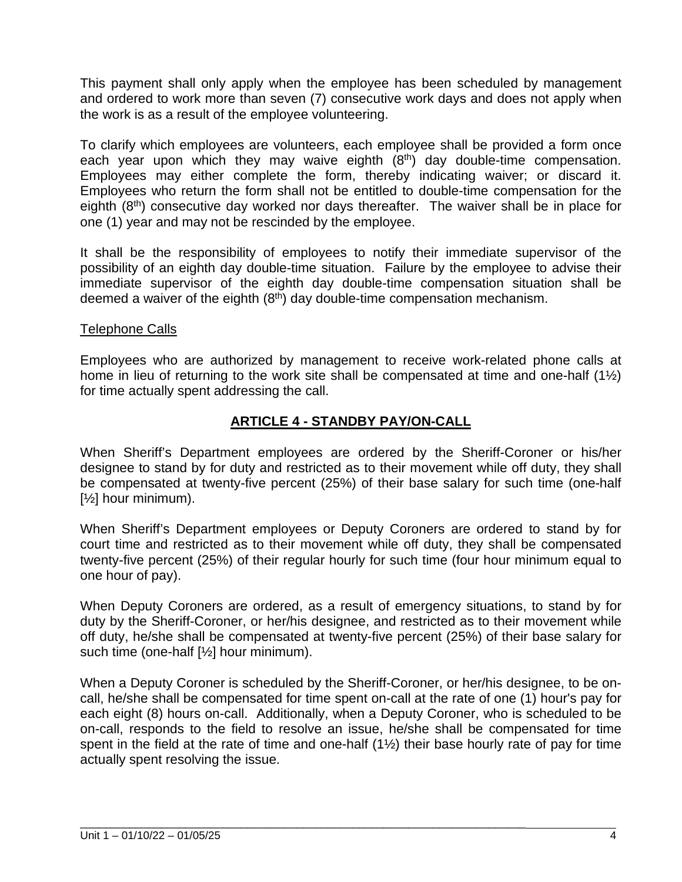This payment shall only apply when the employee has been scheduled by management and ordered to work more than seven (7) consecutive work days and does not apply when the work is as a result of the employee volunteering.

To clarify which employees are volunteers, each employee shall be provided a form once each year upon which they may waive eighth (8th) day double-time compensation. Employees may either complete the form, thereby indicating waiver; or discard it. Employees who return the form shall not be entitled to double-time compensation for the eighth (8th) consecutive day worked nor days thereafter. The waiver shall be in place for one (1) year and may not be rescinded by the employee.

It shall be the responsibility of employees to notify their immediate supervisor of the possibility of an eighth day double-time situation. Failure by the employee to advise their immediate supervisor of the eighth day double-time compensation situation shall be deemed a waiver of the eighth (8th) day double-time compensation mechanism.

<u>Telephone Calls</u>

Employees who are authorized by management to receive work-related phone calls at home in lieu of returning to the work site shall be compensated at time and one-half (1½) for time actually spent addressing the call.

## ARTICLE 4 - STANDBY PAY/ON-CALL

When Sheriff's Department employees are ordered by the Sheriff-Coroner or his/her designee to stand by for duty and restricted as to their movement while off duty, they shall be compensated at twenty-five percent (25%) of their base salary for such time (one-half [½] hour minimum).

When Sheriff's Department employees or Deputy Coroners are ordered to stand by for court time and restricted as to their movement while off duty, they shall be compensated twenty-five percent (25%) of their regular hourly for such time (four hour minimum equal to one hour of pay).

When Deputy Coroners are ordered, as a result of emergency situations, to stand by for duty by the Sheriff-Coroner, or her/his designee, and restricted as to their movement while off duty, he/she shall be compensated at twenty-five percent (25%) of their base salary for such time (one-half [½] hour minimum).

When a Deputy Coroner is scheduled by the Sheriff-Coroner, or her/his designee, to be on-call, he/she shall be compensated for time spent on-call at the rate of one (1) hour's pay for each eight (8) hours on-call. Additionally, when a Deputy Coroner, who is scheduled to be on-call, responds to the field to resolve an issue, he/she shall be compensated for time spent in the field at the rate of time and one-half (1½) their base hourly rate of pay for time actually spent resolving the issue.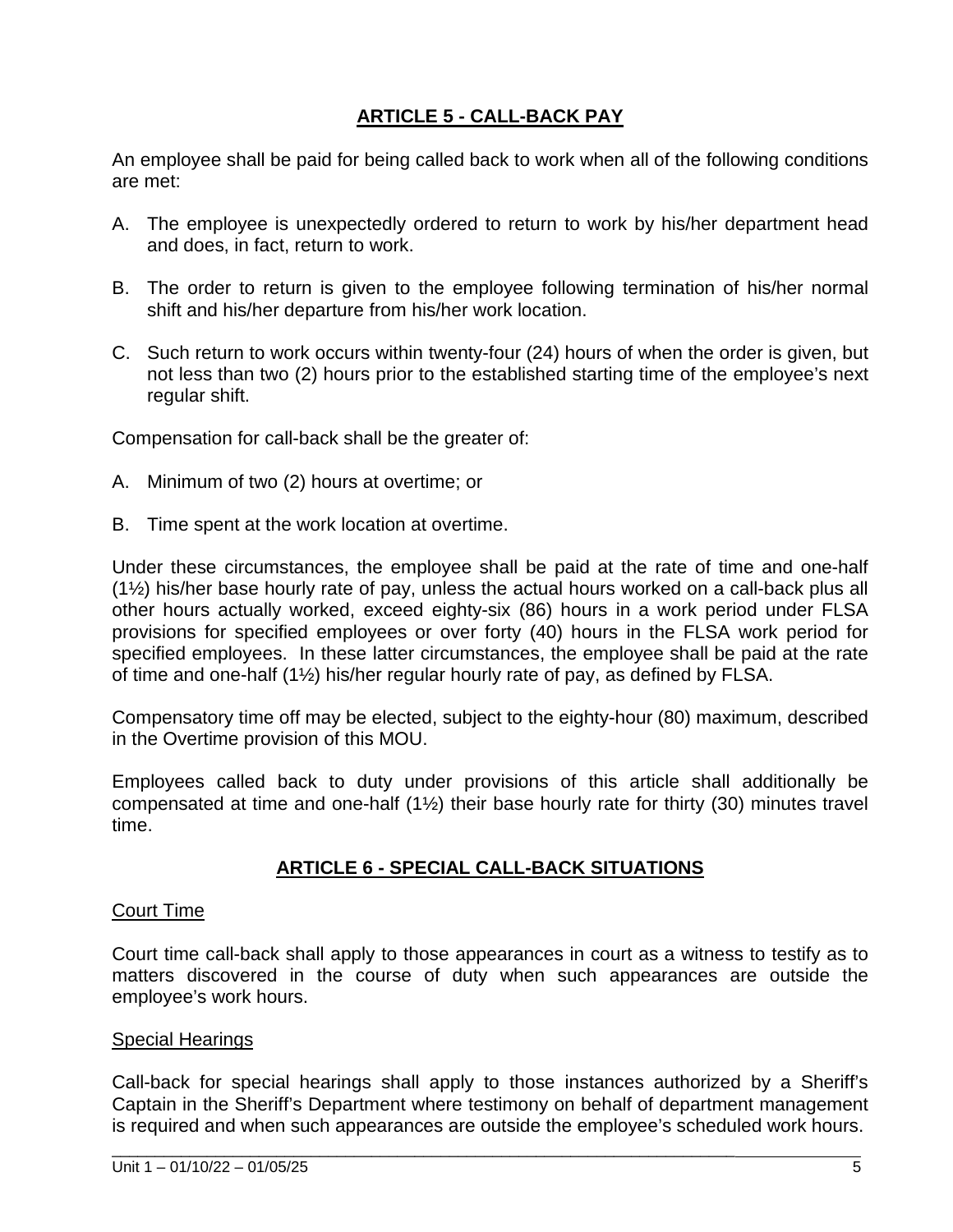## ARTICLE 5 - CALL-BACK PAY

An employee shall be paid for being called back to work when all of the following conditions are met:

A. The employee is unexpectedly ordered to return to work by his/her department head and does, in fact, return to work.

B. The order to return is given to the employee following termination of his/her normal shift and his/her departure from his/her work location.

C. Such return to work occurs within twenty-four (24) hours of when the order is given, but not less than two (2) hours prior to the established starting time of the employee's next regular shift.

Compensation for call-back shall be the greater of:

A. Minimum of two (2) hours at overtime; or

B. Time spent at the work location at overtime.

Under these circumstances, the employee shall be paid at the rate of time and one-half (1½) his/her base hourly rate of pay, unless the actual hours worked on a call-back plus all other hours actually worked, exceed eighty-six (86) hours in a work period under FLSA provisions for specified employees or over forty (40) hours in the FLSA work period for specified employees. In these latter circumstances, the employee shall be paid at the rate of time and one-half (1½) his/her regular hourly rate of pay, as defined by FLSA.

Compensatory time off may be elected, subject to the eighty-hour (80) maximum, described in the Overtime provision of this MOU.

Employees called back to duty under provisions of this article shall additionally be compensated at time and one-half (1½) their base hourly rate for thirty (30) minutes travel time.

## ARTICLE 6 - SPECIAL CALL-BACK SITUATIONS

Court Time

Court time call-back shall apply to those appearances in court as a witness to testify as to matters discovered in the course of duty when such appearances are outside the employee's work hours.

Special Hearings

Call-back for special hearings shall apply to those instances authorized by a Sheriff's Captain in the Sheriff's Department where testimony on behalf of department management is required and when such appearances are outside the employee's scheduled work hours.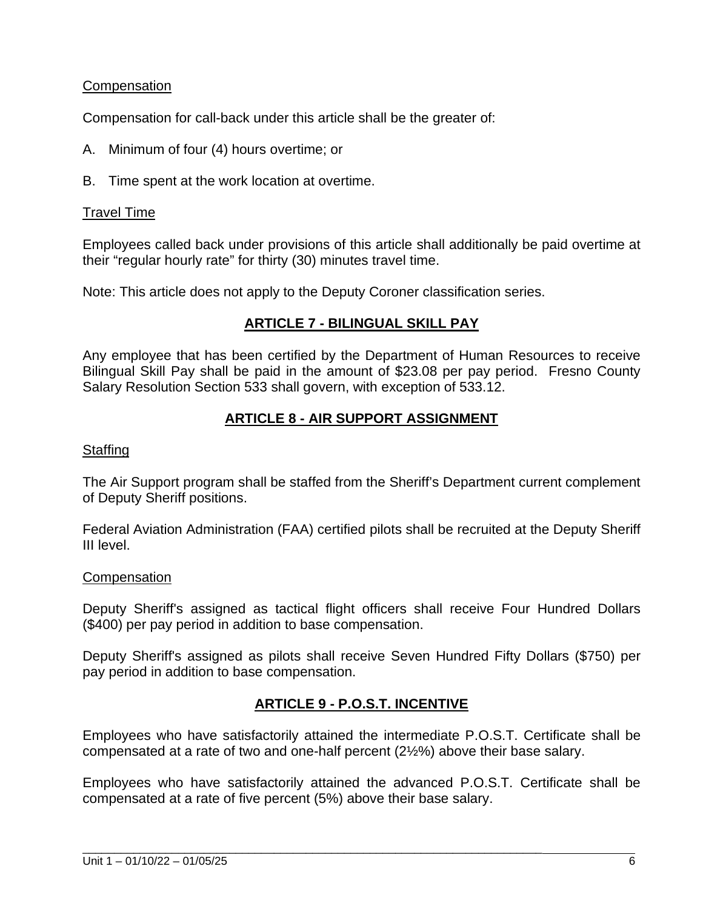Compensation

Compensation for call-back under this article shall be the greater of:

A. Minimum of four (4) hours overtime; or

B. Time spent at the work location at overtime.

Travel Time

Employees called back under provisions of this article shall additionally be paid overtime at their "regular hourly rate" for thirty (30) minutes travel time.

Note: This article does not apply to the Deputy Coroner classification series.

## ARTICLE 7 - BILINGUAL SKILL PAY

Any employee that has been certified by the Department of Human Resources to receive Bilingual Skill Pay shall be paid in the amount of $23.08 per pay period. Fresno County Salary Resolution Section 533 shall govern, with exception of 533.12.

## ARTICLE 8 - AIR SUPPORT ASSIGNMENT

Staffing

The Air Support program shall be staffed from the Sheriff's Department current complement of Deputy Sheriff positions.

Federal Aviation Administration (FAA) certified pilots shall be recruited at the Deputy Sheriff III level.

Compensation

Deputy Sheriff's assigned as tactical flight officers shall receive Four Hundred Dollars ($400) per pay period in addition to base compensation.

Deputy Sheriff's assigned as pilots shall receive Seven Hundred Fifty Dollars ($750) per pay period in addition to base compensation.

## ARTICLE 9 - P.O.S.T. INCENTIVE

Employees who have satisfactorily attained the intermediate P.O.S.T. Certificate shall be compensated at a rate of two and one-half percent (2½%) above their base salary.

Employees who have satisfactorily attained the advanced P.O.S.T. Certificate shall be compensated at a rate of five percent (5%) above their base salary.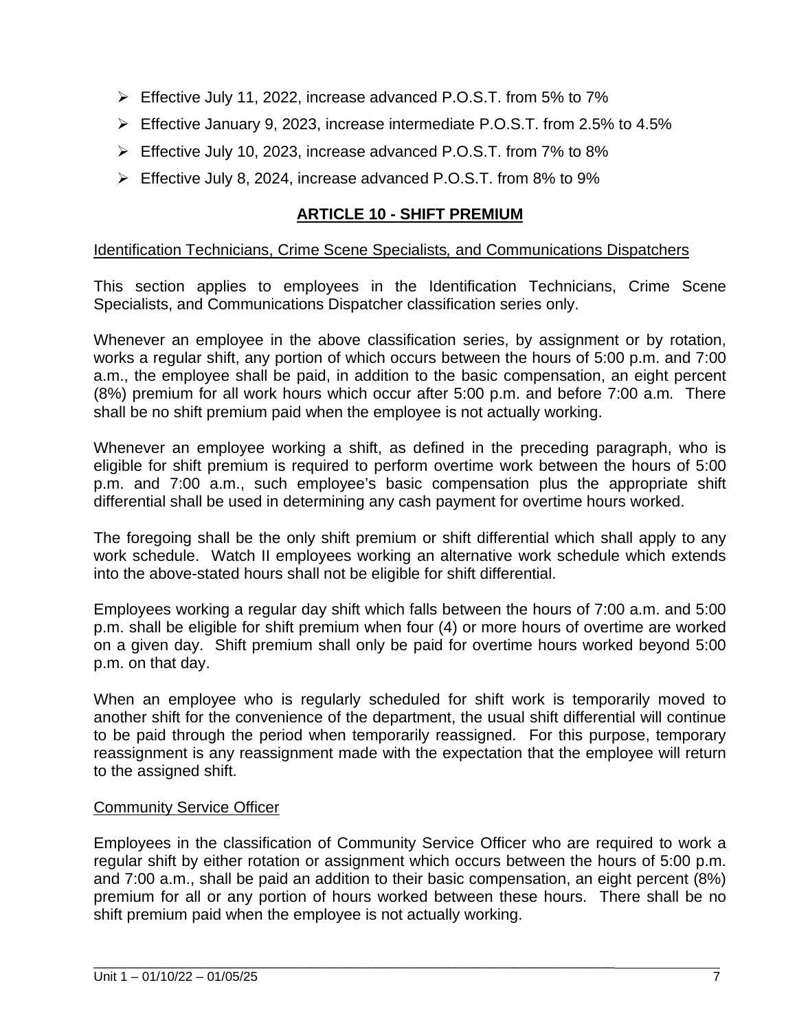- Effective July 11, 2022, increase advanced P.O.S.T. from 5% to 7%
- Effective January 9, 2023, increase intermediate P.O.S.T. from 2.5% to 4.5%
- Effective July 10, 2023, increase advanced P.O.S.T. from 7% to 8%
- Effective July 8, 2024, increase advanced P.O.S.T. from 8% to 9%

## ARTICLE 10 - SHIFT PREMIUM

Identification Technicians, Crime Scene Specialists, and Communications Dispatchers

This section applies to employees in the Identification Technicians, Crime Scene Specialists, and Communications Dispatcher classification series only.

Whenever an employee in the above classification series, by assignment or by rotation, works a regular shift, any portion of which occurs between the hours of 5:00 p.m. and 7:00 a.m., the employee shall be paid, in addition to the basic compensation, an eight percent (8%) premium for all work hours which occur after 5:00 p.m. and before 7:00 a.m. There shall be no shift premium paid when the employee is not actually working.

Whenever an employee working a shift, as defined in the preceding paragraph, who is eligible for shift premium is required to perform overtime work between the hours of 5:00 p.m. and 7:00 a.m., such employee's basic compensation plus the appropriate shift differential shall be used in determining any cash payment for overtime hours worked.

The foregoing shall be the only shift premium or shift differential which shall apply to any work schedule. Watch II employees working an alternative work schedule which extends into the above-stated hours shall not be eligible for shift differential.

Employees working a regular day shift which falls between the hours of 7:00 a.m. and 5:00 p.m. shall be eligible for shift premium when four (4) or more hours of overtime are worked on a given day. Shift premium shall only be paid for overtime hours worked beyond 5:00 p.m. on that day.

When an employee who is regularly scheduled for shift work is temporarily moved to another shift for the convenience of the department, the usual shift differential will continue to be paid through the period when temporarily reassigned. For this purpose, temporary reassignment is any reassignment made with the expectation that the employee will return to the assigned shift.

Community Service Officer

Employees in the classification of Community Service Officer who are required to work a regular shift by either rotation or assignment which occurs between the hours of 5:00 p.m. and 7:00 a.m., shall be paid an addition to their basic compensation, an eight percent (8%) premium for all or any portion of hours worked between these hours. There shall be no shift premium paid when the employee is not actually working.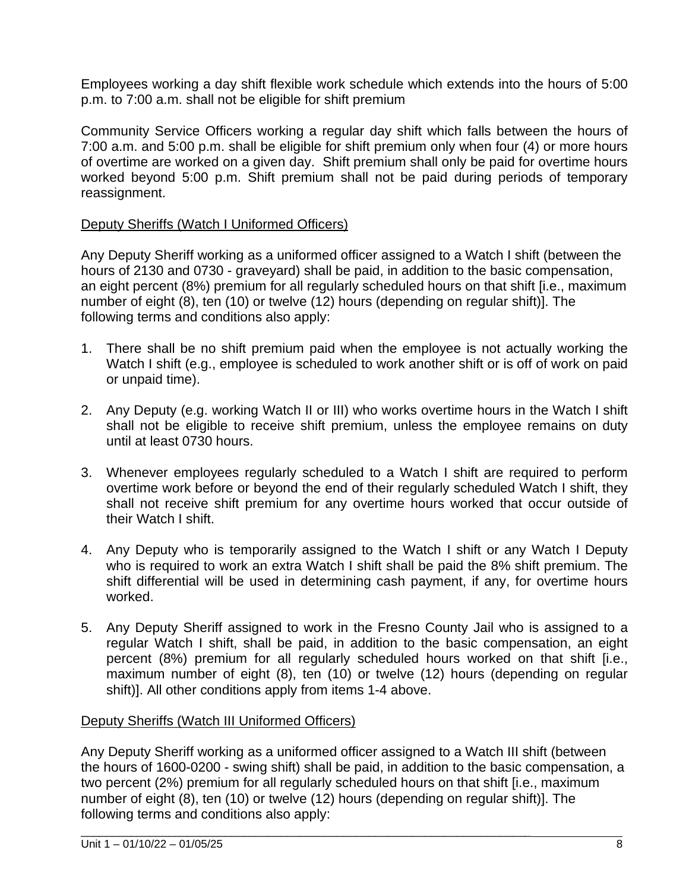Employees working a day shift flexible work schedule which extends into the hours of 5:00 p.m. to 7:00 a.m. shall not be eligible for shift premium

Community Service Officers working a regular day shift which falls between the hours of 7:00 a.m. and 5:00 p.m. shall be eligible for shift premium only when four (4) or more hours of overtime are worked on a given day. Shift premium shall only be paid for overtime hours worked beyond 5:00 p.m. Shift premium shall not be paid during periods of temporary reassignment.

<u>Deputy Sheriffs (Watch I Uniformed Officers)</u>

Any Deputy Sheriff working as a uniformed officer assigned to a Watch I shift (between the hours of 2130 and 0730 - graveyard) shall be paid, in addition to the basic compensation, an eight percent (8%) premium for all regularly scheduled hours on that shift [i.e., maximum number of eight (8), ten (10) or twelve (12) hours (depending on regular shift)]. The following terms and conditions also apply:

1. There shall be no shift premium paid when the employee is not actually working the Watch I shift (e.g., employee is scheduled to work another shift or is off of work on paid or unpaid time).

2. Any Deputy (e.g. working Watch II or III) who works overtime hours in the Watch I shift shall not be eligible to receive shift premium, unless the employee remains on duty until at least 0730 hours.

3. Whenever employees regularly scheduled to a Watch I shift are required to perform overtime work before or beyond the end of their regularly scheduled Watch I shift, they shall not receive shift premium for any overtime hours worked that occur outside of their Watch I shift.

4. Any Deputy who is temporarily assigned to the Watch I shift or any Watch I Deputy who is required to work an extra Watch I shift shall be paid the 8% shift premium. The shift differential will be used in determining cash payment, if any, for overtime hours worked.

5. Any Deputy Sheriff assigned to work in the Fresno County Jail who is assigned to a regular Watch I shift, shall be paid, in addition to the basic compensation, an eight percent (8%) premium for all regularly scheduled hours worked on that shift [i.e., maximum number of eight (8), ten (10) or twelve (12) hours (depending on regular shift)]. All other conditions apply from items 1-4 above.

<u>Deputy Sheriffs (Watch III Uniformed Officers)</u>

Any Deputy Sheriff working as a uniformed officer assigned to a Watch III shift (between the hours of 1600-0200 - swing shift) shall be paid, in addition to the basic compensation, a two percent (2%) premium for all regularly scheduled hours on that shift [i.e., maximum number of eight (8), ten (10) or twelve (12) hours (depending on regular shift)]. The following terms and conditions also apply: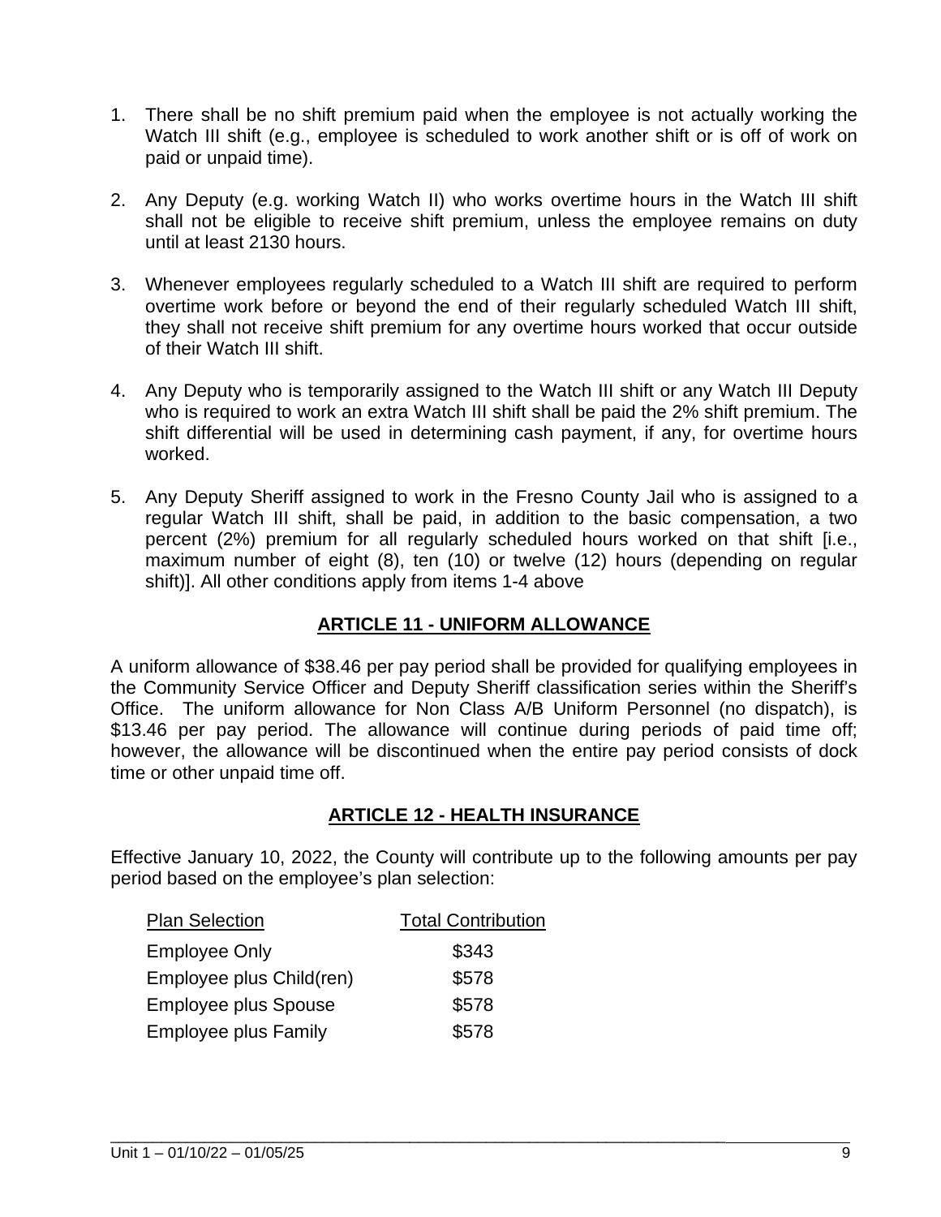1. There shall be no shift premium paid when the employee is not actually working the Watch III shift (e.g., employee is scheduled to work another shift or is off of work on paid or unpaid time).

2. Any Deputy (e.g. working Watch II) who works overtime hours in the Watch III shift shall not be eligible to receive shift premium, unless the employee remains on duty until at least 2130 hours.

3. Whenever employees regularly scheduled to a Watch III shift are required to perform overtime work before or beyond the end of their regularly scheduled Watch III shift, they shall not receive shift premium for any overtime hours worked that occur outside of their Watch III shift.

4. Any Deputy who is temporarily assigned to the Watch III shift or any Watch III Deputy who is required to work an extra Watch III shift shall be paid the 2% shift premium. The shift differential will be used in determining cash payment, if any, for overtime hours worked.

5. Any Deputy Sheriff assigned to work in the Fresno County Jail who is assigned to a regular Watch III shift, shall be paid, in addition to the basic compensation, a two percent (2%) premium for all regularly scheduled hours worked on that shift [i.e., maximum number of eight (8), ten (10) or twelve (12) hours (depending on regular shift)]. All other conditions apply from items 1-4 above

## ARTICLE 11 - UNIFORM ALLOWANCE

A uniform allowance of $38.46 per pay period shall be provided for qualifying employees in the Community Service Officer and Deputy Sheriff classification series within the Sheriff's Office. The uniform allowance for Non Class A/B Uniform Personnel (no dispatch), is $13.46 per pay period. The allowance will continue during periods of paid time off; however, the allowance will be discontinued when the entire pay period consists of dock time or other unpaid time off.

## ARTICLE 12 - HEALTH INSURANCE

Effective January 10, 2022, the County will contribute up to the following amounts per pay period based on the employee's plan selection:

| Plan Selection | Total Contribution |
|---|---|
| Employee Only | $343 |
| Employee plus Child(ren) | $578 |
| Employee plus Spouse | $578 |
| Employee plus Family | $578 |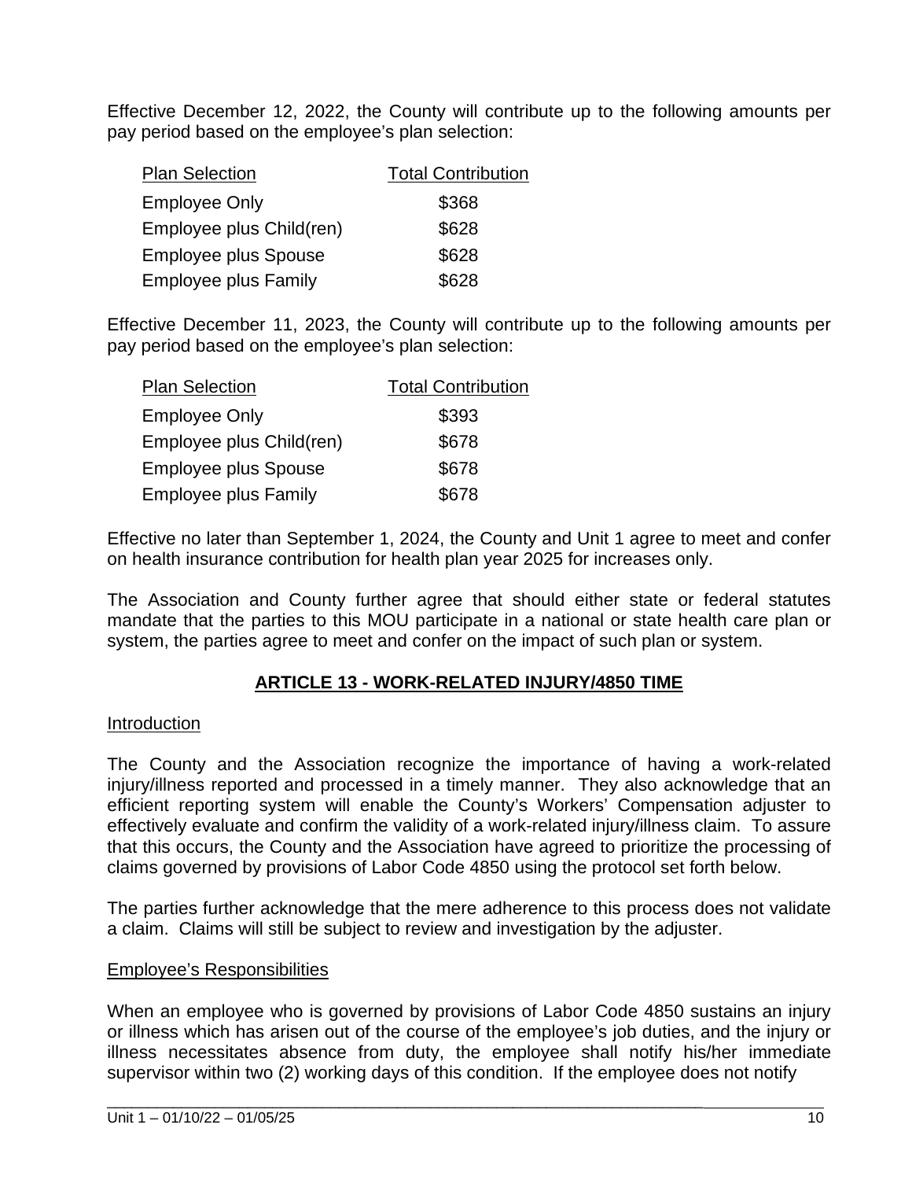Effective December 12, 2022, the County will contribute up to the following amounts per pay period based on the employee's plan selection:

| Plan Selection | Total Contribution |
|---|---|
| Employee Only | $368 |
| Employee plus Child(ren) | $628 |
| Employee plus Spouse | $628 |
| Employee plus Family | $628 |

Effective December 11, 2023, the County will contribute up to the following amounts per pay period based on the employee's plan selection:

| Plan Selection | Total Contribution |
|---|---|
| Employee Only | $393 |
| Employee plus Child(ren) | $678 |
| Employee plus Spouse | $678 |
| Employee plus Family | $678 |

Effective no later than September 1, 2024, the County and Unit 1 agree to meet and confer on health insurance contribution for health plan year 2025 for increases only.

The Association and County further agree that should either state or federal statutes mandate that the parties to this MOU participate in a national or state health care plan or system, the parties agree to meet and confer on the impact of such plan or system.

## ARTICLE 13 - WORK-RELATED INJURY/4850 TIME

Introduction

The County and the Association recognize the importance of having a work-related injury/illness reported and processed in a timely manner. They also acknowledge that an efficient reporting system will enable the County's Workers' Compensation adjuster to effectively evaluate and confirm the validity of a work-related injury/illness claim. To assure that this occurs, the County and the Association have agreed to prioritize the processing of claims governed by provisions of Labor Code 4850 using the protocol set forth below.

The parties further acknowledge that the mere adherence to this process does not validate a claim. Claims will still be subject to review and investigation by the adjuster.

Employee's Responsibilities

When an employee who is governed by provisions of Labor Code 4850 sustains an injury or illness which has arisen out of the course of the employee's job duties, and the injury or illness necessitates absence from duty, the employee shall notify his/her immediate supervisor within two (2) working days of this condition. If the employee does not notify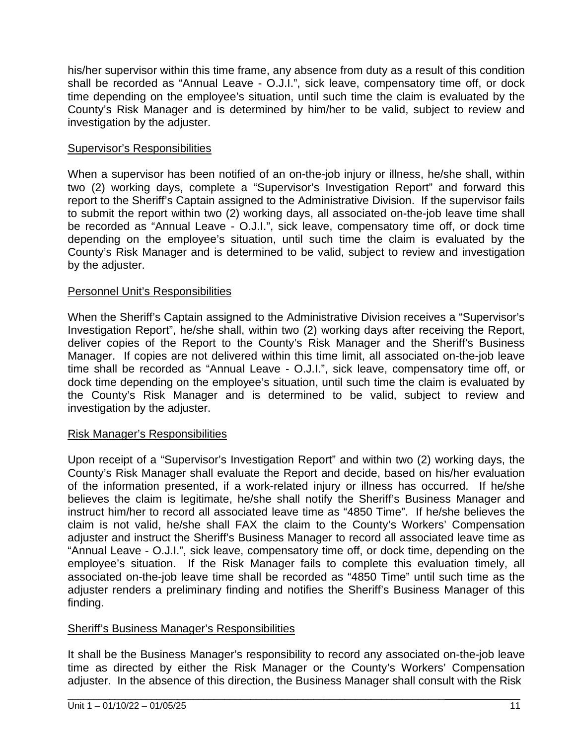his/her supervisor within this time frame, any absence from duty as a result of this condition shall be recorded as "Annual Leave - O.J.I.", sick leave, compensatory time off, or dock time depending on the employee's situation, until such time the claim is evaluated by the County's Risk Manager and is determined by him/her to be valid, subject to review and investigation by the adjuster.

Supervisor's Responsibilities

When a supervisor has been notified of an on-the-job injury or illness, he/she shall, within two (2) working days, complete a "Supervisor's Investigation Report" and forward this report to the Sheriff's Captain assigned to the Administrative Division. If the supervisor fails to submit the report within two (2) working days, all associated on-the-job leave time shall be recorded as "Annual Leave - O.J.I.", sick leave, compensatory time off, or dock time depending on the employee's situation, until such time the claim is evaluated by the County's Risk Manager and is determined to be valid, subject to review and investigation by the adjuster.

Personnel Unit's Responsibilities

When the Sheriff's Captain assigned to the Administrative Division receives a "Supervisor's Investigation Report", he/she shall, within two (2) working days after receiving the Report, deliver copies of the Report to the County's Risk Manager and the Sheriff's Business Manager. If copies are not delivered within this time limit, all associated on-the-job leave time shall be recorded as "Annual Leave - O.J.I.", sick leave, compensatory time off, or dock time depending on the employee's situation, until such time the claim is evaluated by the County's Risk Manager and is determined to be valid, subject to review and investigation by the adjuster.

Risk Manager's Responsibilities

Upon receipt of a "Supervisor's Investigation Report" and within two (2) working days, the County's Risk Manager shall evaluate the Report and decide, based on his/her evaluation of the information presented, if a work-related injury or illness has occurred. If he/she believes the claim is legitimate, he/she shall notify the Sheriff's Business Manager and instruct him/her to record all associated leave time as "4850 Time". If he/she believes the claim is not valid, he/she shall FAX the claim to the County's Workers' Compensation adjuster and instruct the Sheriff's Business Manager to record all associated leave time as "Annual Leave - O.J.I.", sick leave, compensatory time off, or dock time, depending on the employee's situation. If the Risk Manager fails to complete this evaluation timely, all associated on-the-job leave time shall be recorded as "4850 Time" until such time as the adjuster renders a preliminary finding and notifies the Sheriff's Business Manager of this finding.

Sheriff's Business Manager's Responsibilities

It shall be the Business Manager's responsibility to record any associated on-the-job leave time as directed by either the Risk Manager or the County's Workers' Compensation adjuster. In the absence of this direction, the Business Manager shall consult with the Risk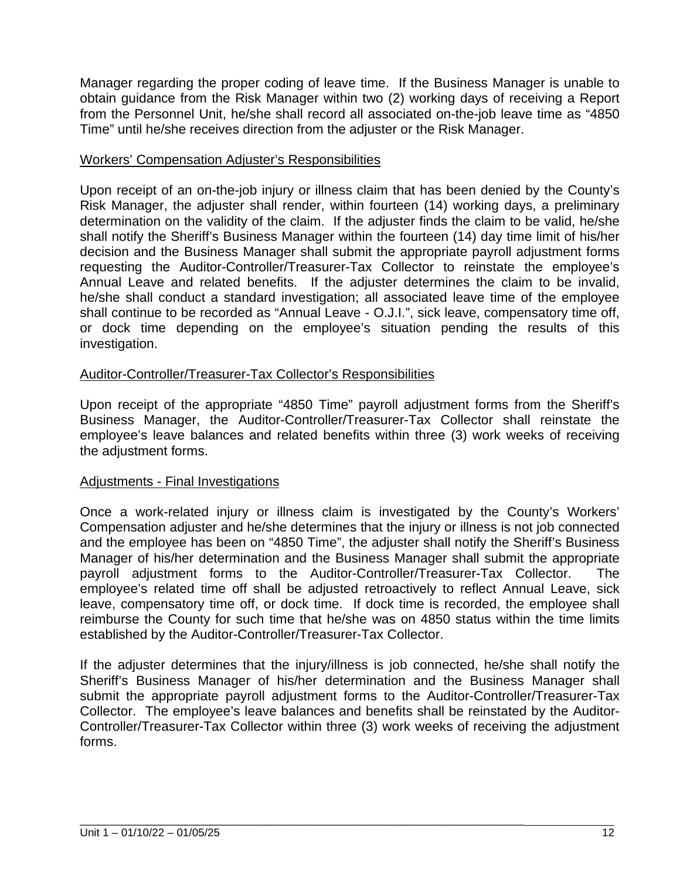Manager regarding the proper coding of leave time. If the Business Manager is unable to obtain guidance from the Risk Manager within two (2) working days of receiving a Report from the Personnel Unit, he/she shall record all associated on-the-job leave time as "4850 Time" until he/she receives direction from the adjuster or the Risk Manager.

<u>Workers' Compensation Adjuster's Responsibilities</u>

Upon receipt of an on-the-job injury or illness claim that has been denied by the County's Risk Manager, the adjuster shall render, within fourteen (14) working days, a preliminary determination on the validity of the claim. If the adjuster finds the claim to be valid, he/she shall notify the Sheriff's Business Manager within the fourteen (14) day time limit of his/her decision and the Business Manager shall submit the appropriate payroll adjustment forms requesting the Auditor-Controller/Treasurer-Tax Collector to reinstate the employee's Annual Leave and related benefits. If the adjuster determines the claim to be invalid, he/she shall conduct a standard investigation; all associated leave time of the employee shall continue to be recorded as "Annual Leave - O.J.I.", sick leave, compensatory time off, or dock time depending on the employee's situation pending the results of this investigation.

<u>Auditor-Controller/Treasurer-Tax Collector's Responsibilities</u>

Upon receipt of the appropriate "4850 Time" payroll adjustment forms from the Sheriff's Business Manager, the Auditor-Controller/Treasurer-Tax Collector shall reinstate the employee's leave balances and related benefits within three (3) work weeks of receiving the adjustment forms.

<u>Adjustments - Final Investigations</u>

Once a work-related injury or illness claim is investigated by the County's Workers' Compensation adjuster and he/she determines that the injury or illness is not job connected and the employee has been on "4850 Time", the adjuster shall notify the Sheriff's Business Manager of his/her determination and the Business Manager shall submit the appropriate payroll adjustment forms to the Auditor-Controller/Treasurer-Tax Collector. The employee's related time off shall be adjusted retroactively to reflect Annual Leave, sick leave, compensatory time off, or dock time. If dock time is recorded, the employee shall reimburse the County for such time that he/she was on 4850 status within the time limits established by the Auditor-Controller/Treasurer-Tax Collector.

If the adjuster determines that the injury/illness is job connected, he/she shall notify the Sheriff's Business Manager of his/her determination and the Business Manager shall submit the appropriate payroll adjustment forms to the Auditor-Controller/Treasurer-Tax Collector. The employee's leave balances and benefits shall be reinstated by the Auditor-Controller/Treasurer-Tax Collector within three (3) work weeks of receiving the adjustment forms.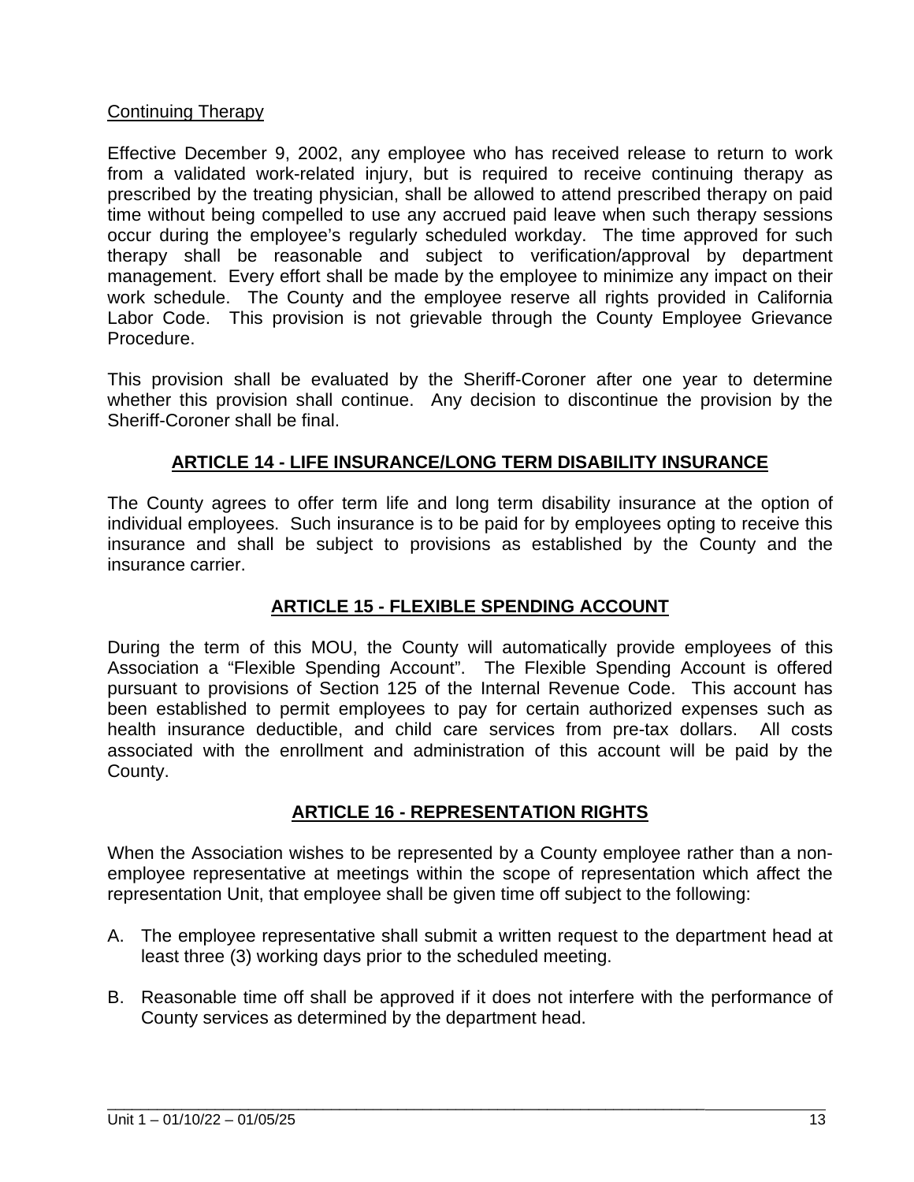Continuing Therapy

Effective December 9, 2002, any employee who has received release to return to work from a validated work-related injury, but is required to receive continuing therapy as prescribed by the treating physician, shall be allowed to attend prescribed therapy on paid time without being compelled to use any accrued paid leave when such therapy sessions occur during the employee's regularly scheduled workday. The time approved for such therapy shall be reasonable and subject to verification/approval by department management. Every effort shall be made by the employee to minimize any impact on their work schedule. The County and the employee reserve all rights provided in California Labor Code. This provision is not grievable through the County Employee Grievance Procedure.

This provision shall be evaluated by the Sheriff-Coroner after one year to determine whether this provision shall continue. Any decision to discontinue the provision by the Sheriff-Coroner shall be final.

## ARTICLE 14 - LIFE INSURANCE/LONG TERM DISABILITY INSURANCE

The County agrees to offer term life and long term disability insurance at the option of individual employees. Such insurance is to be paid for by employees opting to receive this insurance and shall be subject to provisions as established by the County and the insurance carrier.

## ARTICLE 15 - FLEXIBLE SPENDING ACCOUNT

During the term of this MOU, the County will automatically provide employees of this Association a "Flexible Spending Account". The Flexible Spending Account is offered pursuant to provisions of Section 125 of the Internal Revenue Code. This account has been established to permit employees to pay for certain authorized expenses such as health insurance deductible, and child care services from pre-tax dollars. All costs associated with the enrollment and administration of this account will be paid by the County.

## ARTICLE 16 - REPRESENTATION RIGHTS

When the Association wishes to be represented by a County employee rather than a non-employee representative at meetings within the scope of representation which affect the representation Unit, that employee shall be given time off subject to the following:

A. The employee representative shall submit a written request to the department head at least three (3) working days prior to the scheduled meeting.

B. Reasonable time off shall be approved if it does not interfere with the performance of County services as determined by the department head.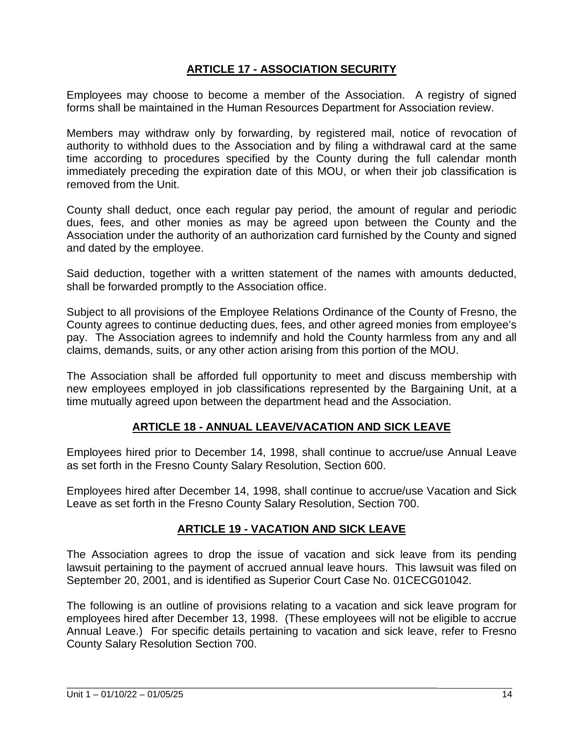## ARTICLE 17 - ASSOCIATION SECURITY

Employees may choose to become a member of the Association. A registry of signed forms shall be maintained in the Human Resources Department for Association review.

Members may withdraw only by forwarding, by registered mail, notice of revocation of authority to withhold dues to the Association and by filing a withdrawal card at the same time according to procedures specified by the County during the full calendar month immediately preceding the expiration date of this MOU, or when their job classification is removed from the Unit.

County shall deduct, once each regular pay period, the amount of regular and periodic dues, fees, and other monies as may be agreed upon between the County and the Association under the authority of an authorization card furnished by the County and signed and dated by the employee.

Said deduction, together with a written statement of the names with amounts deducted, shall be forwarded promptly to the Association office.

Subject to all provisions of the Employee Relations Ordinance of the County of Fresno, the County agrees to continue deducting dues, fees, and other agreed monies from employee's pay. The Association agrees to indemnify and hold the County harmless from any and all claims, demands, suits, or any other action arising from this portion of the MOU.

The Association shall be afforded full opportunity to meet and discuss membership with new employees employed in job classifications represented by the Bargaining Unit, at a time mutually agreed upon between the department head and the Association.

## ARTICLE 18 - ANNUAL LEAVE/VACATION AND SICK LEAVE

Employees hired prior to December 14, 1998, shall continue to accrue/use Annual Leave as set forth in the Fresno County Salary Resolution, Section 600.

Employees hired after December 14, 1998, shall continue to accrue/use Vacation and Sick Leave as set forth in the Fresno County Salary Resolution, Section 700.

## ARTICLE 19 - VACATION AND SICK LEAVE

The Association agrees to drop the issue of vacation and sick leave from its pending lawsuit pertaining to the payment of accrued annual leave hours. This lawsuit was filed on September 20, 2001, and is identified as Superior Court Case No. 01CECG01042.

The following is an outline of provisions relating to a vacation and sick leave program for employees hired after December 13, 1998. (These employees will not be eligible to accrue Annual Leave.) For specific details pertaining to vacation and sick leave, refer to Fresno County Salary Resolution Section 700.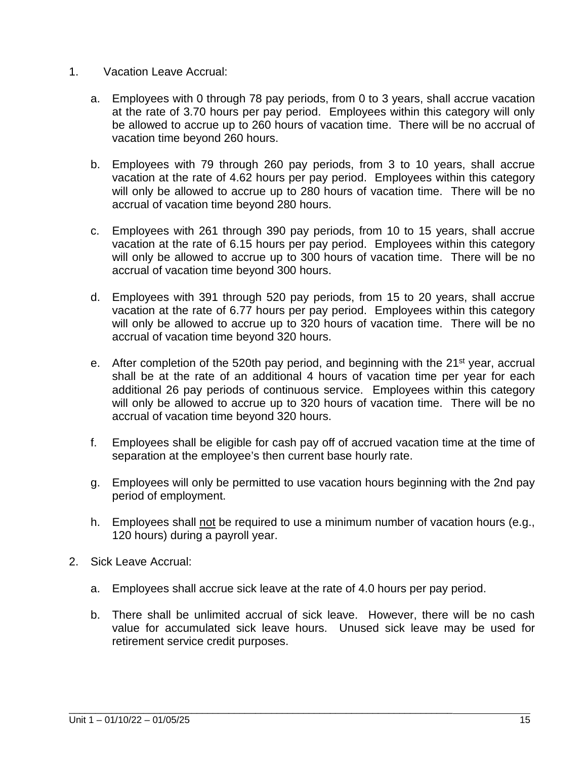1. Vacation Leave Accrual:

    a. Employees with 0 through 78 pay periods, from 0 to 3 years, shall accrue vacation at the rate of 3.70 hours per pay period. Employees within this category will only be allowed to accrue up to 260 hours of vacation time. There will be no accrual of vacation time beyond 260 hours.

    b. Employees with 79 through 260 pay periods, from 3 to 10 years, shall accrue vacation at the rate of 4.62 hours per pay period. Employees within this category will only be allowed to accrue up to 280 hours of vacation time. There will be no accrual of vacation time beyond 280 hours.

    c. Employees with 261 through 390 pay periods, from 10 to 15 years, shall accrue vacation at the rate of 6.15 hours per pay period. Employees within this category will only be allowed to accrue up to 300 hours of vacation time. There will be no accrual of vacation time beyond 300 hours.

    d. Employees with 391 through 520 pay periods, from 15 to 20 years, shall accrue vacation at the rate of 6.77 hours per pay period. Employees within this category will only be allowed to accrue up to 320 hours of vacation time. There will be no accrual of vacation time beyond 320 hours.

    e. After completion of the 520th pay period, and beginning with the 21st year, accrual shall be at the rate of an additional 4 hours of vacation time per year for each additional 26 pay periods of continuous service. Employees within this category will only be allowed to accrue up to 320 hours of vacation time. There will be no accrual of vacation time beyond 320 hours.

    f. Employees shall be eligible for cash pay off of accrued vacation time at the time of separation at the employee's then current base hourly rate.

    g. Employees will only be permitted to use vacation hours beginning with the 2nd pay period of employment.

    h. Employees shall not be required to use a minimum number of vacation hours (e.g., 120 hours) during a payroll year.

2. Sick Leave Accrual:

    a. Employees shall accrue sick leave at the rate of 4.0 hours per pay period.

    b. There shall be unlimited accrual of sick leave. However, there will be no cash value for accumulated sick leave hours. Unused sick leave may be used for retirement service credit purposes.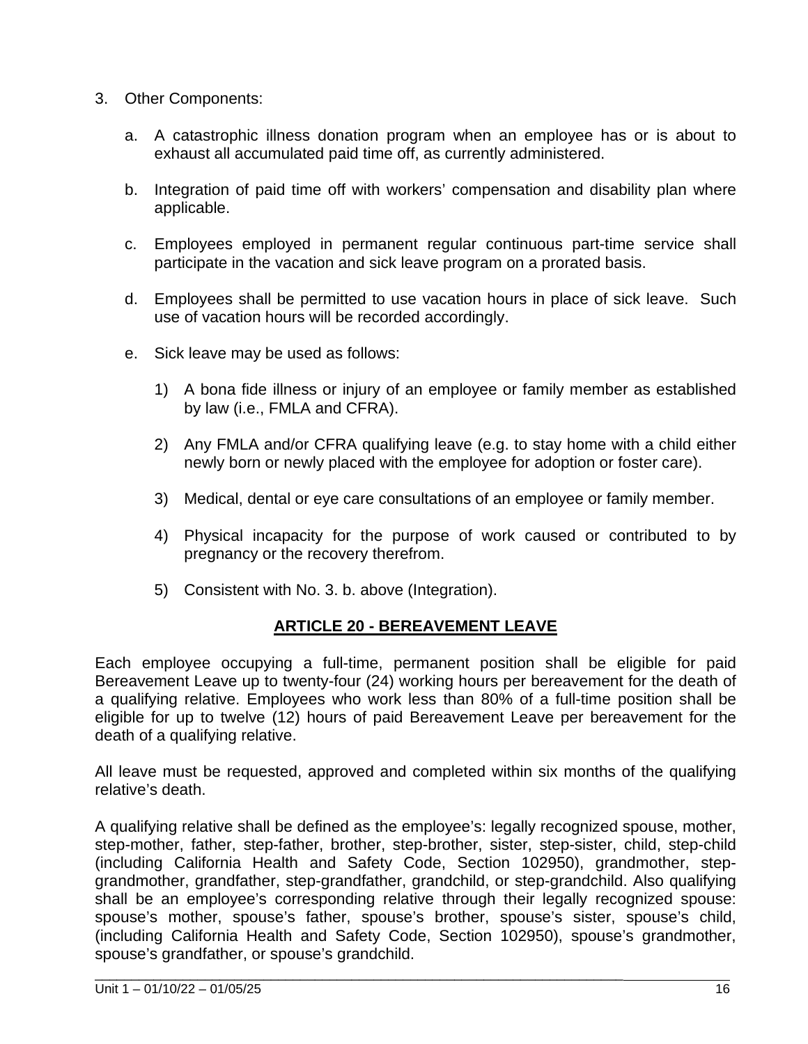3. Other Components:

    a. A catastrophic illness donation program when an employee has or is about to exhaust all accumulated paid time off, as currently administered.

    b. Integration of paid time off with workers' compensation and disability plan where applicable.

    c. Employees employed in permanent regular continuous part-time service shall participate in the vacation and sick leave program on a prorated basis.

    d. Employees shall be permitted to use vacation hours in place of sick leave. Such use of vacation hours will be recorded accordingly.

    e. Sick leave may be used as follows:

        1) A bona fide illness or injury of an employee or family member as established by law (i.e., FMLA and CFRA).

        2) Any FMLA and/or CFRA qualifying leave (e.g. to stay home with a child either newly born or newly placed with the employee for adoption or foster care).

        3) Medical, dental or eye care consultations of an employee or family member.

        4) Physical incapacity for the purpose of work caused or contributed to by pregnancy or the recovery therefrom.

        5) Consistent with No. 3. b. above (Integration).

## ARTICLE 20 - BEREAVEMENT LEAVE

Each employee occupying a full-time, permanent position shall be eligible for paid Bereavement Leave up to twenty-four (24) working hours per bereavement for the death of a qualifying relative. Employees who work less than 80% of a full-time position shall be eligible for up to twelve (12) hours of paid Bereavement Leave per bereavement for the death of a qualifying relative.

All leave must be requested, approved and completed within six months of the qualifying relative's death.

A qualifying relative shall be defined as the employee's: legally recognized spouse, mother, step-mother, father, step-father, brother, step-brother, sister, step-sister, child, step-child (including California Health and Safety Code, Section 102950), grandmother, step-grandmother, grandfather, step-grandfather, grandchild, or step-grandchild. Also qualifying shall be an employee's corresponding relative through their legally recognized spouse: spouse's mother, spouse's father, spouse's brother, spouse's sister, spouse's child, (including California Health and Safety Code, Section 102950), spouse's grandmother, spouse's grandfather, or spouse's grandchild.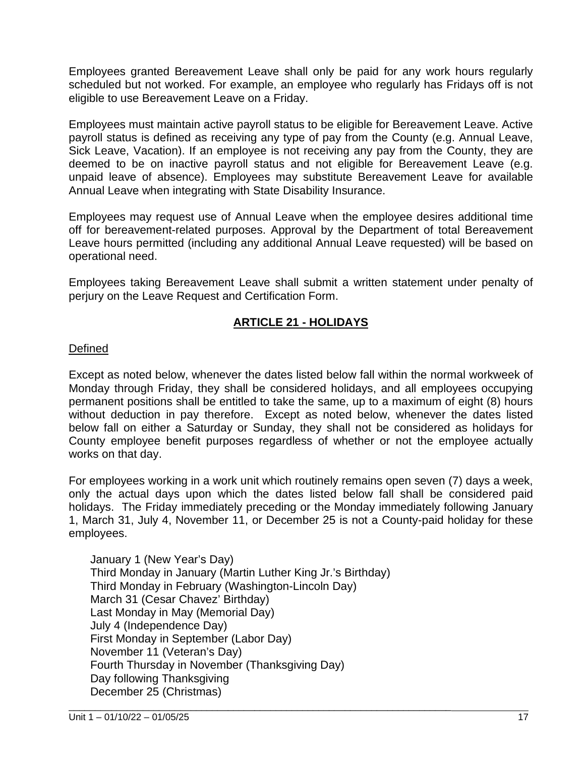Employees granted Bereavement Leave shall only be paid for any work hours regularly scheduled but not worked. For example, an employee who regularly has Fridays off is not eligible to use Bereavement Leave on a Friday.

Employees must maintain active payroll status to be eligible for Bereavement Leave. Active payroll status is defined as receiving any type of pay from the County (e.g. Annual Leave, Sick Leave, Vacation). If an employee is not receiving any pay from the County, they are deemed to be on inactive payroll status and not eligible for Bereavement Leave (e.g. unpaid leave of absence). Employees may substitute Bereavement Leave for available Annual Leave when integrating with State Disability Insurance.

Employees may request use of Annual Leave when the employee desires additional time off for bereavement-related purposes. Approval by the Department of total Bereavement Leave hours permitted (including any additional Annual Leave requested) will be based on operational need.

Employees taking Bereavement Leave shall submit a written statement under penalty of perjury on the Leave Request and Certification Form.

## ARTICLE 21 - HOLIDAYS

Defined

Except as noted below, whenever the dates listed below fall within the normal workweek of Monday through Friday, they shall be considered holidays, and all employees occupying permanent positions shall be entitled to take the same, up to a maximum of eight (8) hours without deduction in pay therefore. Except as noted below, whenever the dates listed below fall on either a Saturday or Sunday, they shall not be considered as holidays for County employee benefit purposes regardless of whether or not the employee actually works on that day.

For employees working in a work unit which routinely remains open seven (7) days a week, only the actual days upon which the dates listed below fall shall be considered paid holidays. The Friday immediately preceding or the Monday immediately following January 1, March 31, July 4, November 11, or December 25 is not a County-paid holiday for these employees.

January 1 (New Year's Day)
Third Monday in January (Martin Luther King Jr.'s Birthday)
Third Monday in February (Washington-Lincoln Day)
March 31 (Cesar Chavez' Birthday)
Last Monday in May (Memorial Day)
July 4 (Independence Day)
First Monday in September (Labor Day)
November 11 (Veteran's Day)
Fourth Thursday in November (Thanksgiving Day)
Day following Thanksgiving
December 25 (Christmas)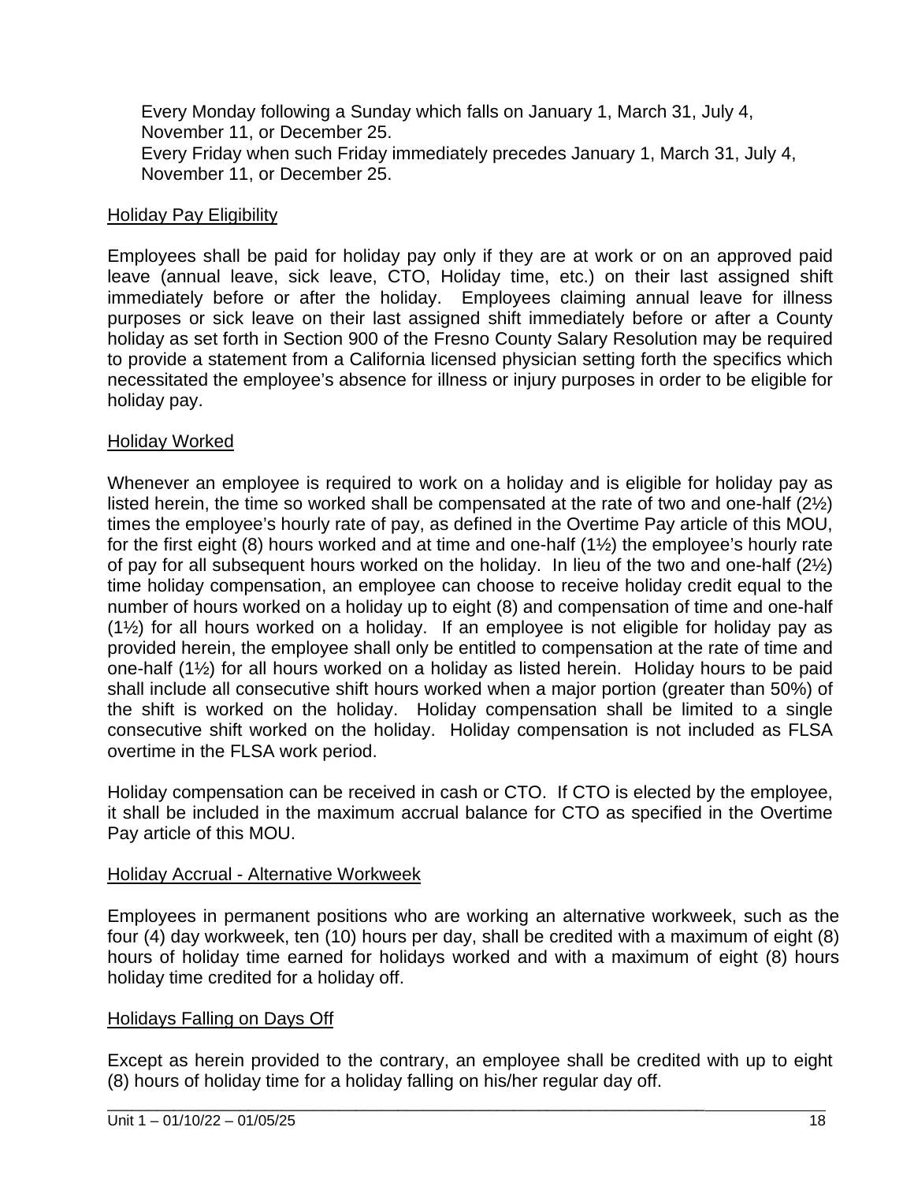Every Monday following a Sunday which falls on January 1, March 31, July 4, November 11, or December 25.

Every Friday when such Friday immediately precedes January 1, March 31, July 4, November 11, or December 25.

Holiday Pay Eligibility

Employees shall be paid for holiday pay only if they are at work or on an approved paid leave (annual leave, sick leave, CTO, Holiday time, etc.) on their last assigned shift immediately before or after the holiday. Employees claiming annual leave for illness purposes or sick leave on their last assigned shift immediately before or after a County holiday as set forth in Section 900 of the Fresno County Salary Resolution may be required to provide a statement from a California licensed physician setting forth the specifics which necessitated the employee's absence for illness or injury purposes in order to be eligible for holiday pay.

Holiday Worked

Whenever an employee is required to work on a holiday and is eligible for holiday pay as listed herein, the time so worked shall be compensated at the rate of two and one-half (2½) times the employee's hourly rate of pay, as defined in the Overtime Pay article of this MOU, for the first eight (8) hours worked and at time and one-half (1½) the employee's hourly rate of pay for all subsequent hours worked on the holiday. In lieu of the two and one-half (2½) time holiday compensation, an employee can choose to receive holiday credit equal to the number of hours worked on a holiday up to eight (8) and compensation of time and one-half (1½) for all hours worked on a holiday. If an employee is not eligible for holiday pay as provided herein, the employee shall only be entitled to compensation at the rate of time and one-half (1½) for all hours worked on a holiday as listed herein. Holiday hours to be paid shall include all consecutive shift hours worked when a major portion (greater than 50%) of the shift is worked on the holiday. Holiday compensation shall be limited to a single consecutive shift worked on the holiday. Holiday compensation is not included as FLSA overtime in the FLSA work period.

Holiday compensation can be received in cash or CTO. If CTO is elected by the employee, it shall be included in the maximum accrual balance for CTO as specified in the Overtime Pay article of this MOU.

Holiday Accrual - Alternative Workweek

Employees in permanent positions who are working an alternative workweek, such as the four (4) day workweek, ten (10) hours per day, shall be credited with a maximum of eight (8) hours of holiday time earned for holidays worked and with a maximum of eight (8) hours holiday time credited for a holiday off.

Holidays Falling on Days Off

Except as herein provided to the contrary, an employee shall be credited with up to eight (8) hours of holiday time for a holiday falling on his/her regular day off.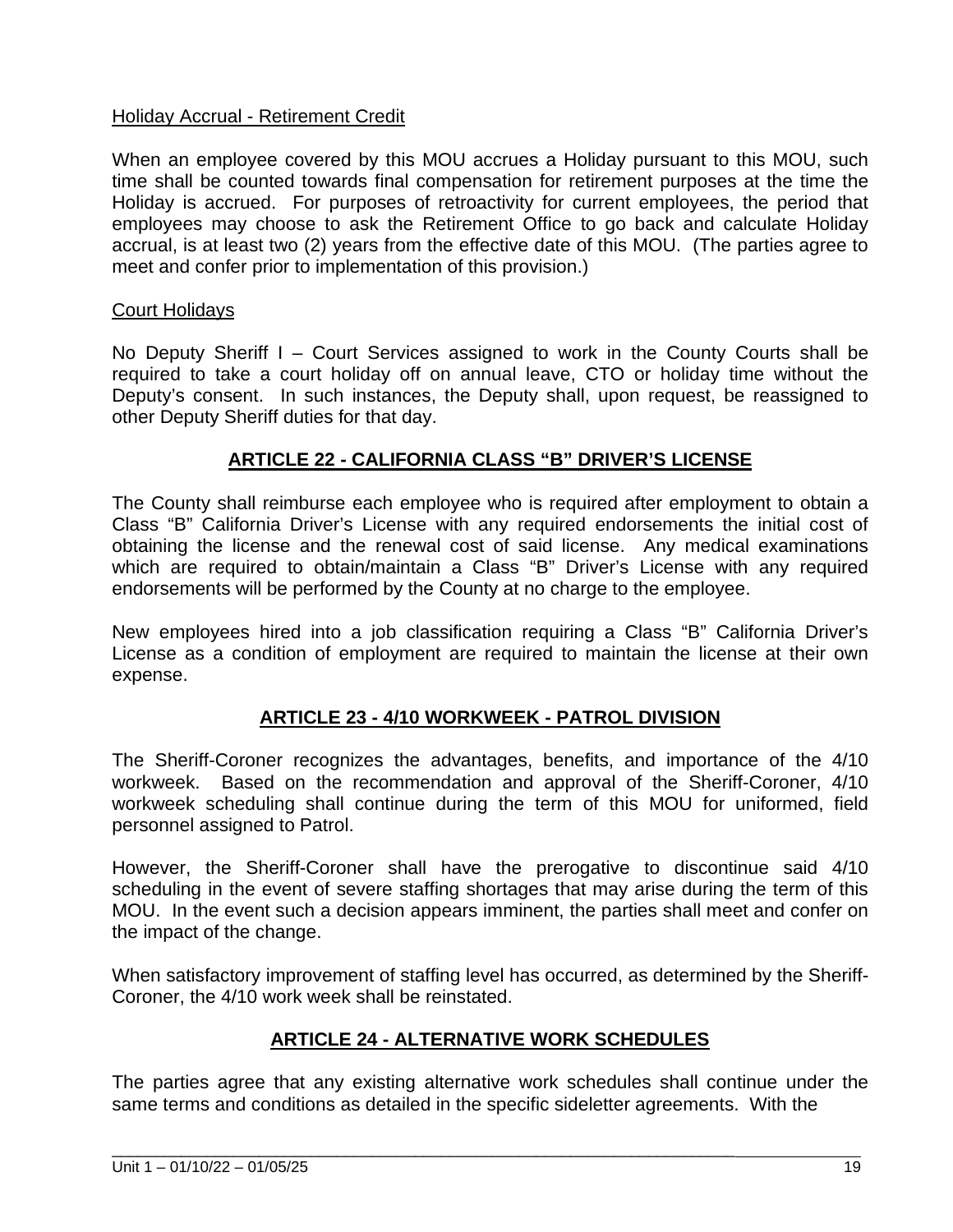Holiday Accrual - Retirement Credit

When an employee covered by this MOU accrues a Holiday pursuant to this MOU, such time shall be counted towards final compensation for retirement purposes at the time the Holiday is accrued. For purposes of retroactivity for current employees, the period that employees may choose to ask the Retirement Office to go back and calculate Holiday accrual, is at least two (2) years from the effective date of this MOU. (The parties agree to meet and confer prior to implementation of this provision.)

Court Holidays

No Deputy Sheriff I – Court Services assigned to work in the County Courts shall be required to take a court holiday off on annual leave, CTO or holiday time without the Deputy's consent. In such instances, the Deputy shall, upon request, be reassigned to other Deputy Sheriff duties for that day.

## ARTICLE 22 - CALIFORNIA CLASS "B" DRIVER'S LICENSE

The County shall reimburse each employee who is required after employment to obtain a Class "B" California Driver's License with any required endorsements the initial cost of obtaining the license and the renewal cost of said license. Any medical examinations which are required to obtain/maintain a Class "B" Driver's License with any required endorsements will be performed by the County at no charge to the employee.

New employees hired into a job classification requiring a Class "B" California Driver's License as a condition of employment are required to maintain the license at their own expense.

## ARTICLE 23 - 4/10 WORKWEEK - PATROL DIVISION

The Sheriff-Coroner recognizes the advantages, benefits, and importance of the 4/10 workweek. Based on the recommendation and approval of the Sheriff-Coroner, 4/10 workweek scheduling shall continue during the term of this MOU for uniformed, field personnel assigned to Patrol.

However, the Sheriff-Coroner shall have the prerogative to discontinue said 4/10 scheduling in the event of severe staffing shortages that may arise during the term of this MOU. In the event such a decision appears imminent, the parties shall meet and confer on the impact of the change.

When satisfactory improvement of staffing level has occurred, as determined by the Sheriff-Coroner, the 4/10 work week shall be reinstated.

## ARTICLE 24 - ALTERNATIVE WORK SCHEDULES

The parties agree that any existing alternative work schedules shall continue under the same terms and conditions as detailed in the specific sideletter agreements. With the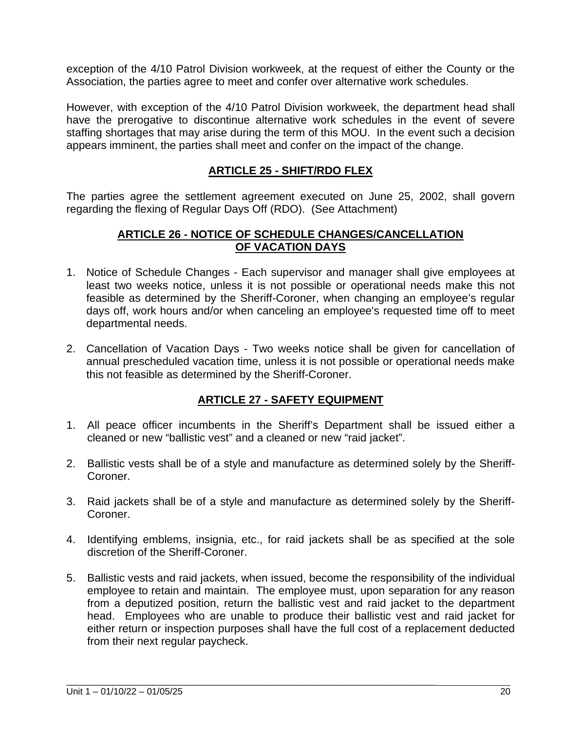exception of the 4/10 Patrol Division workweek, at the request of either the County or the Association, the parties agree to meet and confer over alternative work schedules.

However, with exception of the 4/10 Patrol Division workweek, the department head shall have the prerogative to discontinue alternative work schedules in the event of severe staffing shortages that may arise during the term of this MOU. In the event such a decision appears imminent, the parties shall meet and confer on the impact of the change.

## ARTICLE 25 - SHIFT/RDO FLEX

The parties agree the settlement agreement executed on June 25, 2002, shall govern regarding the flexing of Regular Days Off (RDO). (See Attachment)

## ARTICLE 26 - NOTICE OF SCHEDULE CHANGES/CANCELLATION OF VACATION DAYS

1. Notice of Schedule Changes - Each supervisor and manager shall give employees at least two weeks notice, unless it is not possible or operational needs make this not feasible as determined by the Sheriff-Coroner, when changing an employee's regular days off, work hours and/or when canceling an employee's requested time off to meet departmental needs.

2. Cancellation of Vacation Days - Two weeks notice shall be given for cancellation of annual prescheduled vacation time, unless it is not possible or operational needs make this not feasible as determined by the Sheriff-Coroner.

## ARTICLE 27 - SAFETY EQUIPMENT

1. All peace officer incumbents in the Sheriff's Department shall be issued either a cleaned or new "ballistic vest" and a cleaned or new "raid jacket".

2. Ballistic vests shall be of a style and manufacture as determined solely by the Sheriff-Coroner.

3. Raid jackets shall be of a style and manufacture as determined solely by the Sheriff-Coroner.

4. Identifying emblems, insignia, etc., for raid jackets shall be as specified at the sole discretion of the Sheriff-Coroner.

5. Ballistic vests and raid jackets, when issued, become the responsibility of the individual employee to retain and maintain. The employee must, upon separation for any reason from a deputized position, return the ballistic vest and raid jacket to the department head. Employees who are unable to produce their ballistic vest and raid jacket for either return or inspection purposes shall have the full cost of a replacement deducted from their next regular paycheck.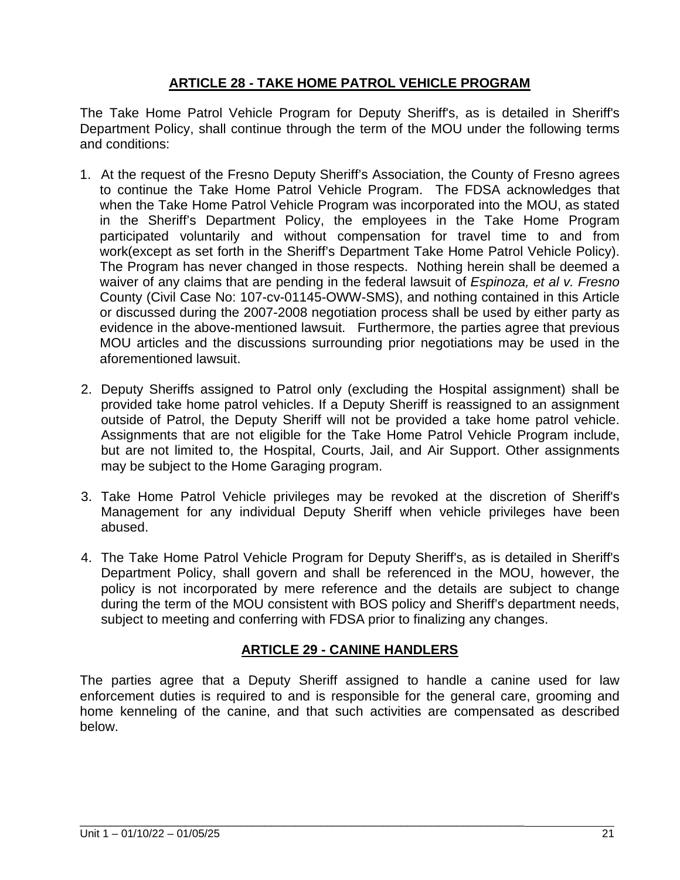## ARTICLE 28 - TAKE HOME PATROL VEHICLE PROGRAM

The Take Home Patrol Vehicle Program for Deputy Sheriff's, as is detailed in Sheriff's Department Policy, shall continue through the term of the MOU under the following terms and conditions:

1. At the request of the Fresno Deputy Sheriff's Association, the County of Fresno agrees to continue the Take Home Patrol Vehicle Program. The FDSA acknowledges that when the Take Home Patrol Vehicle Program was incorporated into the MOU, as stated in the Sheriff's Department Policy, the employees in the Take Home Program participated voluntarily and without compensation for travel time to and from work(except as set forth in the Sheriff's Department Take Home Patrol Vehicle Policy). The Program has never changed in those respects. Nothing herein shall be deemed a waiver of any claims that are pending in the federal lawsuit of *Espinoza, et al v. Fresno* County (Civil Case No: 107-cv-01145-OWW-SMS), and nothing contained in this Article or discussed during the 2007-2008 negotiation process shall be used by either party as evidence in the above-mentioned lawsuit. Furthermore, the parties agree that previous MOU articles and the discussions surrounding prior negotiations may be used in the aforementioned lawsuit.

2. Deputy Sheriffs assigned to Patrol only (excluding the Hospital assignment) shall be provided take home patrol vehicles. If a Deputy Sheriff is reassigned to an assignment outside of Patrol, the Deputy Sheriff will not be provided a take home patrol vehicle. Assignments that are not eligible for the Take Home Patrol Vehicle Program include, but are not limited to, the Hospital, Courts, Jail, and Air Support. Other assignments may be subject to the Home Garaging program.

3. Take Home Patrol Vehicle privileges may be revoked at the discretion of Sheriff's Management for any individual Deputy Sheriff when vehicle privileges have been abused.

4. The Take Home Patrol Vehicle Program for Deputy Sheriff's, as is detailed in Sheriff's Department Policy, shall govern and shall be referenced in the MOU, however, the policy is not incorporated by mere reference and the details are subject to change during the term of the MOU consistent with BOS policy and Sheriff's department needs, subject to meeting and conferring with FDSA prior to finalizing any changes.

## ARTICLE 29 - CANINE HANDLERS

The parties agree that a Deputy Sheriff assigned to handle a canine used for law enforcement duties is required to and is responsible for the general care, grooming and home kenneling of the canine, and that such activities are compensated as described below.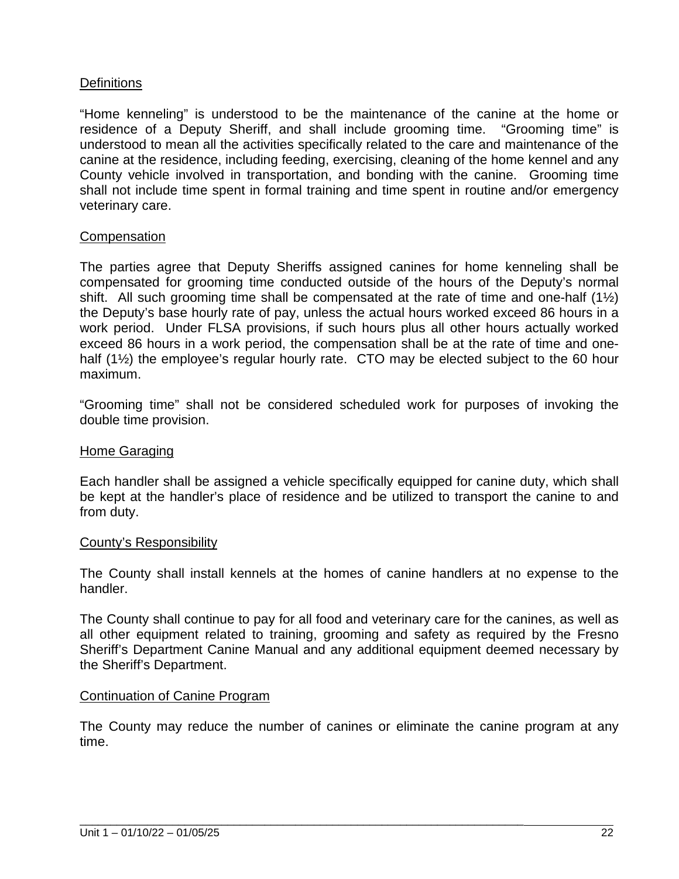Definitions

"Home kenneling" is understood to be the maintenance of the canine at the home or residence of a Deputy Sheriff, and shall include grooming time. "Grooming time" is understood to mean all the activities specifically related to the care and maintenance of the canine at the residence, including feeding, exercising, cleaning of the home kennel and any County vehicle involved in transportation, and bonding with the canine. Grooming time shall not include time spent in formal training and time spent in routine and/or emergency veterinary care.

Compensation

The parties agree that Deputy Sheriffs assigned canines for home kenneling shall be compensated for grooming time conducted outside of the hours of the Deputy's normal shift. All such grooming time shall be compensated at the rate of time and one-half (1½) the Deputy's base hourly rate of pay, unless the actual hours worked exceed 86 hours in a work period. Under FLSA provisions, if such hours plus all other hours actually worked exceed 86 hours in a work period, the compensation shall be at the rate of time and one-half (1½) the employee's regular hourly rate. CTO may be elected subject to the 60 hour maximum.

"Grooming time" shall not be considered scheduled work for purposes of invoking the double time provision.

Home Garaging

Each handler shall be assigned a vehicle specifically equipped for canine duty, which shall be kept at the handler's place of residence and be utilized to transport the canine to and from duty.

County's Responsibility

The County shall install kennels at the homes of canine handlers at no expense to the handler.

The County shall continue to pay for all food and veterinary care for the canines, as well as all other equipment related to training, grooming and safety as required by the Fresno Sheriff's Department Canine Manual and any additional equipment deemed necessary by the Sheriff's Department.

Continuation of Canine Program

The County may reduce the number of canines or eliminate the canine program at any time.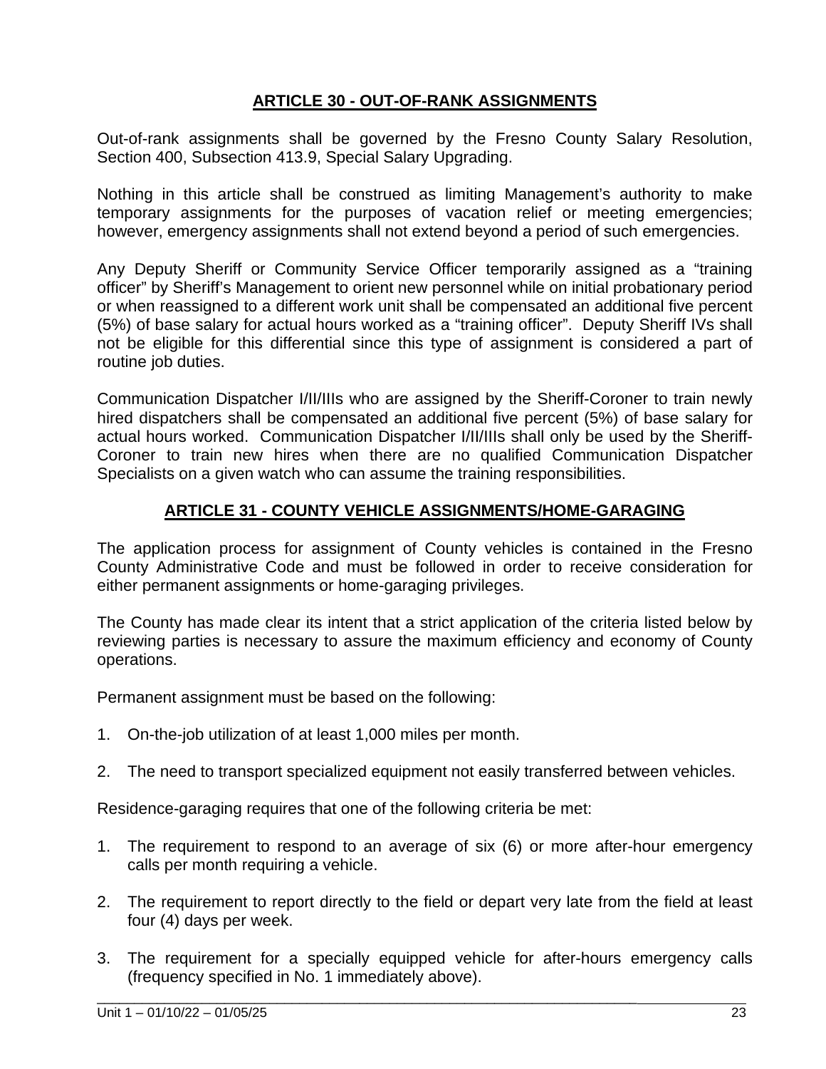## ARTICLE 30 - OUT-OF-RANK ASSIGNMENTS

Out-of-rank assignments shall be governed by the Fresno County Salary Resolution, Section 400, Subsection 413.9, Special Salary Upgrading.

Nothing in this article shall be construed as limiting Management's authority to make temporary assignments for the purposes of vacation relief or meeting emergencies; however, emergency assignments shall not extend beyond a period of such emergencies.

Any Deputy Sheriff or Community Service Officer temporarily assigned as a "training officer" by Sheriff's Management to orient new personnel while on initial probationary period or when reassigned to a different work unit shall be compensated an additional five percent (5%) of base salary for actual hours worked as a "training officer". Deputy Sheriff IVs shall not be eligible for this differential since this type of assignment is considered a part of routine job duties.

Communication Dispatcher I/II/IIIs who are assigned by the Sheriff-Coroner to train newly hired dispatchers shall be compensated an additional five percent (5%) of base salary for actual hours worked. Communication Dispatcher I/II/IIIs shall only be used by the Sheriff-Coroner to train new hires when there are no qualified Communication Dispatcher Specialists on a given watch who can assume the training responsibilities.

## ARTICLE 31 - COUNTY VEHICLE ASSIGNMENTS/HOME-GARAGING

The application process for assignment of County vehicles is contained in the Fresno County Administrative Code and must be followed in order to receive consideration for either permanent assignments or home-garaging privileges.

The County has made clear its intent that a strict application of the criteria listed below by reviewing parties is necessary to assure the maximum efficiency and economy of County operations.

Permanent assignment must be based on the following:

1. On-the-job utilization of at least 1,000 miles per month.

2. The need to transport specialized equipment not easily transferred between vehicles.

Residence-garaging requires that one of the following criteria be met:

1. The requirement to respond to an average of six (6) or more after-hour emergency calls per month requiring a vehicle.

2. The requirement to report directly to the field or depart very late from the field at least four (4) days per week.

3. The requirement for a specially equipped vehicle for after-hours emergency calls (frequency specified in No. 1 immediately above).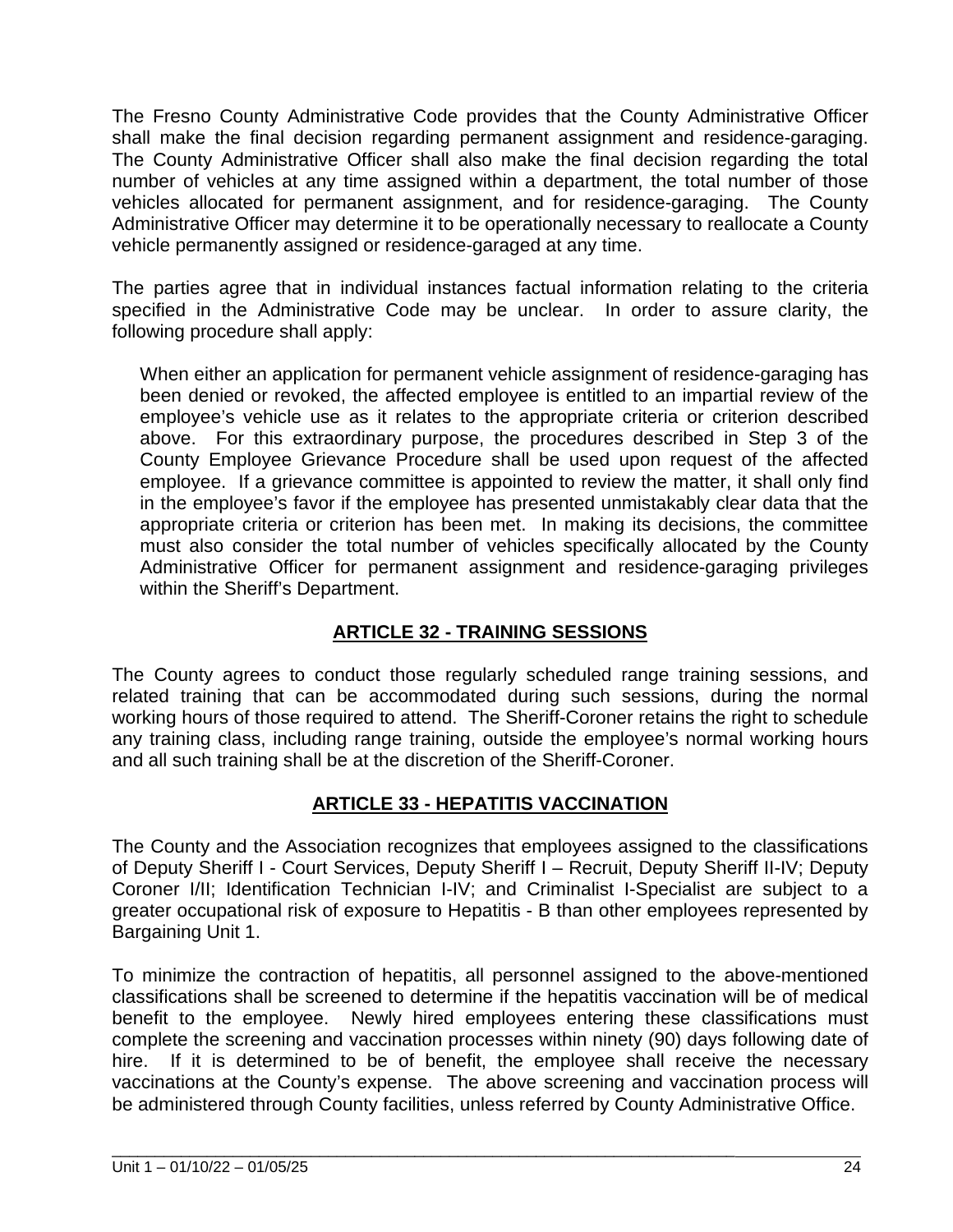The Fresno County Administrative Code provides that the County Administrative Officer shall make the final decision regarding permanent assignment and residence-garaging. The County Administrative Officer shall also make the final decision regarding the total number of vehicles at any time assigned within a department, the total number of those vehicles allocated for permanent assignment, and for residence-garaging. The County Administrative Officer may determine it to be operationally necessary to reallocate a County vehicle permanently assigned or residence-garaged at any time.

The parties agree that in individual instances factual information relating to the criteria specified in the Administrative Code may be unclear. In order to assure clarity, the following procedure shall apply:

> When either an application for permanent vehicle assignment of residence-garaging has been denied or revoked, the affected employee is entitled to an impartial review of the employee's vehicle use as it relates to the appropriate criteria or criterion described above. For this extraordinary purpose, the procedures described in Step 3 of the County Employee Grievance Procedure shall be used upon request of the affected employee. If a grievance committee is appointed to review the matter, it shall only find in the employee's favor if the employee has presented unmistakably clear data that the appropriate criteria or criterion has been met. In making its decisions, the committee must also consider the total number of vehicles specifically allocated by the County Administrative Officer for permanent assignment and residence-garaging privileges within the Sheriff's Department.

## ARTICLE 32 - TRAINING SESSIONS

The County agrees to conduct those regularly scheduled range training sessions, and related training that can be accommodated during such sessions, during the normal working hours of those required to attend. The Sheriff-Coroner retains the right to schedule any training class, including range training, outside the employee's normal working hours and all such training shall be at the discretion of the Sheriff-Coroner.

## ARTICLE 33 - HEPATITIS VACCINATION

The County and the Association recognizes that employees assigned to the classifications of Deputy Sheriff I - Court Services, Deputy Sheriff I – Recruit, Deputy Sheriff II-IV; Deputy Coroner I/II; Identification Technician I-IV; and Criminalist I-Specialist are subject to a greater occupational risk of exposure to Hepatitis - B than other employees represented by Bargaining Unit 1.

To minimize the contraction of hepatitis, all personnel assigned to the above-mentioned classifications shall be screened to determine if the hepatitis vaccination will be of medical benefit to the employee. Newly hired employees entering these classifications must complete the screening and vaccination processes within ninety (90) days following date of hire. If it is determined to be of benefit, the employee shall receive the necessary vaccinations at the County's expense. The above screening and vaccination process will be administered through County facilities, unless referred by County Administrative Office.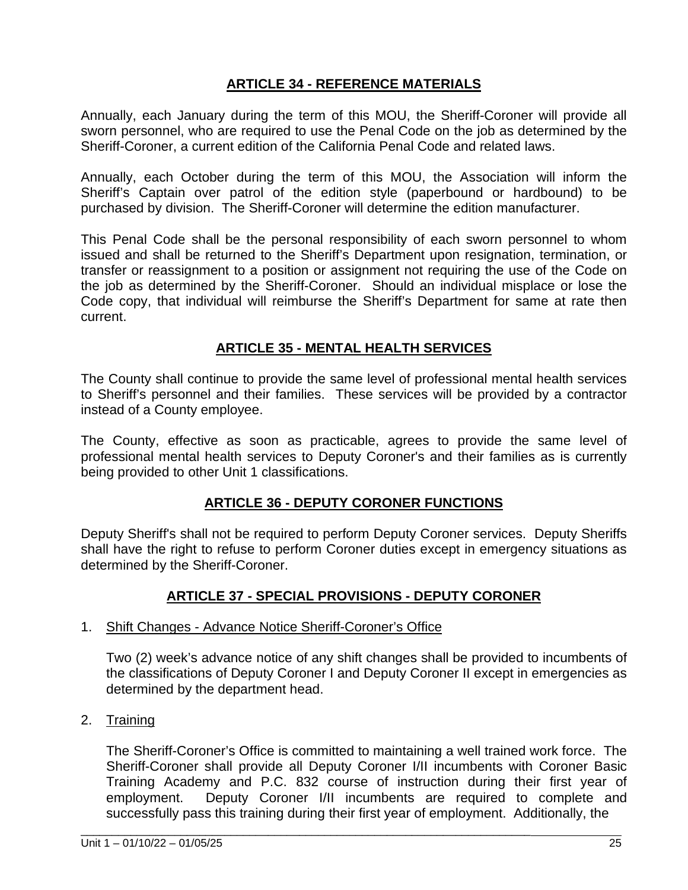## ARTICLE 34 - REFERENCE MATERIALS

Annually, each January during the term of this MOU, the Sheriff-Coroner will provide all sworn personnel, who are required to use the Penal Code on the job as determined by the Sheriff-Coroner, a current edition of the California Penal Code and related laws.

Annually, each October during the term of this MOU, the Association will inform the Sheriff's Captain over patrol of the edition style (paperbound or hardbound) to be purchased by division. The Sheriff-Coroner will determine the edition manufacturer.

This Penal Code shall be the personal responsibility of each sworn personnel to whom issued and shall be returned to the Sheriff's Department upon resignation, termination, or transfer or reassignment to a position or assignment not requiring the use of the Code on the job as determined by the Sheriff-Coroner. Should an individual misplace or lose the Code copy, that individual will reimburse the Sheriff's Department for same at rate then current.

## ARTICLE 35 - MENTAL HEALTH SERVICES

The County shall continue to provide the same level of professional mental health services to Sheriff's personnel and their families. These services will be provided by a contractor instead of a County employee.

The County, effective as soon as practicable, agrees to provide the same level of professional mental health services to Deputy Coroner's and their families as is currently being provided to other Unit 1 classifications.

## ARTICLE 36 - DEPUTY CORONER FUNCTIONS

Deputy Sheriff's shall not be required to perform Deputy Coroner services. Deputy Sheriffs shall have the right to refuse to perform Coroner duties except in emergency situations as determined by the Sheriff-Coroner.

## ARTICLE 37 - SPECIAL PROVISIONS - DEPUTY CORONER

1. Shift Changes - Advance Notice Sheriff-Coroner's Office

   Two (2) week's advance notice of any shift changes shall be provided to incumbents of the classifications of Deputy Coroner I and Deputy Coroner II except in emergencies as determined by the department head.

2. Training

   The Sheriff-Coroner's Office is committed to maintaining a well trained work force. The Sheriff-Coroner shall provide all Deputy Coroner I/II incumbents with Coroner Basic Training Academy and P.C. 832 course of instruction during their first year of employment. Deputy Coroner I/II incumbents are required to complete and successfully pass this training during their first year of employment. Additionally, the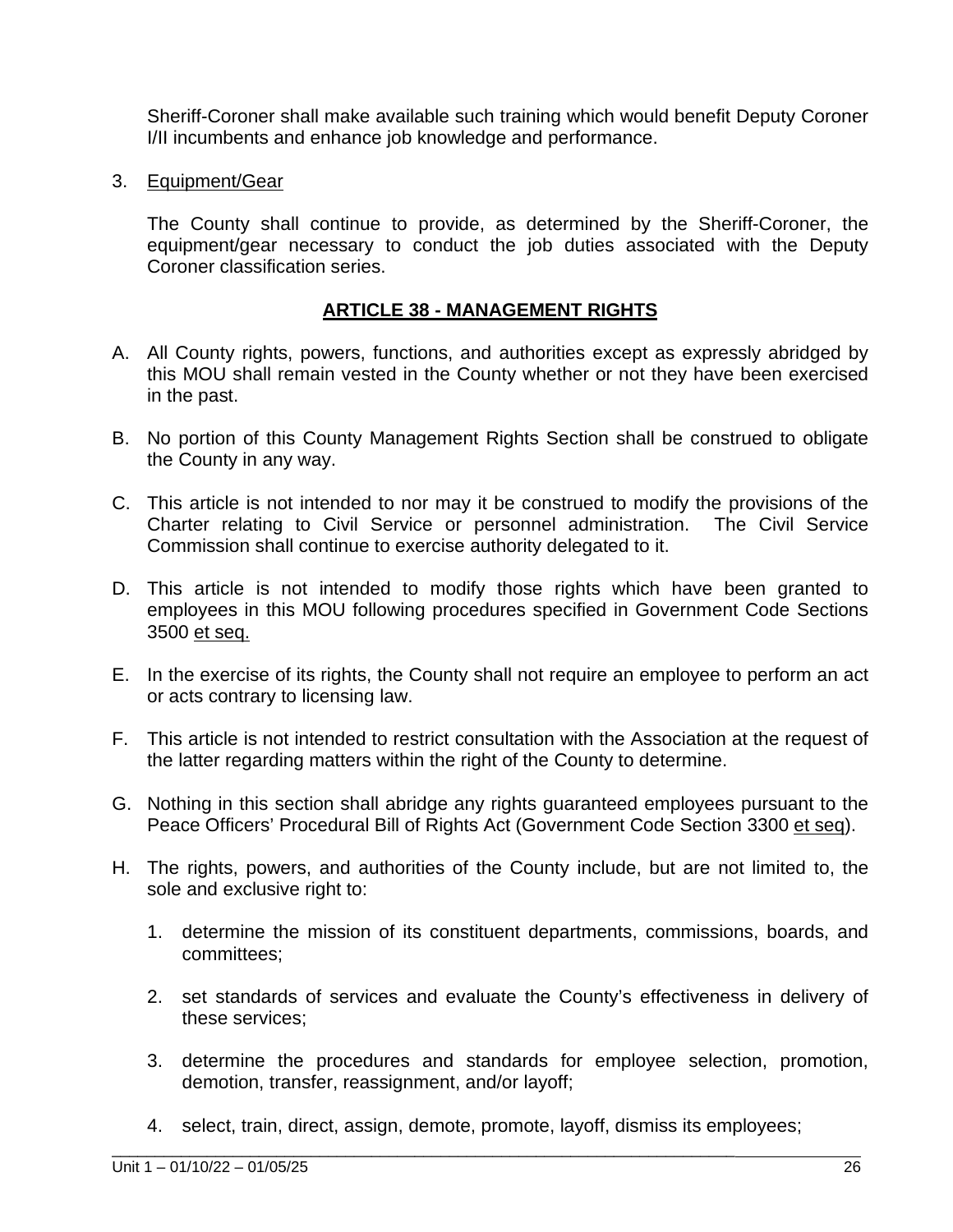Sheriff-Coroner shall make available such training which would benefit Deputy Coroner I/II incumbents and enhance job knowledge and performance.

3. <u>Equipment/Gear</u>

   The County shall continue to provide, as determined by the Sheriff-Coroner, the equipment/gear necessary to conduct the job duties associated with the Deputy Coroner classification series.

## ARTICLE 38 - MANAGEMENT RIGHTS

A. All County rights, powers, functions, and authorities except as expressly abridged by this MOU shall remain vested in the County whether or not they have been exercised in the past.

B. No portion of this County Management Rights Section shall be construed to obligate the County in any way.

C. This article is not intended to nor may it be construed to modify the provisions of the Charter relating to Civil Service or personnel administration. The Civil Service Commission shall continue to exercise authority delegated to it.

D. This article is not intended to modify those rights which have been granted to employees in this MOU following procedures specified in Government Code Sections 3500 <u>et seq.</u>

E. In the exercise of its rights, the County shall not require an employee to perform an act or acts contrary to licensing law.

F. This article is not intended to restrict consultation with the Association at the request of the latter regarding matters within the right of the County to determine.

G. Nothing in this section shall abridge any rights guaranteed employees pursuant to the Peace Officers' Procedural Bill of Rights Act (Government Code Section 3300 <u>et seq</u>).

H. The rights, powers, and authorities of the County include, but are not limited to, the sole and exclusive right to:

   1. determine the mission of its constituent departments, commissions, boards, and committees;

   2. set standards of services and evaluate the County's effectiveness in delivery of these services;

   3. determine the procedures and standards for employee selection, promotion, demotion, transfer, reassignment, and/or layoff;

   4. select, train, direct, assign, demote, promote, layoff, dismiss its employees;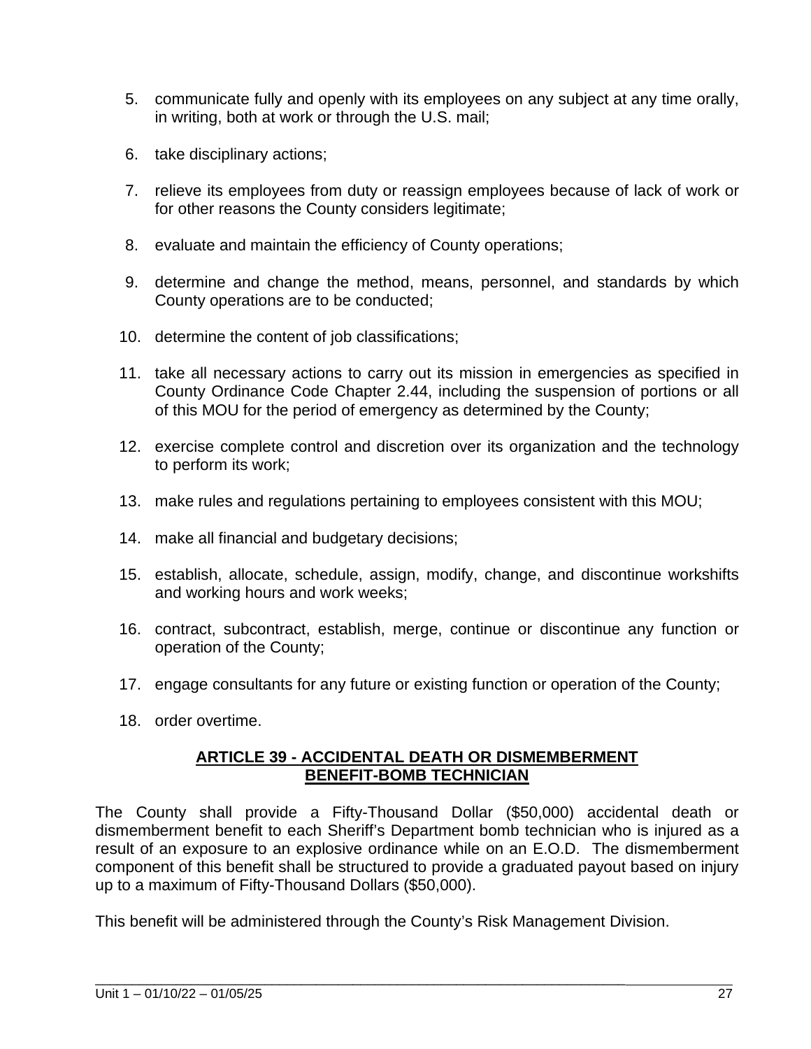5. communicate fully and openly with its employees on any subject at any time orally, in writing, both at work or through the U.S. mail;

6. take disciplinary actions;

7. relieve its employees from duty or reassign employees because of lack of work or for other reasons the County considers legitimate;

8. evaluate and maintain the efficiency of County operations;

9. determine and change the method, means, personnel, and standards by which County operations are to be conducted;

10. determine the content of job classifications;

11. take all necessary actions to carry out its mission in emergencies as specified in County Ordinance Code Chapter 2.44, including the suspension of portions or all of this MOU for the period of emergency as determined by the County;

12. exercise complete control and discretion over its organization and the technology to perform its work;

13. make rules and regulations pertaining to employees consistent with this MOU;

14. make all financial and budgetary decisions;

15. establish, allocate, schedule, assign, modify, change, and discontinue workshifts and working hours and work weeks;

16. contract, subcontract, establish, merge, continue or discontinue any function or operation of the County;

17. engage consultants for any future or existing function or operation of the County;

18. order overtime.

## ARTICLE 39 - ACCIDENTAL DEATH OR DISMEMBERMENT BENEFIT-BOMB TECHNICIAN

The County shall provide a Fifty-Thousand Dollar ($50,000) accidental death or dismemberment benefit to each Sheriff's Department bomb technician who is injured as a result of an exposure to an explosive ordinance while on an E.O.D. The dismemberment component of this benefit shall be structured to provide a graduated payout based on injury up to a maximum of Fifty-Thousand Dollars ($50,000).

This benefit will be administered through the County's Risk Management Division.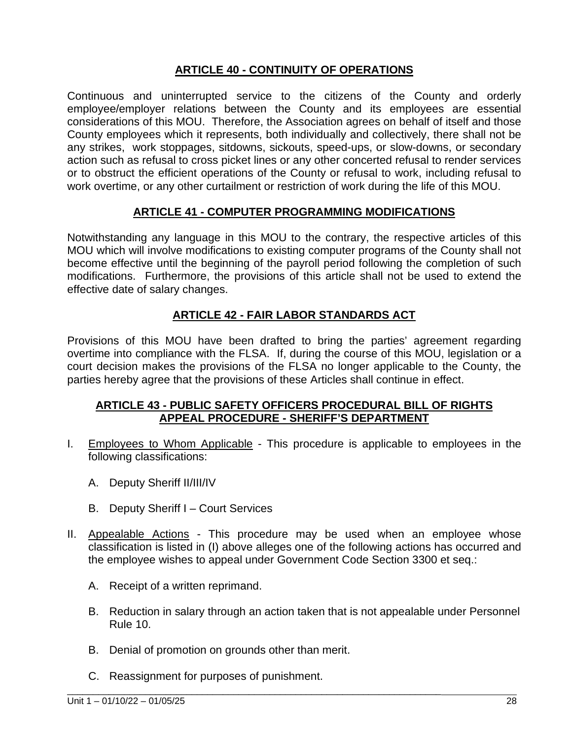## ARTICLE 40 - CONTINUITY OF OPERATIONS

Continuous and uninterrupted service to the citizens of the County and orderly employee/employer relations between the County and its employees are essential considerations of this MOU. Therefore, the Association agrees on behalf of itself and those County employees which it represents, both individually and collectively, there shall not be any strikes, work stoppages, sitdowns, sickouts, speed-ups, or slow-downs, or secondary action such as refusal to cross picket lines or any other concerted refusal to render services or to obstruct the efficient operations of the County or refusal to work, including refusal to work overtime, or any other curtailment or restriction of work during the life of this MOU.

## ARTICLE 41 - COMPUTER PROGRAMMING MODIFICATIONS

Notwithstanding any language in this MOU to the contrary, the respective articles of this MOU which will involve modifications to existing computer programs of the County shall not become effective until the beginning of the payroll period following the completion of such modifications. Furthermore, the provisions of this article shall not be used to extend the effective date of salary changes.

## ARTICLE 42 - FAIR LABOR STANDARDS ACT

Provisions of this MOU have been drafted to bring the parties' agreement regarding overtime into compliance with the FLSA. If, during the course of this MOU, legislation or a court decision makes the provisions of the FLSA no longer applicable to the County, the parties hereby agree that the provisions of these Articles shall continue in effect.

## ARTICLE 43 - PUBLIC SAFETY OFFICERS PROCEDURAL BILL OF RIGHTS APPEAL PROCEDURE - SHERIFF'S DEPARTMENT

I. Employees to Whom Applicable - This procedure is applicable to employees in the following classifications:

   A. Deputy Sheriff II/III/IV

   B. Deputy Sheriff I – Court Services

II. Appealable Actions - This procedure may be used when an employee whose classification is listed in (I) above alleges one of the following actions has occurred and the employee wishes to appeal under Government Code Section 3300 et seq.:

   A. Receipt of a written reprimand.

   B. Reduction in salary through an action taken that is not appealable under Personnel Rule 10.

   B. Denial of promotion on grounds other than merit.

   C. Reassignment for purposes of punishment.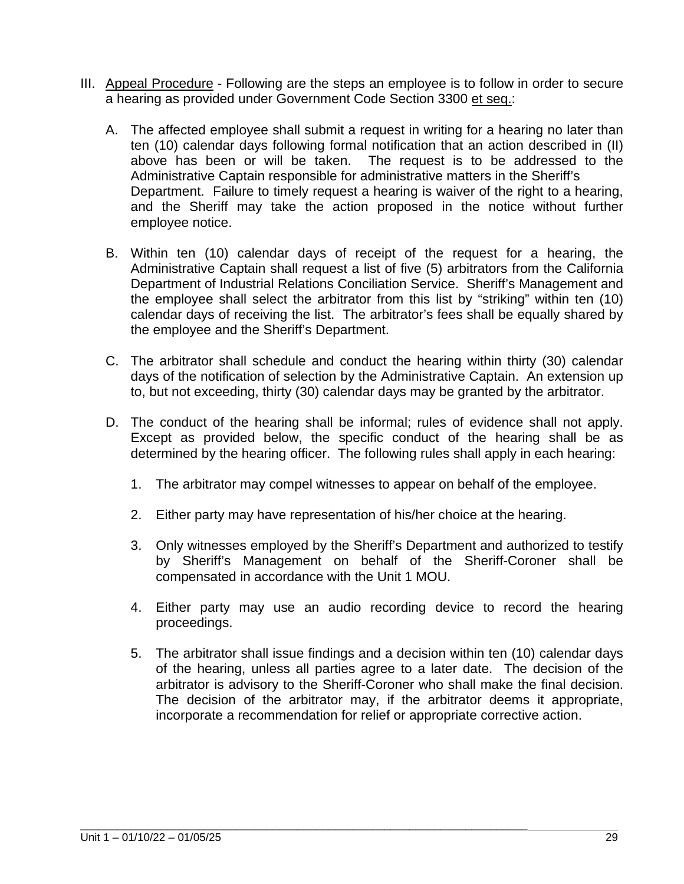III. <u>Appeal Procedure</u> - Following are the steps an employee is to follow in order to secure a hearing as provided under Government Code Section 3300 <u>et seq.</u>:

A. The affected employee shall submit a request in writing for a hearing no later than ten (10) calendar days following formal notification that an action described in (II) above has been or will be taken. The request is to be addressed to the Administrative Captain responsible for administrative matters in the Sheriff's Department. Failure to timely request a hearing is waiver of the right to a hearing, and the Sheriff may take the action proposed in the notice without further employee notice.

B. Within ten (10) calendar days of receipt of the request for a hearing, the Administrative Captain shall request a list of five (5) arbitrators from the California Department of Industrial Relations Conciliation Service. Sheriff's Management and the employee shall select the arbitrator from this list by "striking" within ten (10) calendar days of receiving the list. The arbitrator's fees shall be equally shared by the employee and the Sheriff's Department.

C. The arbitrator shall schedule and conduct the hearing within thirty (30) calendar days of the notification of selection by the Administrative Captain. An extension up to, but not exceeding, thirty (30) calendar days may be granted by the arbitrator.

D. The conduct of the hearing shall be informal; rules of evidence shall not apply. Except as provided below, the specific conduct of the hearing shall be as determined by the hearing officer. The following rules shall apply in each hearing:

   1. The arbitrator may compel witnesses to appear on behalf of the employee.

   2. Either party may have representation of his/her choice at the hearing.

   3. Only witnesses employed by the Sheriff's Department and authorized to testify by Sheriff's Management on behalf of the Sheriff-Coroner shall be compensated in accordance with the Unit 1 MOU.

   4. Either party may use an audio recording device to record the hearing proceedings.

   5. The arbitrator shall issue findings and a decision within ten (10) calendar days of the hearing, unless all parties agree to a later date. The decision of the arbitrator is advisory to the Sheriff-Coroner who shall make the final decision. The decision of the arbitrator may, if the arbitrator deems it appropriate, incorporate a recommendation for relief or appropriate corrective action.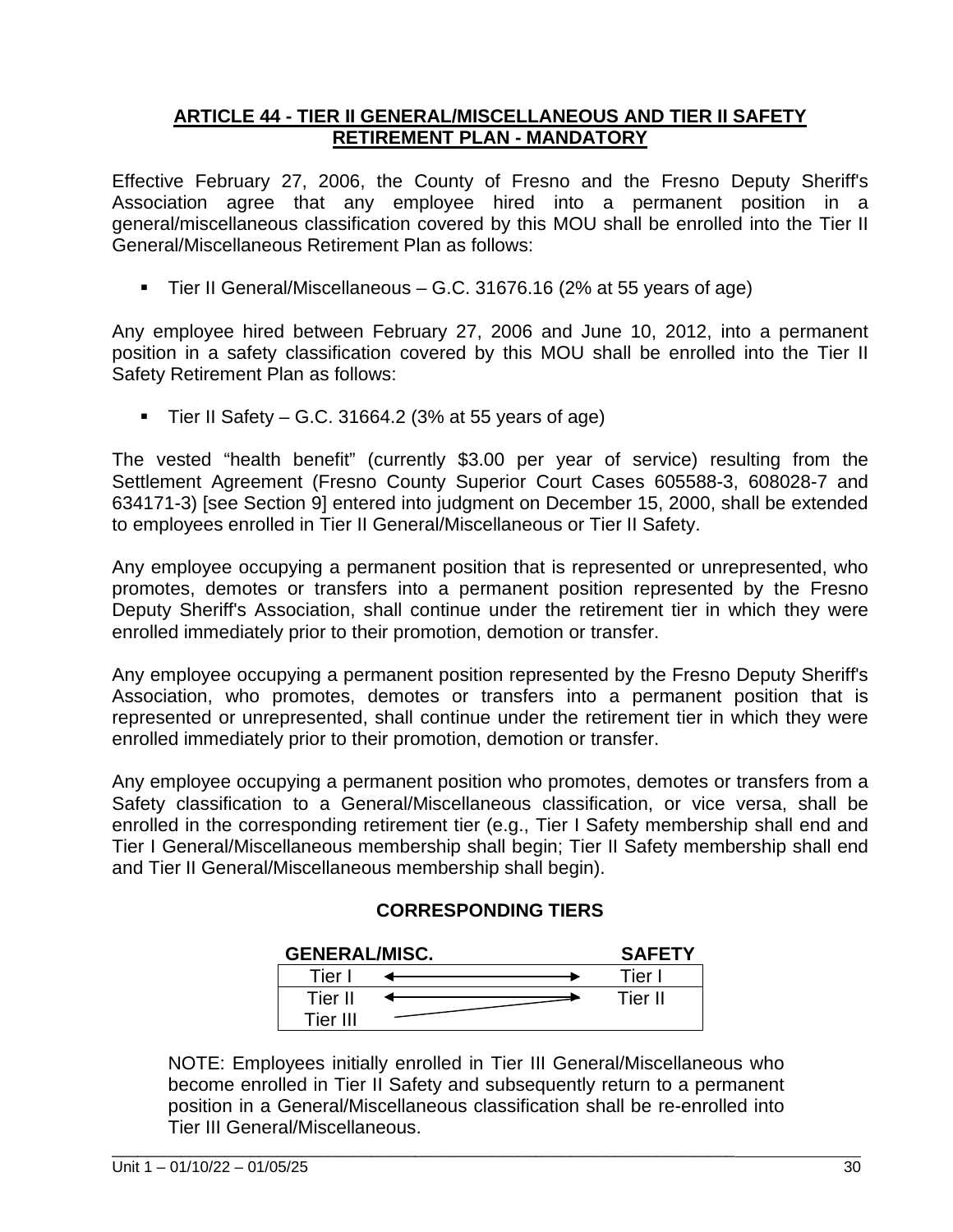## ARTICLE 44 - TIER II GENERAL/MISCELLANEOUS AND TIER II SAFETY RETIREMENT PLAN - MANDATORY

Effective February 27, 2006, the County of Fresno and the Fresno Deputy Sheriff's Association agree that any employee hired into a permanent position in a general/miscellaneous classification covered by this MOU shall be enrolled into the Tier II General/Miscellaneous Retirement Plan as follows:

- Tier II General/Miscellaneous – G.C. 31676.16 (2% at 55 years of age)

Any employee hired between February 27, 2006 and June 10, 2012, into a permanent position in a safety classification covered by this MOU shall be enrolled into the Tier II Safety Retirement Plan as follows:

- Tier II Safety – G.C. 31664.2 (3% at 55 years of age)

The vested "health benefit" (currently $3.00 per year of service) resulting from the Settlement Agreement (Fresno County Superior Court Cases 605588-3, 608028-7 and 634171-3) [see Section 9] entered into judgment on December 15, 2000, shall be extended to employees enrolled in Tier II General/Miscellaneous or Tier II Safety.

Any employee occupying a permanent position that is represented or unrepresented, who promotes, demotes or transfers into a permanent position represented by the Fresno Deputy Sheriff's Association, shall continue under the retirement tier in which they were enrolled immediately prior to their promotion, demotion or transfer.

Any employee occupying a permanent position represented by the Fresno Deputy Sheriff's Association, who promotes, demotes or transfers into a permanent position that is represented or unrepresented, shall continue under the retirement tier in which they were enrolled immediately prior to their promotion, demotion or transfer.

Any employee occupying a permanent position who promotes, demotes or transfers from a Safety classification to a General/Miscellaneous classification, or vice versa, shall be enrolled in the corresponding retirement tier (e.g., Tier I Safety membership shall end and Tier I General/Miscellaneous membership shall begin; Tier II Safety membership shall end and Tier II General/Miscellaneous membership shall begin).

### CORRESPONDING TIERS

| GENERAL/MISC. | | SAFETY |
|---|---|---|
| Tier I | ←→ | Tier I |
| Tier II | ←→ | Tier II |
| Tier III | → (to Tier II) | |

NOTE: Employees initially enrolled in Tier III General/Miscellaneous who become enrolled in Tier II Safety and subsequently return to a permanent position in a General/Miscellaneous classification shall be re-enrolled into Tier III General/Miscellaneous.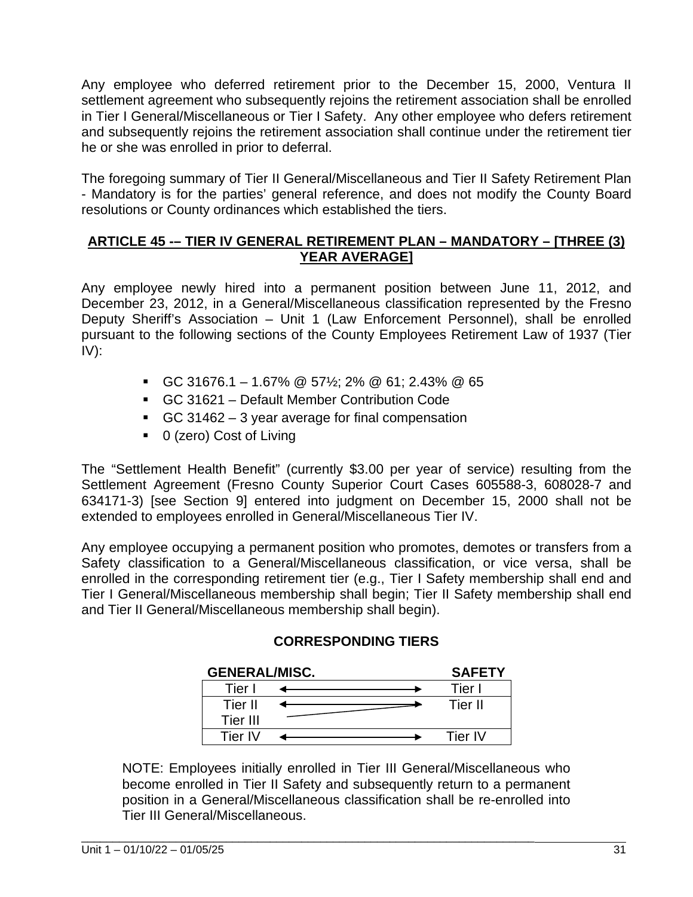Any employee who deferred retirement prior to the December 15, 2000, Ventura II settlement agreement who subsequently rejoins the retirement association shall be enrolled in Tier I General/Miscellaneous or Tier I Safety. Any other employee who defers retirement and subsequently rejoins the retirement association shall continue under the retirement tier he or she was enrolled in prior to deferral.

The foregoing summary of Tier II General/Miscellaneous and Tier II Safety Retirement Plan - Mandatory is for the parties' general reference, and does not modify the County Board resolutions or County ordinances which established the tiers.

## ARTICLE 45 -– TIER IV GENERAL RETIREMENT PLAN – MANDATORY – [THREE (3) YEAR AVERAGE]

Any employee newly hired into a permanent position between June 11, 2012, and December 23, 2012, in a General/Miscellaneous classification represented by the Fresno Deputy Sheriff's Association – Unit 1 (Law Enforcement Personnel), shall be enrolled pursuant to the following sections of the County Employees Retirement Law of 1937 (Tier IV):

- GC 31676.1 – 1.67% @ 57½; 2% @ 61; 2.43% @ 65
- GC 31621 – Default Member Contribution Code
- GC 31462 – 3 year average for final compensation
- 0 (zero) Cost of Living

The "Settlement Health Benefit" (currently $3.00 per year of service) resulting from the Settlement Agreement (Fresno County Superior Court Cases 605588-3, 608028-7 and 634171-3) [see Section 9] entered into judgment on December 15, 2000 shall not be extended to employees enrolled in General/Miscellaneous Tier IV.

Any employee occupying a permanent position who promotes, demotes or transfers from a Safety classification to a General/Miscellaneous classification, or vice versa, shall be enrolled in the corresponding retirement tier (e.g., Tier I Safety membership shall end and Tier I General/Miscellaneous membership shall begin; Tier II Safety membership shall end and Tier II General/Miscellaneous membership shall begin).

**CORRESPONDING TIERS**

| GENERAL/MISC. | | SAFETY |
|---|---|---|
| Tier I | ←→ | Tier I |
| Tier II<br>Tier III | ←→ | Tier II |
| Tier IV | ←→ | Tier IV |

NOTE: Employees initially enrolled in Tier III General/Miscellaneous who become enrolled in Tier II Safety and subsequently return to a permanent position in a General/Miscellaneous classification shall be re-enrolled into Tier III General/Miscellaneous.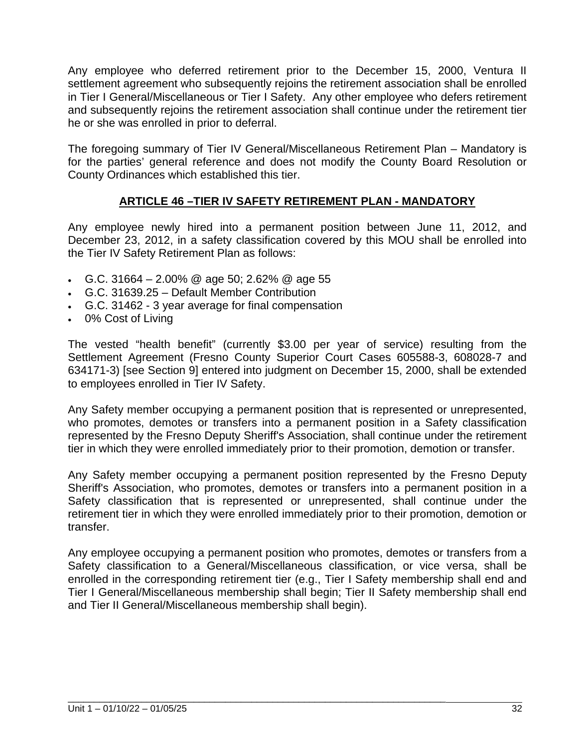Any employee who deferred retirement prior to the December 15, 2000, Ventura II settlement agreement who subsequently rejoins the retirement association shall be enrolled in Tier I General/Miscellaneous or Tier I Safety. Any other employee who defers retirement and subsequently rejoins the retirement association shall continue under the retirement tier he or she was enrolled in prior to deferral.

The foregoing summary of Tier IV General/Miscellaneous Retirement Plan – Mandatory is for the parties' general reference and does not modify the County Board Resolution or County Ordinances which established this tier.

## ARTICLE 46 –TIER IV SAFETY RETIREMENT PLAN - MANDATORY

Any employee newly hired into a permanent position between June 11, 2012, and December 23, 2012, in a safety classification covered by this MOU shall be enrolled into the Tier IV Safety Retirement Plan as follows:

- G.C. 31664 – 2.00% @ age 50; 2.62% @ age 55
- G.C. 31639.25 – Default Member Contribution
- G.C. 31462 - 3 year average for final compensation
- 0% Cost of Living

The vested "health benefit" (currently $3.00 per year of service) resulting from the Settlement Agreement (Fresno County Superior Court Cases 605588-3, 608028-7 and 634171-3) [see Section 9] entered into judgment on December 15, 2000, shall be extended to employees enrolled in Tier IV Safety.

Any Safety member occupying a permanent position that is represented or unrepresented, who promotes, demotes or transfers into a permanent position in a Safety classification represented by the Fresno Deputy Sheriff's Association, shall continue under the retirement tier in which they were enrolled immediately prior to their promotion, demotion or transfer.

Any Safety member occupying a permanent position represented by the Fresno Deputy Sheriff's Association, who promotes, demotes or transfers into a permanent position in a Safety classification that is represented or unrepresented, shall continue under the retirement tier in which they were enrolled immediately prior to their promotion, demotion or transfer.

Any employee occupying a permanent position who promotes, demotes or transfers from a Safety classification to a General/Miscellaneous classification, or vice versa, shall be enrolled in the corresponding retirement tier (e.g., Tier I Safety membership shall end and Tier I General/Miscellaneous membership shall begin; Tier II Safety membership shall end and Tier II General/Miscellaneous membership shall begin).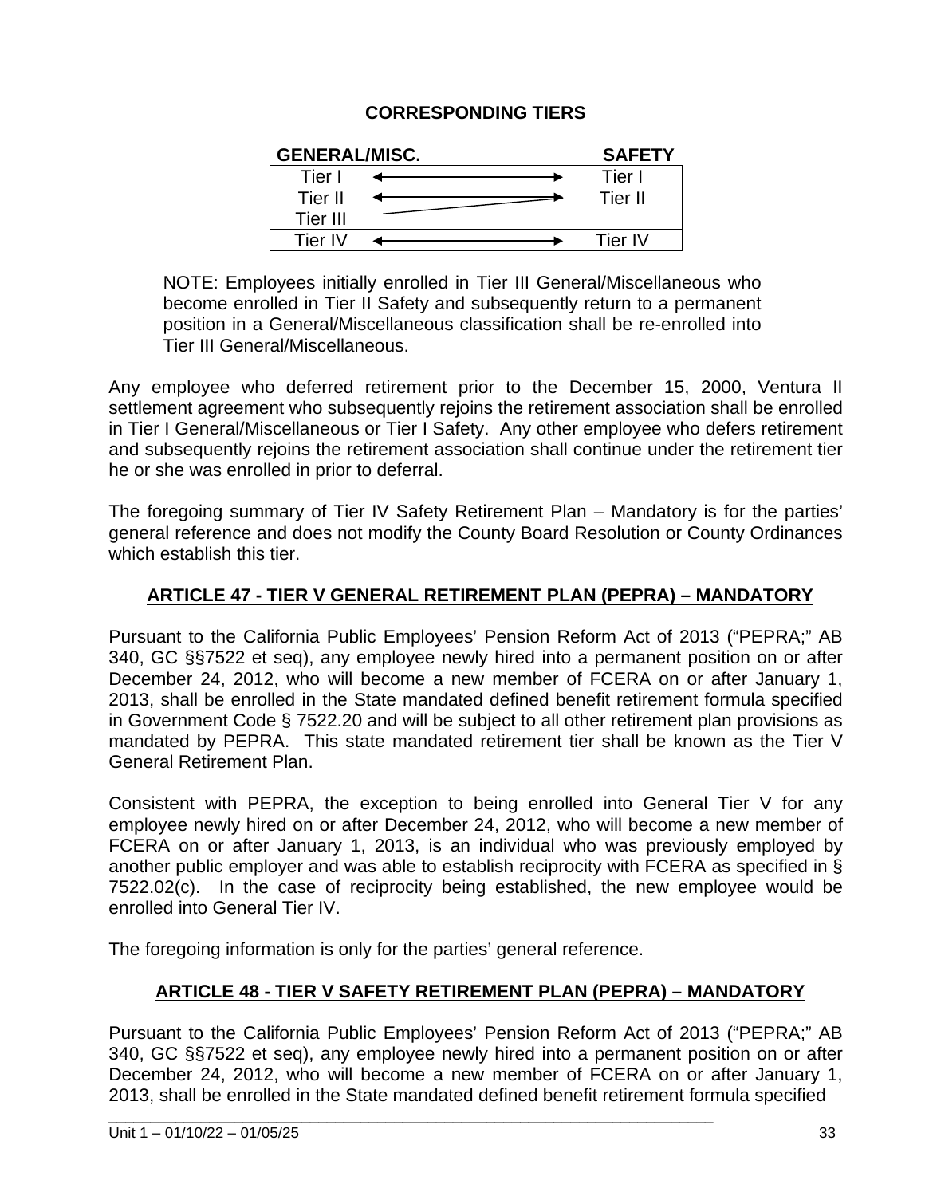**CORRESPONDING TIERS**

| GENERAL/MISC. | | SAFETY |
|---|---|---|
| Tier I | ←――――→ | Tier I |
| Tier II<br>Tier III | ←――――→ | Tier II |
| Tier IV | ←――――→ | Tier IV |

NOTE: Employees initially enrolled in Tier III General/Miscellaneous who become enrolled in Tier II Safety and subsequently return to a permanent position in a General/Miscellaneous classification shall be re-enrolled into Tier III General/Miscellaneous.

Any employee who deferred retirement prior to the December 15, 2000, Ventura II settlement agreement who subsequently rejoins the retirement association shall be enrolled in Tier I General/Miscellaneous or Tier I Safety. Any other employee who defers retirement and subsequently rejoins the retirement association shall continue under the retirement tier he or she was enrolled in prior to deferral.

The foregoing summary of Tier IV Safety Retirement Plan – Mandatory is for the parties' general reference and does not modify the County Board Resolution or County Ordinances which establish this tier.

## ARTICLE 47 - TIER V GENERAL RETIREMENT PLAN (PEPRA) – MANDATORY

Pursuant to the California Public Employees' Pension Reform Act of 2013 ("PEPRA;" AB 340, GC §§7522 et seq), any employee newly hired into a permanent position on or after December 24, 2012, who will become a new member of FCERA on or after January 1, 2013, shall be enrolled in the State mandated defined benefit retirement formula specified in Government Code § 7522.20 and will be subject to all other retirement plan provisions as mandated by PEPRA. This state mandated retirement tier shall be known as the Tier V General Retirement Plan.

Consistent with PEPRA, the exception to being enrolled into General Tier V for any employee newly hired on or after December 24, 2012, who will become a new member of FCERA on or after January 1, 2013, is an individual who was previously employed by another public employer and was able to establish reciprocity with FCERA as specified in § 7522.02(c). In the case of reciprocity being established, the new employee would be enrolled into General Tier IV.

The foregoing information is only for the parties' general reference.

## ARTICLE 48 - TIER V SAFETY RETIREMENT PLAN (PEPRA) – MANDATORY

Pursuant to the California Public Employees' Pension Reform Act of 2013 ("PEPRA;" AB 340, GC §§7522 et seq), any employee newly hired into a permanent position on or after December 24, 2012, who will become a new member of FCERA on or after January 1, 2013, shall be enrolled in the State mandated defined benefit retirement formula specified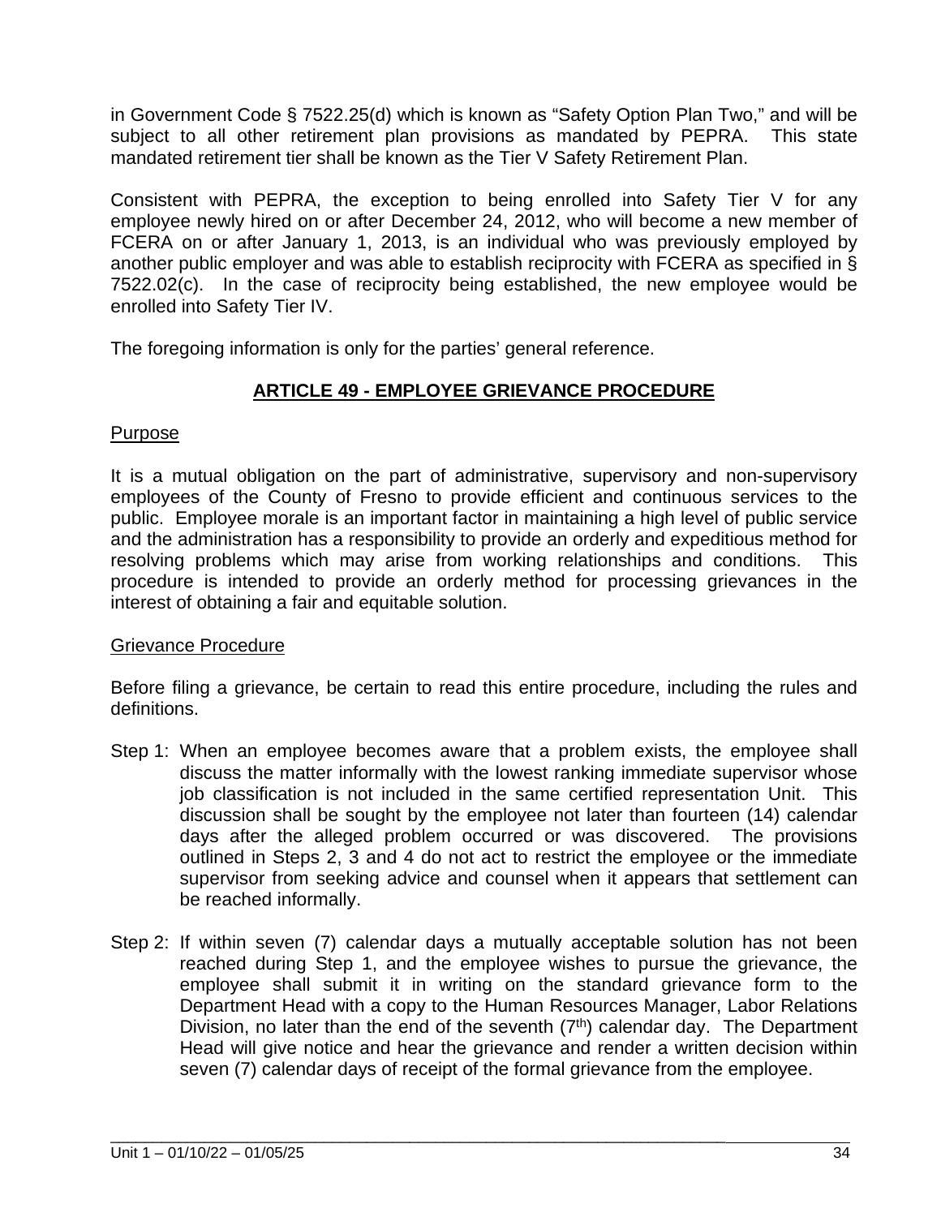in Government Code § 7522.25(d) which is known as "Safety Option Plan Two," and will be subject to all other retirement plan provisions as mandated by PEPRA. This state mandated retirement tier shall be known as the Tier V Safety Retirement Plan.

Consistent with PEPRA, the exception to being enrolled into Safety Tier V for any employee newly hired on or after December 24, 2012, who will become a new member of FCERA on or after January 1, 2013, is an individual who was previously employed by another public employer and was able to establish reciprocity with FCERA as specified in § 7522.02(c). In the case of reciprocity being established, the new employee would be enrolled into Safety Tier IV.

The foregoing information is only for the parties' general reference.

## ARTICLE 49 - EMPLOYEE GRIEVANCE PROCEDURE

### Purpose

It is a mutual obligation on the part of administrative, supervisory and non-supervisory employees of the County of Fresno to provide efficient and continuous services to the public. Employee morale is an important factor in maintaining a high level of public service and the administration has a responsibility to provide an orderly and expeditious method for resolving problems which may arise from working relationships and conditions. This procedure is intended to provide an orderly method for processing grievances in the interest of obtaining a fair and equitable solution.

### Grievance Procedure

Before filing a grievance, be certain to read this entire procedure, including the rules and definitions.

Step 1: When an employee becomes aware that a problem exists, the employee shall discuss the matter informally with the lowest ranking immediate supervisor whose job classification is not included in the same certified representation Unit. This discussion shall be sought by the employee not later than fourteen (14) calendar days after the alleged problem occurred or was discovered. The provisions outlined in Steps 2, 3 and 4 do not act to restrict the employee or the immediate supervisor from seeking advice and counsel when it appears that settlement can be reached informally.

Step 2: If within seven (7) calendar days a mutually acceptable solution has not been reached during Step 1, and the employee wishes to pursue the grievance, the employee shall submit it in writing on the standard grievance form to the Department Head with a copy to the Human Resources Manager, Labor Relations Division, no later than the end of the seventh (7th) calendar day. The Department Head will give notice and hear the grievance and render a written decision within seven (7) calendar days of receipt of the formal grievance from the employee.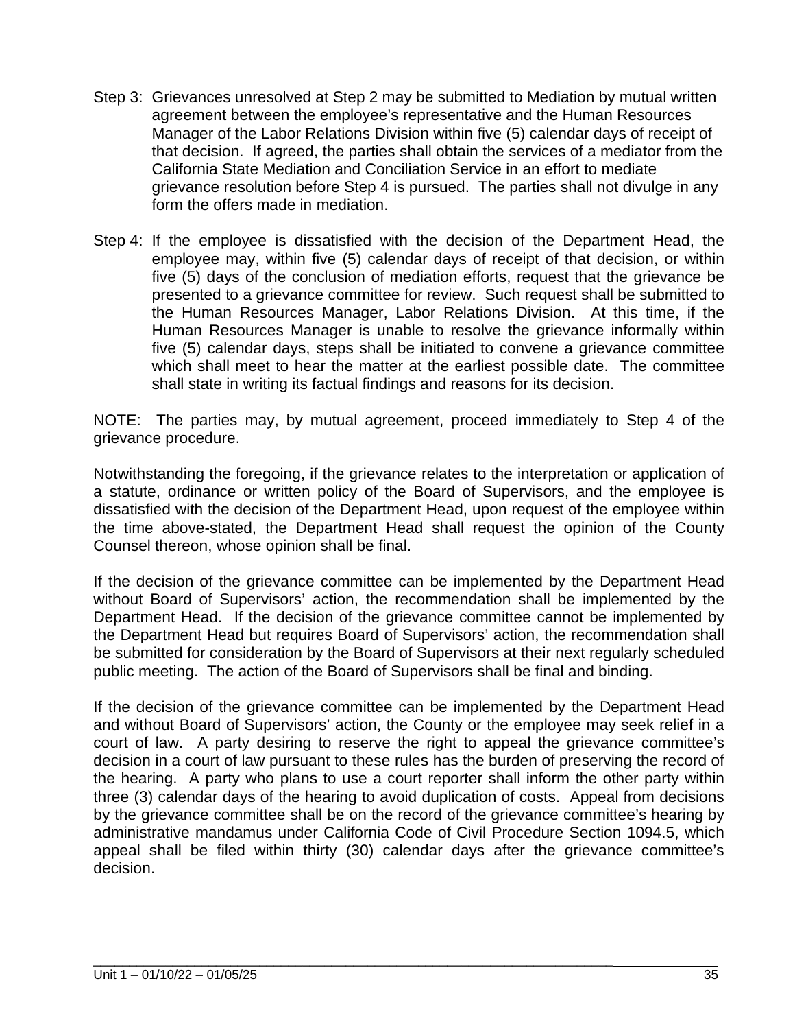Step 3: Grievances unresolved at Step 2 may be submitted to Mediation by mutual written agreement between the employee's representative and the Human Resources Manager of the Labor Relations Division within five (5) calendar days of receipt of that decision. If agreed, the parties shall obtain the services of a mediator from the California State Mediation and Conciliation Service in an effort to mediate grievance resolution before Step 4 is pursued. The parties shall not divulge in any form the offers made in mediation.

Step 4: If the employee is dissatisfied with the decision of the Department Head, the employee may, within five (5) calendar days of receipt of that decision, or within five (5) days of the conclusion of mediation efforts, request that the grievance be presented to a grievance committee for review. Such request shall be submitted to the Human Resources Manager, Labor Relations Division. At this time, if the Human Resources Manager is unable to resolve the grievance informally within five (5) calendar days, steps shall be initiated to convene a grievance committee which shall meet to hear the matter at the earliest possible date. The committee shall state in writing its factual findings and reasons for its decision.

NOTE: The parties may, by mutual agreement, proceed immediately to Step 4 of the grievance procedure.

Notwithstanding the foregoing, if the grievance relates to the interpretation or application of a statute, ordinance or written policy of the Board of Supervisors, and the employee is dissatisfied with the decision of the Department Head, upon request of the employee within the time above-stated, the Department Head shall request the opinion of the County Counsel thereon, whose opinion shall be final.

If the decision of the grievance committee can be implemented by the Department Head without Board of Supervisors' action, the recommendation shall be implemented by the Department Head. If the decision of the grievance committee cannot be implemented by the Department Head but requires Board of Supervisors' action, the recommendation shall be submitted for consideration by the Board of Supervisors at their next regularly scheduled public meeting. The action of the Board of Supervisors shall be final and binding.

If the decision of the grievance committee can be implemented by the Department Head and without Board of Supervisors' action, the County or the employee may seek relief in a court of law. A party desiring to reserve the right to appeal the grievance committee's decision in a court of law pursuant to these rules has the burden of preserving the record of the hearing. A party who plans to use a court reporter shall inform the other party within three (3) calendar days of the hearing to avoid duplication of costs. Appeal from decisions by the grievance committee shall be on the record of the grievance committee's hearing by administrative mandamus under California Code of Civil Procedure Section 1094.5, which appeal shall be filed within thirty (30) calendar days after the grievance committee's decision.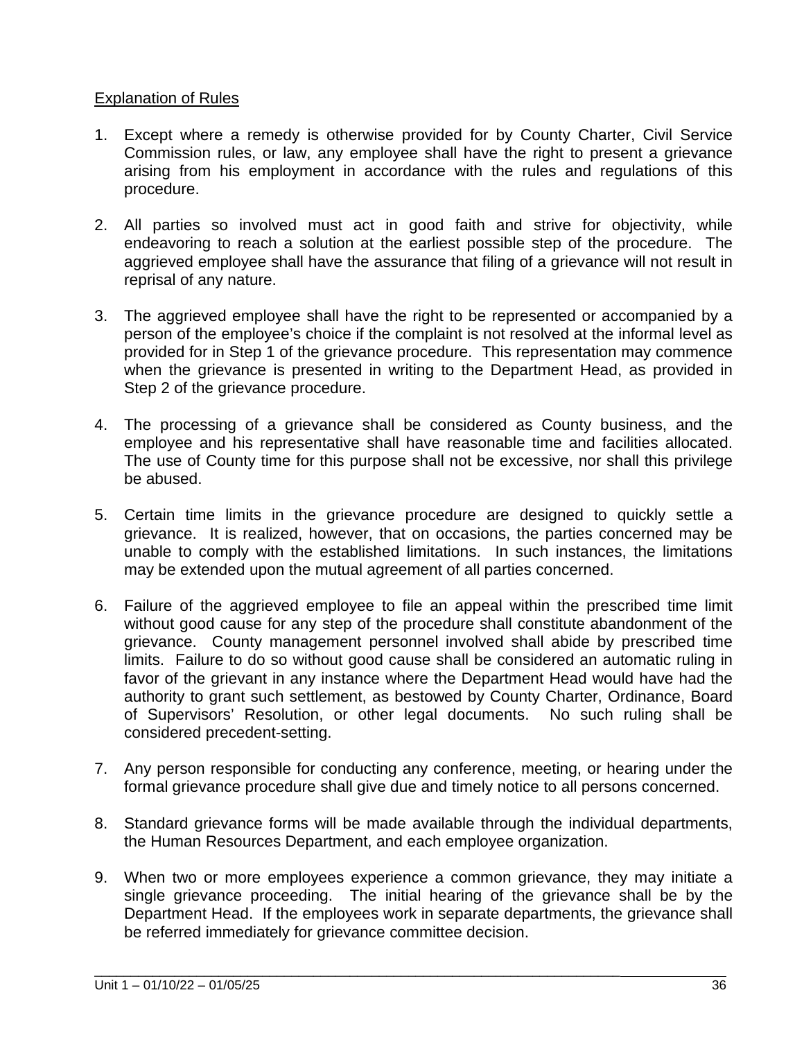Explanation of Rules

1. Except where a remedy is otherwise provided for by County Charter, Civil Service Commission rules, or law, any employee shall have the right to present a grievance arising from his employment in accordance with the rules and regulations of this procedure.

2. All parties so involved must act in good faith and strive for objectivity, while endeavoring to reach a solution at the earliest possible step of the procedure. The aggrieved employee shall have the assurance that filing of a grievance will not result in reprisal of any nature.

3. The aggrieved employee shall have the right to be represented or accompanied by a person of the employee's choice if the complaint is not resolved at the informal level as provided for in Step 1 of the grievance procedure. This representation may commence when the grievance is presented in writing to the Department Head, as provided in Step 2 of the grievance procedure.

4. The processing of a grievance shall be considered as County business, and the employee and his representative shall have reasonable time and facilities allocated. The use of County time for this purpose shall not be excessive, nor shall this privilege be abused.

5. Certain time limits in the grievance procedure are designed to quickly settle a grievance. It is realized, however, that on occasions, the parties concerned may be unable to comply with the established limitations. In such instances, the limitations may be extended upon the mutual agreement of all parties concerned.

6. Failure of the aggrieved employee to file an appeal within the prescribed time limit without good cause for any step of the procedure shall constitute abandonment of the grievance. County management personnel involved shall abide by prescribed time limits. Failure to do so without good cause shall be considered an automatic ruling in favor of the grievant in any instance where the Department Head would have had the authority to grant such settlement, as bestowed by County Charter, Ordinance, Board of Supervisors' Resolution, or other legal documents. No such ruling shall be considered precedent-setting.

7. Any person responsible for conducting any conference, meeting, or hearing under the formal grievance procedure shall give due and timely notice to all persons concerned.

8. Standard grievance forms will be made available through the individual departments, the Human Resources Department, and each employee organization.

9. When two or more employees experience a common grievance, they may initiate a single grievance proceeding. The initial hearing of the grievance shall be by the Department Head. If the employees work in separate departments, the grievance shall be referred immediately for grievance committee decision.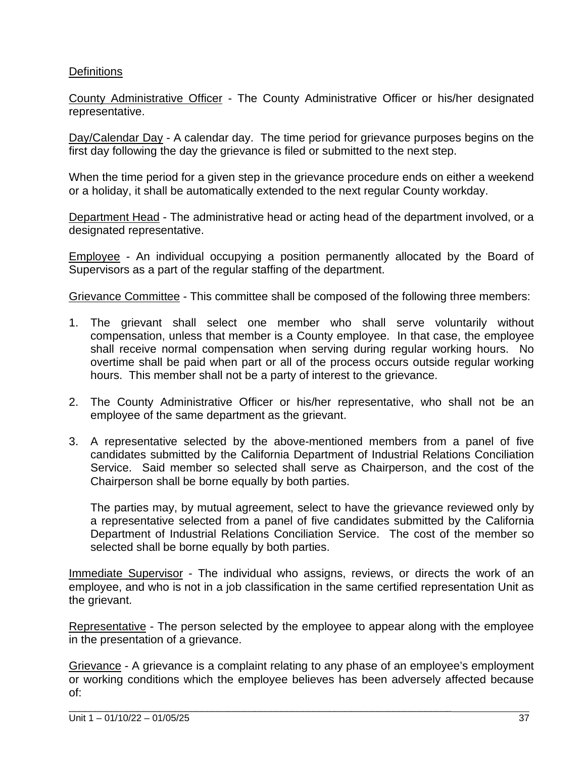Definitions

County Administrative Officer - The County Administrative Officer or his/her designated representative.

Day/Calendar Day - A calendar day. The time period for grievance purposes begins on the first day following the day the grievance is filed or submitted to the next step.

When the time period for a given step in the grievance procedure ends on either a weekend or a holiday, it shall be automatically extended to the next regular County workday.

Department Head - The administrative head or acting head of the department involved, or a designated representative.

Employee - An individual occupying a position permanently allocated by the Board of Supervisors as a part of the regular staffing of the department.

Grievance Committee - This committee shall be composed of the following three members:

1. The grievant shall select one member who shall serve voluntarily without compensation, unless that member is a County employee. In that case, the employee shall receive normal compensation when serving during regular working hours. No overtime shall be paid when part or all of the process occurs outside regular working hours. This member shall not be a party of interest to the grievance.

2. The County Administrative Officer or his/her representative, who shall not be an employee of the same department as the grievant.

3. A representative selected by the above-mentioned members from a panel of five candidates submitted by the California Department of Industrial Relations Conciliation Service. Said member so selected shall serve as Chairperson, and the cost of the Chairperson shall be borne equally by both parties.

   The parties may, by mutual agreement, select to have the grievance reviewed only by a representative selected from a panel of five candidates submitted by the California Department of Industrial Relations Conciliation Service. The cost of the member so selected shall be borne equally by both parties.

Immediate Supervisor - The individual who assigns, reviews, or directs the work of an employee, and who is not in a job classification in the same certified representation Unit as the grievant.

Representative - The person selected by the employee to appear along with the employee in the presentation of a grievance.

Grievance - A grievance is a complaint relating to any phase of an employee's employment or working conditions which the employee believes has been adversely affected because of: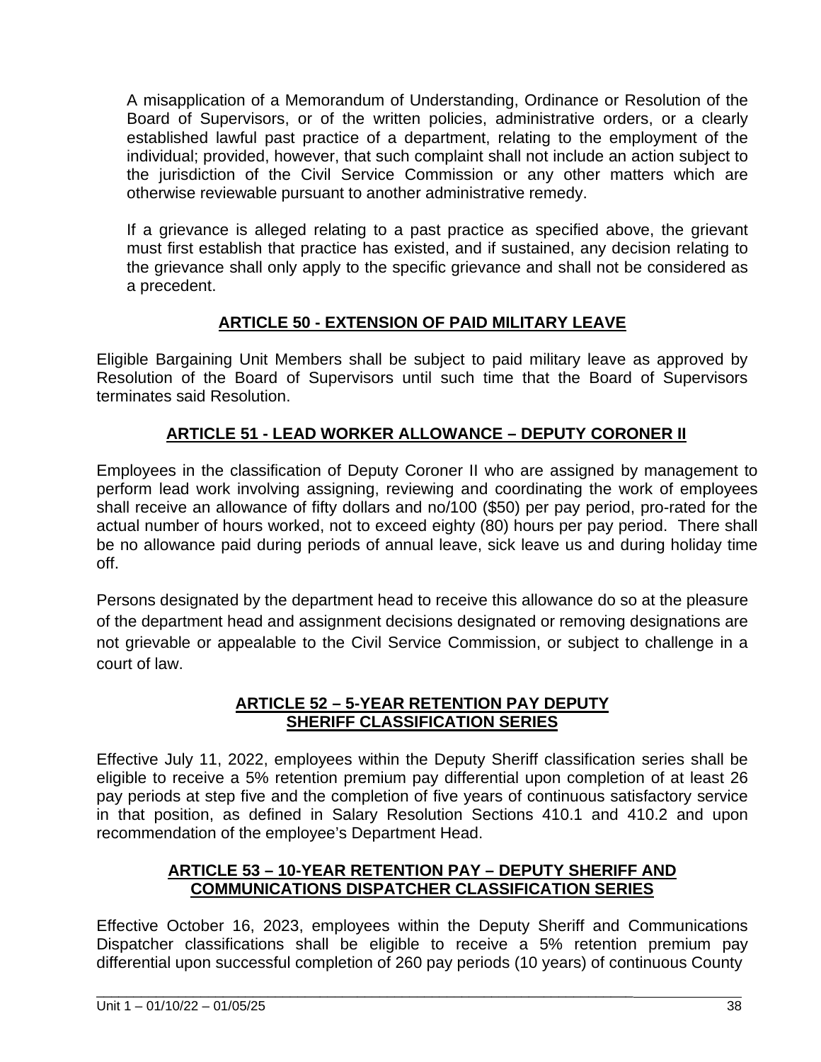A misapplication of a Memorandum of Understanding, Ordinance or Resolution of the Board of Supervisors, or of the written policies, administrative orders, or a clearly established lawful past practice of a department, relating to the employment of the individual; provided, however, that such complaint shall not include an action subject to the jurisdiction of the Civil Service Commission or any other matters which are otherwise reviewable pursuant to another administrative remedy.

If a grievance is alleged relating to a past practice as specified above, the grievant must first establish that practice has existed, and if sustained, any decision relating to the grievance shall only apply to the specific grievance and shall not be considered as a precedent.

## ARTICLE 50 - EXTENSION OF PAID MILITARY LEAVE

Eligible Bargaining Unit Members shall be subject to paid military leave as approved by Resolution of the Board of Supervisors until such time that the Board of Supervisors terminates said Resolution.

## ARTICLE 51 - LEAD WORKER ALLOWANCE – DEPUTY CORONER II

Employees in the classification of Deputy Coroner II who are assigned by management to perform lead work involving assigning, reviewing and coordinating the work of employees shall receive an allowance of fifty dollars and no/100 ($50) per pay period, pro-rated for the actual number of hours worked, not to exceed eighty (80) hours per pay period. There shall be no allowance paid during periods of annual leave, sick leave us and during holiday time off.

Persons designated by the department head to receive this allowance do so at the pleasure of the department head and assignment decisions designated or removing designations are not grievable or appealable to the Civil Service Commission, or subject to challenge in a court of law.

## ARTICLE 52 – 5-YEAR RETENTION PAY DEPUTY SHERIFF CLASSIFICATION SERIES

Effective July 11, 2022, employees within the Deputy Sheriff classification series shall be eligible to receive a 5% retention premium pay differential upon completion of at least 26 pay periods at step five and the completion of five years of continuous satisfactory service in that position, as defined in Salary Resolution Sections 410.1 and 410.2 and upon recommendation of the employee's Department Head.

## ARTICLE 53 – 10-YEAR RETENTION PAY – DEPUTY SHERIFF AND COMMUNICATIONS DISPATCHER CLASSIFICATION SERIES

Effective October 16, 2023, employees within the Deputy Sheriff and Communications Dispatcher classifications shall be eligible to receive a 5% retention premium pay differential upon successful completion of 260 pay periods (10 years) of continuous County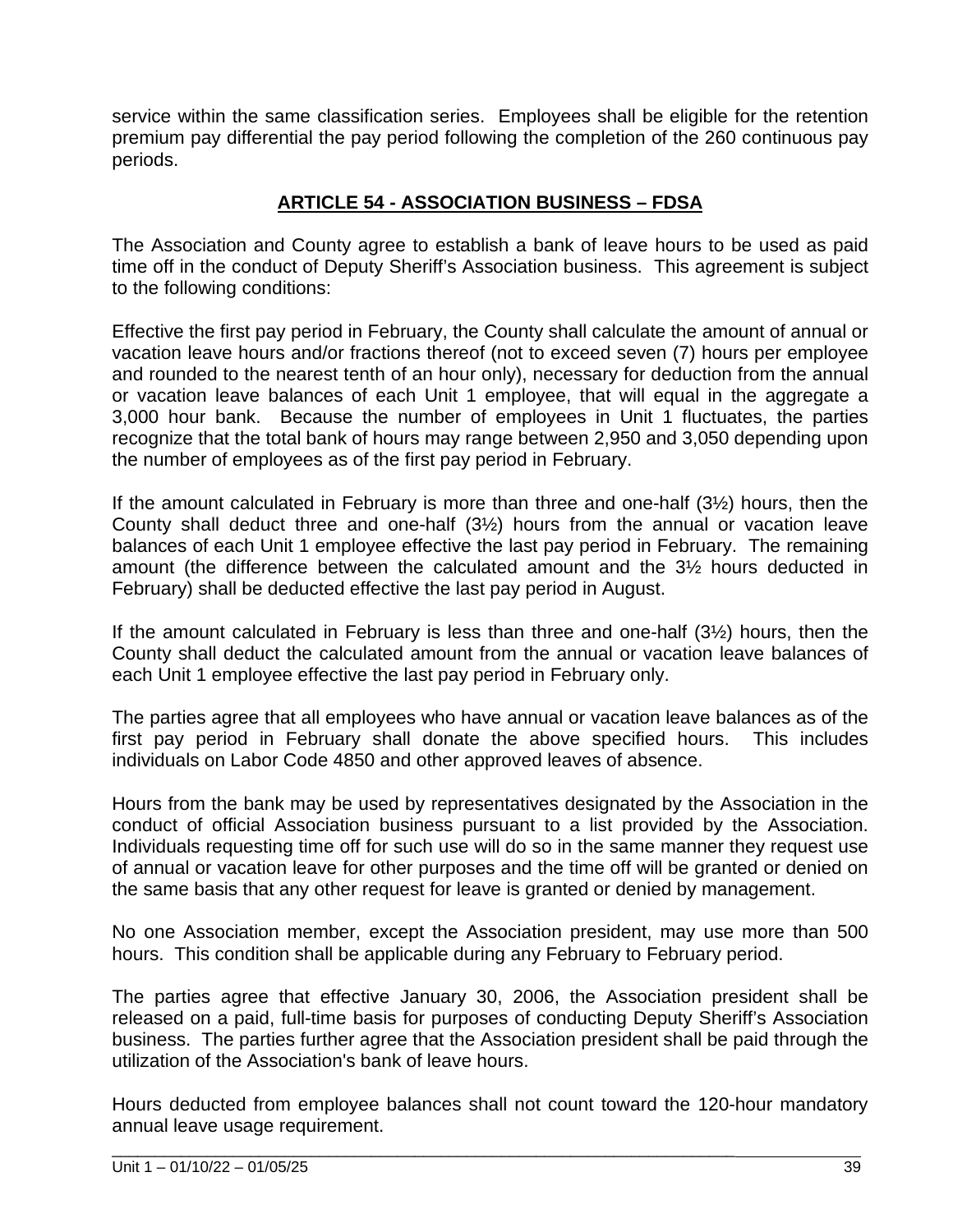service within the same classification series. Employees shall be eligible for the retention premium pay differential the pay period following the completion of the 260 continuous pay periods.

## ARTICLE 54 - ASSOCIATION BUSINESS – FDSA

The Association and County agree to establish a bank of leave hours to be used as paid time off in the conduct of Deputy Sheriff's Association business. This agreement is subject to the following conditions:

Effective the first pay period in February, the County shall calculate the amount of annual or vacation leave hours and/or fractions thereof (not to exceed seven (7) hours per employee and rounded to the nearest tenth of an hour only), necessary for deduction from the annual or vacation leave balances of each Unit 1 employee, that will equal in the aggregate a 3,000 hour bank. Because the number of employees in Unit 1 fluctuates, the parties recognize that the total bank of hours may range between 2,950 and 3,050 depending upon the number of employees as of the first pay period in February.

If the amount calculated in February is more than three and one-half (3½) hours, then the County shall deduct three and one-half (3½) hours from the annual or vacation leave balances of each Unit 1 employee effective the last pay period in February. The remaining amount (the difference between the calculated amount and the 3½ hours deducted in February) shall be deducted effective the last pay period in August.

If the amount calculated in February is less than three and one-half (3½) hours, then the County shall deduct the calculated amount from the annual or vacation leave balances of each Unit 1 employee effective the last pay period in February only.

The parties agree that all employees who have annual or vacation leave balances as of the first pay period in February shall donate the above specified hours. This includes individuals on Labor Code 4850 and other approved leaves of absence.

Hours from the bank may be used by representatives designated by the Association in the conduct of official Association business pursuant to a list provided by the Association. Individuals requesting time off for such use will do so in the same manner they request use of annual or vacation leave for other purposes and the time off will be granted or denied on the same basis that any other request for leave is granted or denied by management.

No one Association member, except the Association president, may use more than 500 hours. This condition shall be applicable during any February to February period.

The parties agree that effective January 30, 2006, the Association president shall be released on a paid, full-time basis for purposes of conducting Deputy Sheriff's Association business. The parties further agree that the Association president shall be paid through the utilization of the Association's bank of leave hours.

Hours deducted from employee balances shall not count toward the 120-hour mandatory annual leave usage requirement.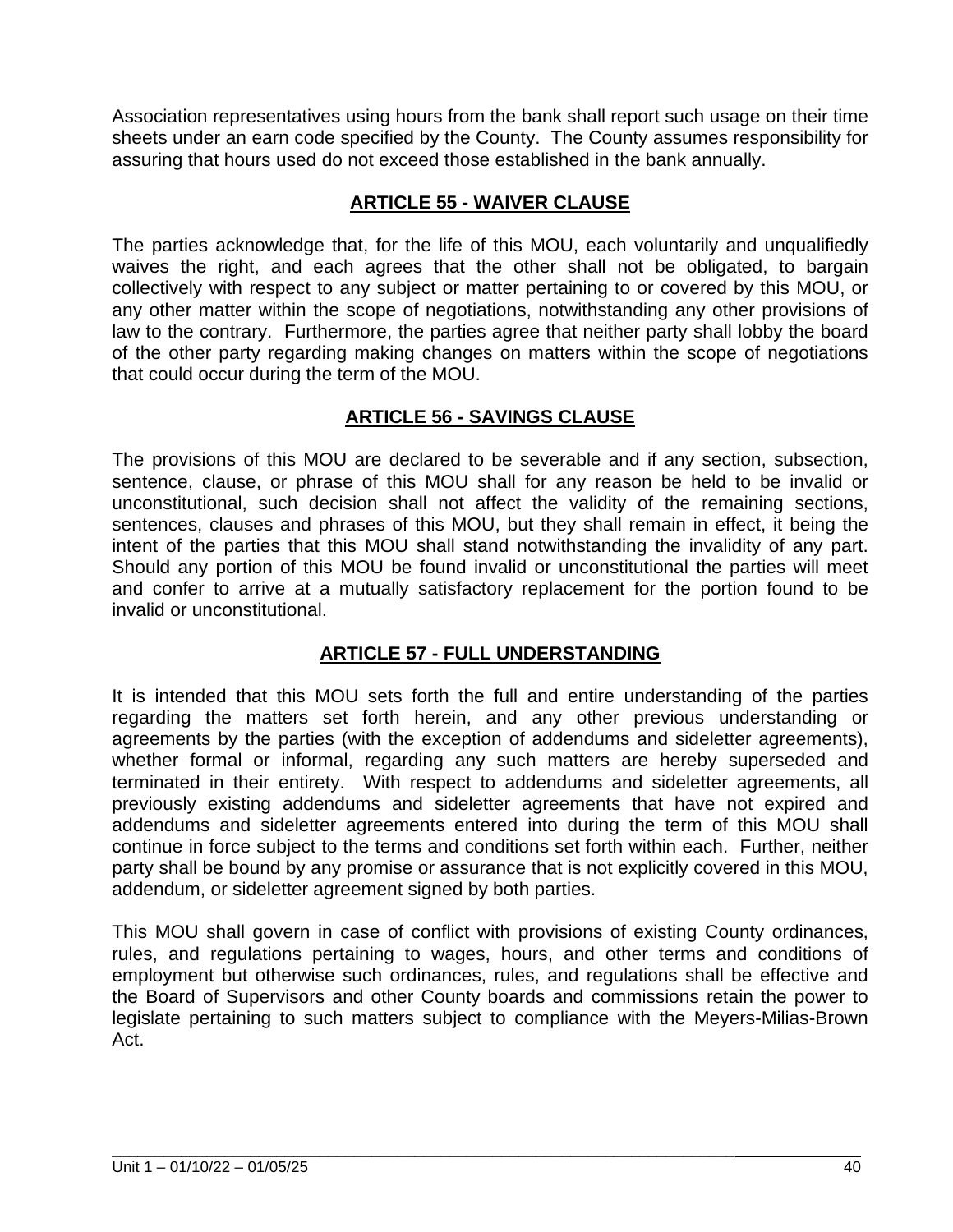Association representatives using hours from the bank shall report such usage on their time sheets under an earn code specified by the County. The County assumes responsibility for assuring that hours used do not exceed those established in the bank annually.

## ARTICLE 55 - WAIVER CLAUSE

The parties acknowledge that, for the life of this MOU, each voluntarily and unqualifiedly waives the right, and each agrees that the other shall not be obligated, to bargain collectively with respect to any subject or matter pertaining to or covered by this MOU, or any other matter within the scope of negotiations, notwithstanding any other provisions of law to the contrary. Furthermore, the parties agree that neither party shall lobby the board of the other party regarding making changes on matters within the scope of negotiations that could occur during the term of the MOU.

## ARTICLE 56 - SAVINGS CLAUSE

The provisions of this MOU are declared to be severable and if any section, subsection, sentence, clause, or phrase of this MOU shall for any reason be held to be invalid or unconstitutional, such decision shall not affect the validity of the remaining sections, sentences, clauses and phrases of this MOU, but they shall remain in effect, it being the intent of the parties that this MOU shall stand notwithstanding the invalidity of any part. Should any portion of this MOU be found invalid or unconstitutional the parties will meet and confer to arrive at a mutually satisfactory replacement for the portion found to be invalid or unconstitutional.

## ARTICLE 57 - FULL UNDERSTANDING

It is intended that this MOU sets forth the full and entire understanding of the parties regarding the matters set forth herein, and any other previous understanding or agreements by the parties (with the exception of addendums and sideletter agreements), whether formal or informal, regarding any such matters are hereby superseded and terminated in their entirety. With respect to addendums and sideletter agreements, all previously existing addendums and sideletter agreements that have not expired and addendums and sideletter agreements entered into during the term of this MOU shall continue in force subject to the terms and conditions set forth within each. Further, neither party shall be bound by any promise or assurance that is not explicitly covered in this MOU, addendum, or sideletter agreement signed by both parties.

This MOU shall govern in case of conflict with provisions of existing County ordinances, rules, and regulations pertaining to wages, hours, and other terms and conditions of employment but otherwise such ordinances, rules, and regulations shall be effective and the Board of Supervisors and other County boards and commissions retain the power to legislate pertaining to such matters subject to compliance with the Meyers-Milias-Brown Act.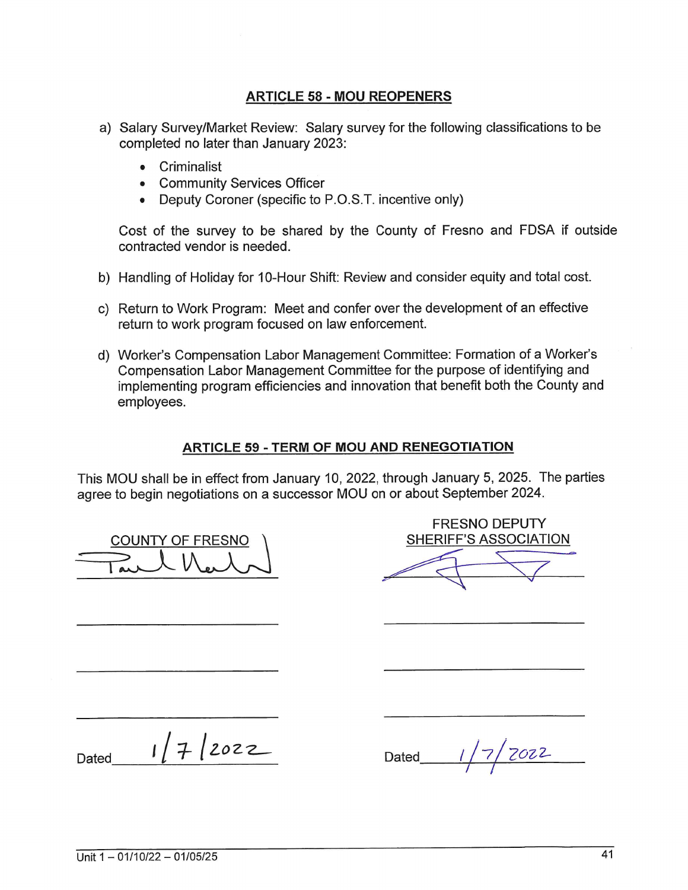## ARTICLE 58 - MOU REOPENERS

a) Salary Survey/Market Review: Salary survey for the following classifications to be completed no later than January 2023:

- Criminalist
- Community Services Officer
- Deputy Coroner (specific to P.O.S.T. incentive only)

Cost of the survey to be shared by the County of Fresno and FDSA if outside contracted vendor is needed.

b) Handling of Holiday for 10-Hour Shift: Review and consider equity and total cost.

c) Return to Work Program: Meet and confer over the development of an effective return to work program focused on law enforcement.

d) Worker's Compensation Labor Management Committee: Formation of a Worker's Compensation Labor Management Committee for the purpose of identifying and implementing program efficiencies and innovation that benefit both the County and employees.

## ARTICLE 59 - TERM OF MOU AND RENEGOTIATION

This MOU shall be in effect from January 10, 2022, through January 5, 2025. The parties agree to begin negotiations on a successor MOU on or about September 2024.

| COUNTY OF FRESNO | FRESNO DEPUTY SHERIFF'S ASSOCIATION |
|---|---|
| [signature] | [signature] |
| | |
| | |
| | |
| Dated 1/7/2022 | Dated 1/7/2022 |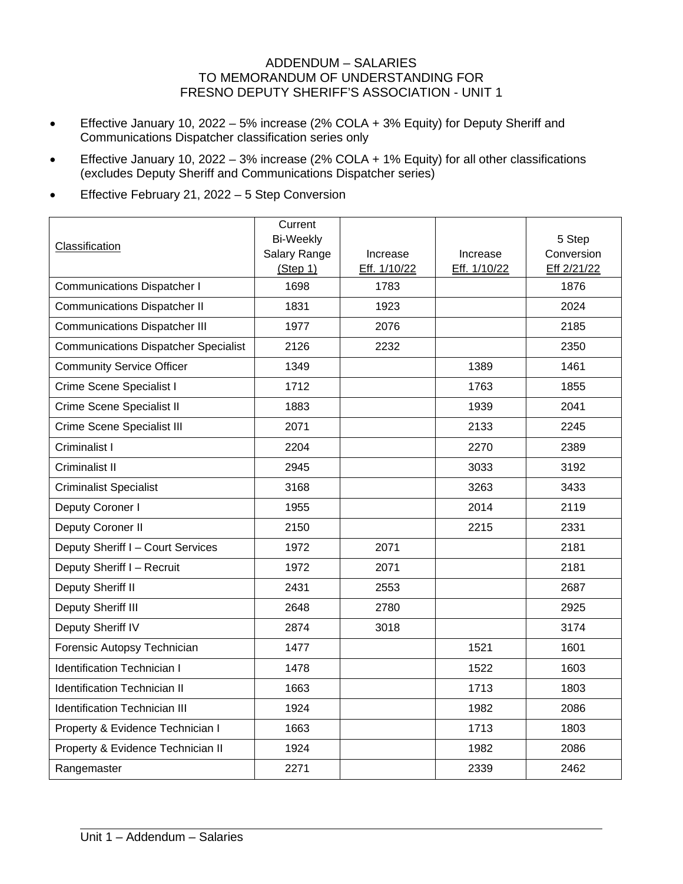# ADDENDUM – SALARIES
## TO MEMORANDUM OF UNDERSTANDING FOR
## FRESNO DEPUTY SHERIFF'S ASSOCIATION - UNIT 1

- Effective January 10, 2022 – 5% increase (2% COLA + 3% Equity) for Deputy Sheriff and Communications Dispatcher classification series only
- Effective January 10, 2022 – 3% increase (2% COLA + 1% Equity) for all other classifications (excludes Deputy Sheriff and Communications Dispatcher series)
- Effective February 21, 2022 – 5 Step Conversion

| Classification | Current Bi-Weekly Salary Range (Step 1) | Increase Eff. 1/10/22 | Increase Eff. 1/10/22 | 5 Step Conversion Eff 2/21/22 |
|---|---|---|---|---|
| Communications Dispatcher I | 1698 | 1783 | | 1876 |
| Communications Dispatcher II | 1831 | 1923 | | 2024 |
| Communications Dispatcher III | 1977 | 2076 | | 2185 |
| Communications Dispatcher Specialist | 2126 | 2232 | | 2350 |
| Community Service Officer | 1349 | | 1389 | 1461 |
| Crime Scene Specialist I | 1712 | | 1763 | 1855 |
| Crime Scene Specialist II | 1883 | | 1939 | 2041 |
| Crime Scene Specialist III | 2071 | | 2133 | 2245 |
| Criminalist I | 2204 | | 2270 | 2389 |
| Criminalist II | 2945 | | 3033 | 3192 |
| Criminalist Specialist | 3168 | | 3263 | 3433 |
| Deputy Coroner I | 1955 | | 2014 | 2119 |
| Deputy Coroner II | 2150 | | 2215 | 2331 |
| Deputy Sheriff I – Court Services | 1972 | 2071 | | 2181 |
| Deputy Sheriff I – Recruit | 1972 | 2071 | | 2181 |
| Deputy Sheriff II | 2431 | 2553 | | 2687 |
| Deputy Sheriff III | 2648 | 2780 | | 2925 |
| Deputy Sheriff IV | 2874 | 3018 | | 3174 |
| Forensic Autopsy Technician | 1477 | | 1521 | 1601 |
| Identification Technician I | 1478 | | 1522 | 1603 |
| Identification Technician II | 1663 | | 1713 | 1803 |
| Identification Technician III | 1924 | | 1982 | 2086 |
| Property & Evidence Technician I | 1663 | | 1713 | 1803 |
| Property & Evidence Technician II | 1924 | | 1982 | 2086 |
| Rangemaster | 2271 | | 2339 | 2462 |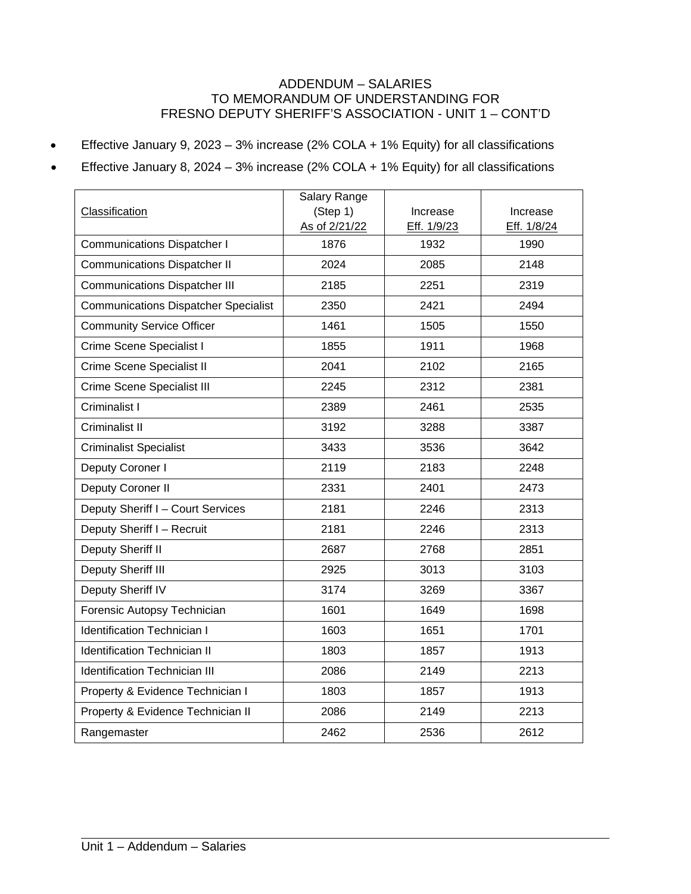# ADDENDUM – SALARIES
## TO MEMORANDUM OF UNDERSTANDING FOR
## FRESNO DEPUTY SHERIFF'S ASSOCIATION - UNIT 1 – CONT'D

- Effective January 9, 2023 – 3% increase (2% COLA + 1% Equity) for all classifications
- Effective January 8, 2024 – 3% increase (2% COLA + 1% Equity) for all classifications

| Classification | Salary Range (Step 1) As of 2/21/22 | Increase Eff. 1/9/23 | Increase Eff. 1/8/24 |
|---|---|---|---|
| Communications Dispatcher I | 1876 | 1932 | 1990 |
| Communications Dispatcher II | 2024 | 2085 | 2148 |
| Communications Dispatcher III | 2185 | 2251 | 2319 |
| Communications Dispatcher Specialist | 2350 | 2421 | 2494 |
| Community Service Officer | 1461 | 1505 | 1550 |
| Crime Scene Specialist I | 1855 | 1911 | 1968 |
| Crime Scene Specialist II | 2041 | 2102 | 2165 |
| Crime Scene Specialist III | 2245 | 2312 | 2381 |
| Criminalist I | 2389 | 2461 | 2535 |
| Criminalist II | 3192 | 3288 | 3387 |
| Criminalist Specialist | 3433 | 3536 | 3642 |
| Deputy Coroner I | 2119 | 2183 | 2248 |
| Deputy Coroner II | 2331 | 2401 | 2473 |
| Deputy Sheriff I – Court Services | 2181 | 2246 | 2313 |
| Deputy Sheriff I – Recruit | 2181 | 2246 | 2313 |
| Deputy Sheriff II | 2687 | 2768 | 2851 |
| Deputy Sheriff III | 2925 | 3013 | 3103 |
| Deputy Sheriff IV | 3174 | 3269 | 3367 |
| Forensic Autopsy Technician | 1601 | 1649 | 1698 |
| Identification Technician I | 1603 | 1651 | 1701 |
| Identification Technician II | 1803 | 1857 | 1913 |
| Identification Technician III | 2086 | 2149 | 2213 |
| Property & Evidence Technician I | 1803 | 1857 | 1913 |
| Property & Evidence Technician II | 2086 | 2149 | 2213 |
| Rangemaster | 2462 | 2536 | 2612 |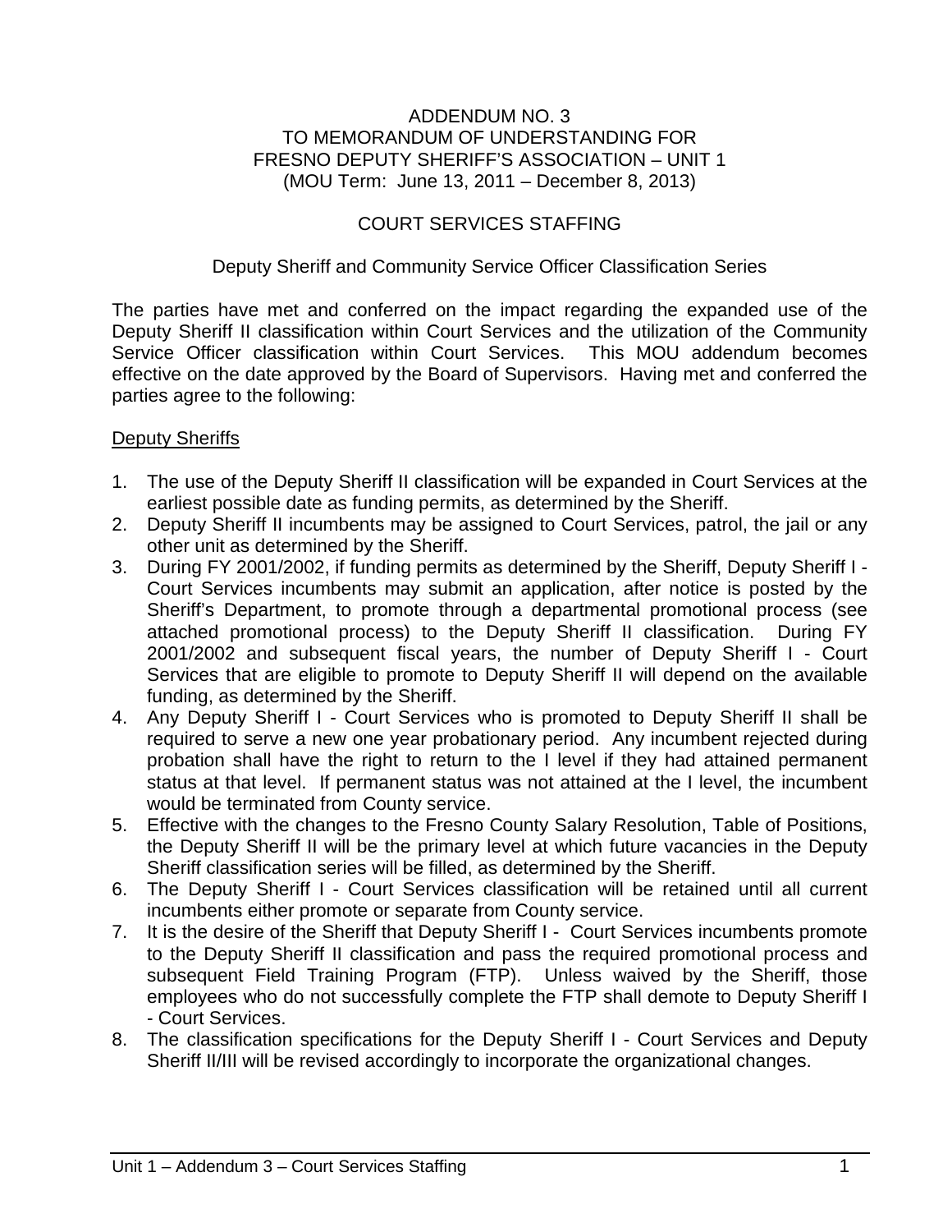# ADDENDUM NO. 3
# TO MEMORANDUM OF UNDERSTANDING FOR
# FRESNO DEPUTY SHERIFF'S ASSOCIATION – UNIT 1
(MOU Term: June 13, 2011 – December 8, 2013)

## COURT SERVICES STAFFING

### Deputy Sheriff and Community Service Officer Classification Series

The parties have met and conferred on the impact regarding the expanded use of the Deputy Sheriff II classification within Court Services and the utilization of the Community Service Officer classification within Court Services. This MOU addendum becomes effective on the date approved by the Board of Supervisors. Having met and conferred the parties agree to the following:

<u>Deputy Sheriffs</u>

1. The use of the Deputy Sheriff II classification will be expanded in Court Services at the earliest possible date as funding permits, as determined by the Sheriff.
2. Deputy Sheriff II incumbents may be assigned to Court Services, patrol, the jail or any other unit as determined by the Sheriff.
3. During FY 2001/2002, if funding permits as determined by the Sheriff, Deputy Sheriff I - Court Services incumbents may submit an application, after notice is posted by the Sheriff's Department, to promote through a departmental promotional process (see attached promotional process) to the Deputy Sheriff II classification. During FY 2001/2002 and subsequent fiscal years, the number of Deputy Sheriff I - Court Services that are eligible to promote to Deputy Sheriff II will depend on the available funding, as determined by the Sheriff.
4. Any Deputy Sheriff I - Court Services who is promoted to Deputy Sheriff II shall be required to serve a new one year probationary period. Any incumbent rejected during probation shall have the right to return to the I level if they had attained permanent status at that level. If permanent status was not attained at the I level, the incumbent would be terminated from County service.
5. Effective with the changes to the Fresno County Salary Resolution, Table of Positions, the Deputy Sheriff II will be the primary level at which future vacancies in the Deputy Sheriff classification series will be filled, as determined by the Sheriff.
6. The Deputy Sheriff I - Court Services classification will be retained until all current incumbents either promote or separate from County service.
7. It is the desire of the Sheriff that Deputy Sheriff I - Court Services incumbents promote to the Deputy Sheriff II classification and pass the required promotional process and subsequent Field Training Program (FTP). Unless waived by the Sheriff, those employees who do not successfully complete the FTP shall demote to Deputy Sheriff I - Court Services.
8. The classification specifications for the Deputy Sheriff I - Court Services and Deputy Sheriff II/III will be revised accordingly to incorporate the organizational changes.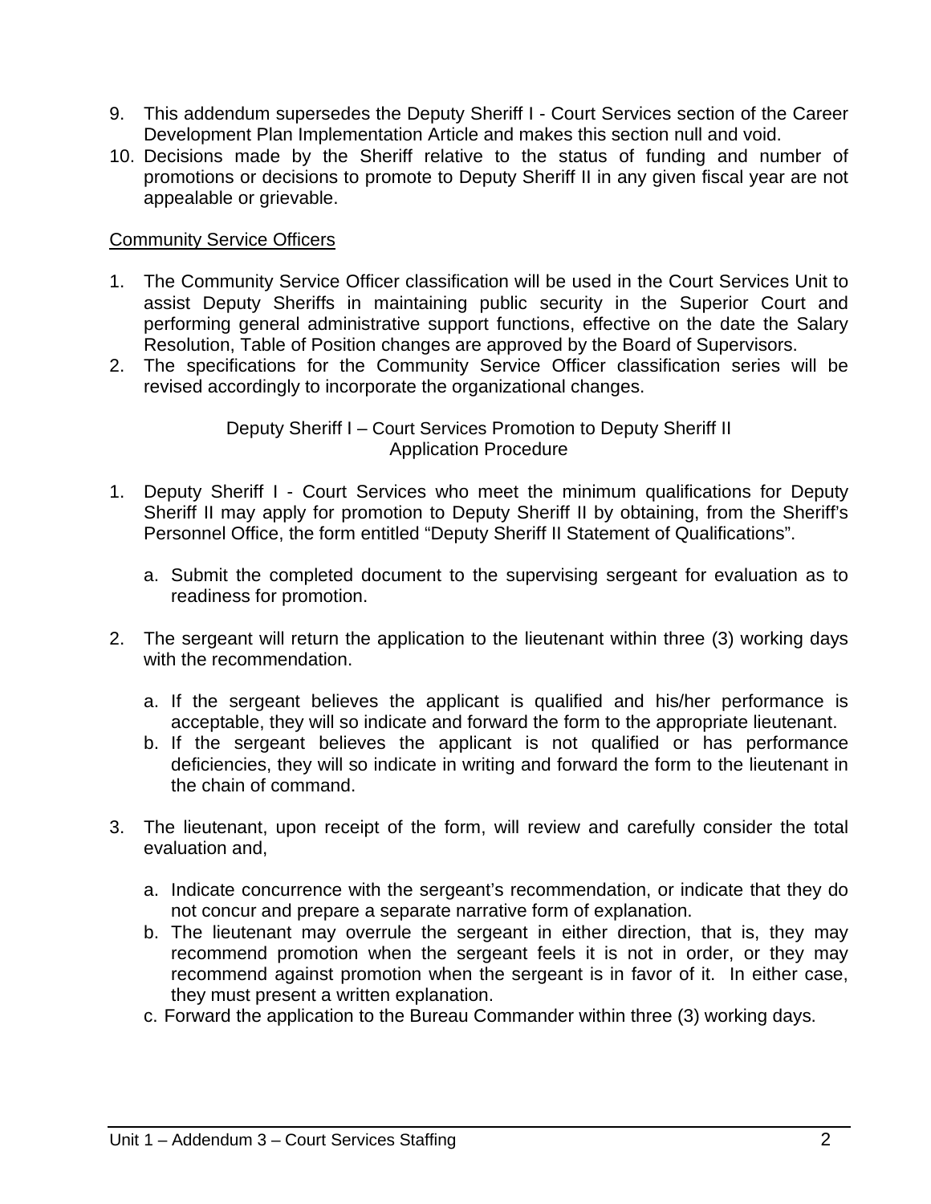9. This addendum supersedes the Deputy Sheriff I - Court Services section of the Career Development Plan Implementation Article and makes this section null and void.
10. Decisions made by the Sheriff relative to the status of funding and number of promotions or decisions to promote to Deputy Sheriff II in any given fiscal year are not appealable or grievable.

<u>Community Service Officers</u>

1. The Community Service Officer classification will be used in the Court Services Unit to assist Deputy Sheriffs in maintaining public security in the Superior Court and performing general administrative support functions, effective on the date the Salary Resolution, Table of Position changes are approved by the Board of Supervisors.
2. The specifications for the Community Service Officer classification series will be revised accordingly to incorporate the organizational changes.

Deputy Sheriff I – Court Services Promotion to Deputy Sheriff II
Application Procedure

1. Deputy Sheriff I - Court Services who meet the minimum qualifications for Deputy Sheriff II may apply for promotion to Deputy Sheriff II by obtaining, from the Sheriff's Personnel Office, the form entitled "Deputy Sheriff II Statement of Qualifications".

   a. Submit the completed document to the supervising sergeant for evaluation as to readiness for promotion.

2. The sergeant will return the application to the lieutenant within three (3) working days with the recommendation.

   a. If the sergeant believes the applicant is qualified and his/her performance is acceptable, they will so indicate and forward the form to the appropriate lieutenant.
   b. If the sergeant believes the applicant is not qualified or has performance deficiencies, they will so indicate in writing and forward the form to the lieutenant in the chain of command.

3. The lieutenant, upon receipt of the form, will review and carefully consider the total evaluation and,

   a. Indicate concurrence with the sergeant's recommendation, or indicate that they do not concur and prepare a separate narrative form of explanation.
   b. The lieutenant may overrule the sergeant in either direction, that is, they may recommend promotion when the sergeant feels it is not in order, or they may recommend against promotion when the sergeant is in favor of it. In either case, they must present a written explanation.
   c. Forward the application to the Bureau Commander within three (3) working days.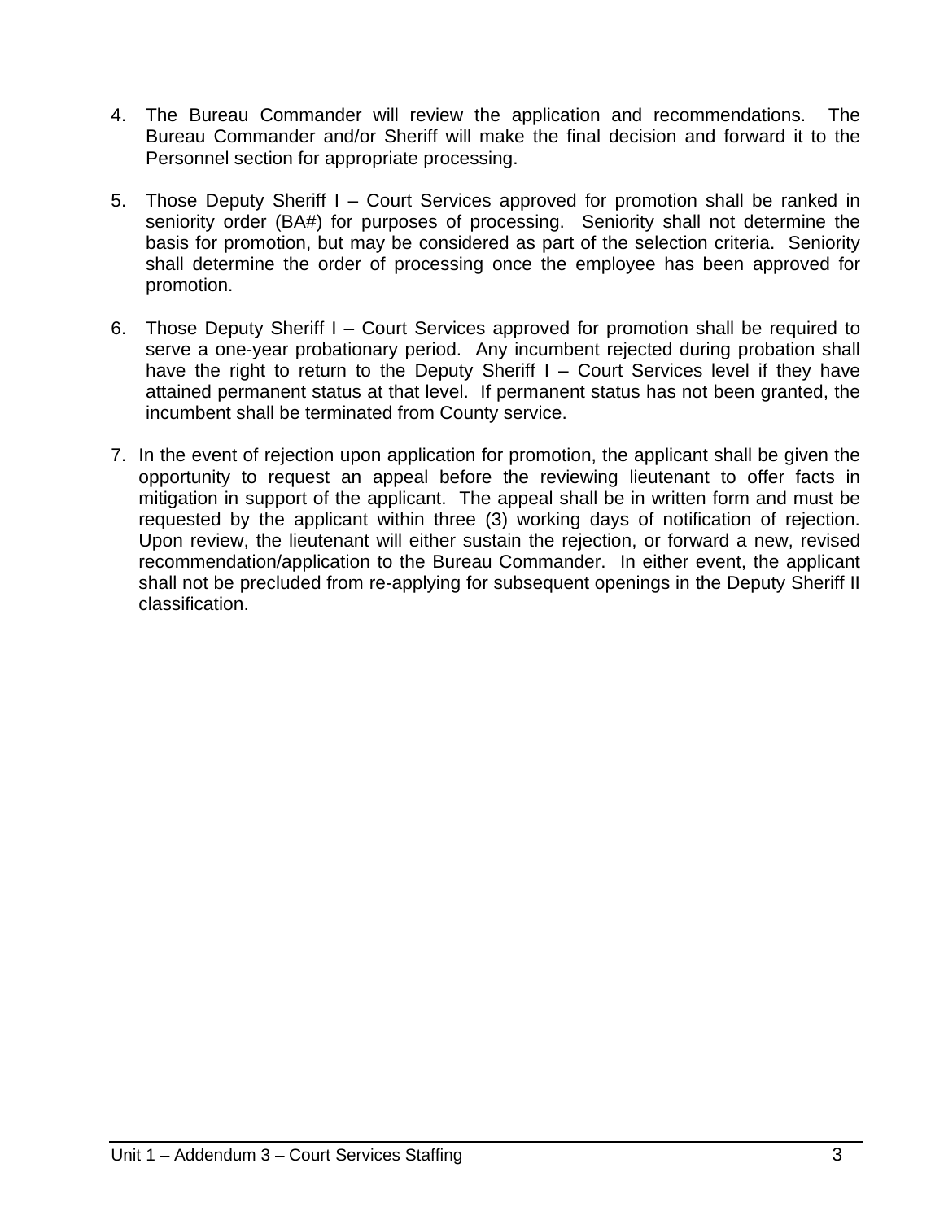4. The Bureau Commander will review the application and recommendations. The Bureau Commander and/or Sheriff will make the final decision and forward it to the Personnel section for appropriate processing.

5. Those Deputy Sheriff I – Court Services approved for promotion shall be ranked in seniority order (BA#) for purposes of processing. Seniority shall not determine the basis for promotion, but may be considered as part of the selection criteria. Seniority shall determine the order of processing once the employee has been approved for promotion.

6. Those Deputy Sheriff I – Court Services approved for promotion shall be required to serve a one-year probationary period. Any incumbent rejected during probation shall have the right to return to the Deputy Sheriff I – Court Services level if they have attained permanent status at that level. If permanent status has not been granted, the incumbent shall be terminated from County service.

7. In the event of rejection upon application for promotion, the applicant shall be given the opportunity to request an appeal before the reviewing lieutenant to offer facts in mitigation in support of the applicant. The appeal shall be in written form and must be requested by the applicant within three (3) working days of notification of rejection. Upon review, the lieutenant will either sustain the rejection, or forward a new, revised recommendation/application to the Bureau Commander. In either event, the applicant shall not be precluded from re-applying for subsequent openings in the Deputy Sheriff II classification.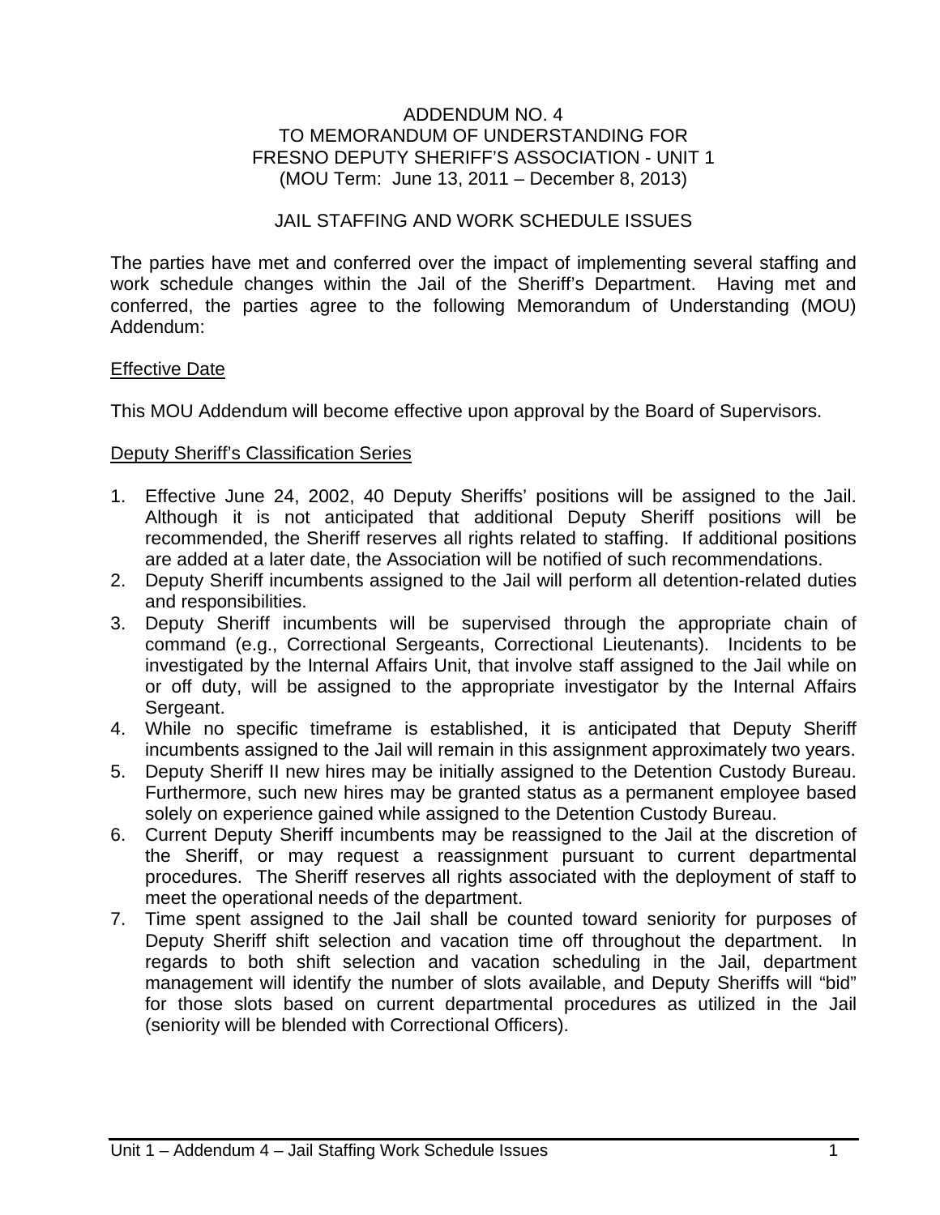# ADDENDUM NO. 4
# TO MEMORANDUM OF UNDERSTANDING FOR
# FRESNO DEPUTY SHERIFF'S ASSOCIATION - UNIT 1
(MOU Term: June 13, 2011 – December 8, 2013)

## JAIL STAFFING AND WORK SCHEDULE ISSUES

The parties have met and conferred over the impact of implementing several staffing and work schedule changes within the Jail of the Sheriff's Department. Having met and conferred, the parties agree to the following Memorandum of Understanding (MOU) Addendum:

<u>Effective Date</u>

This MOU Addendum will become effective upon approval by the Board of Supervisors.

<u>Deputy Sheriff's Classification Series</u>

1. Effective June 24, 2002, 40 Deputy Sheriffs' positions will be assigned to the Jail. Although it is not anticipated that additional Deputy Sheriff positions will be recommended, the Sheriff reserves all rights related to staffing. If additional positions are added at a later date, the Association will be notified of such recommendations.
2. Deputy Sheriff incumbents assigned to the Jail will perform all detention-related duties and responsibilities.
3. Deputy Sheriff incumbents will be supervised through the appropriate chain of command (e.g., Correctional Sergeants, Correctional Lieutenants). Incidents to be investigated by the Internal Affairs Unit, that involve staff assigned to the Jail while on or off duty, will be assigned to the appropriate investigator by the Internal Affairs Sergeant.
4. While no specific timeframe is established, it is anticipated that Deputy Sheriff incumbents assigned to the Jail will remain in this assignment approximately two years.
5. Deputy Sheriff II new hires may be initially assigned to the Detention Custody Bureau. Furthermore, such new hires may be granted status as a permanent employee based solely on experience gained while assigned to the Detention Custody Bureau.
6. Current Deputy Sheriff incumbents may be reassigned to the Jail at the discretion of the Sheriff, or may request a reassignment pursuant to current departmental procedures. The Sheriff reserves all rights associated with the deployment of staff to meet the operational needs of the department.
7. Time spent assigned to the Jail shall be counted toward seniority for purposes of Deputy Sheriff shift selection and vacation time off throughout the department. In regards to both shift selection and vacation scheduling in the Jail, department management will identify the number of slots available, and Deputy Sheriffs will "bid" for those slots based on current departmental procedures as utilized in the Jail (seniority will be blended with Correctional Officers).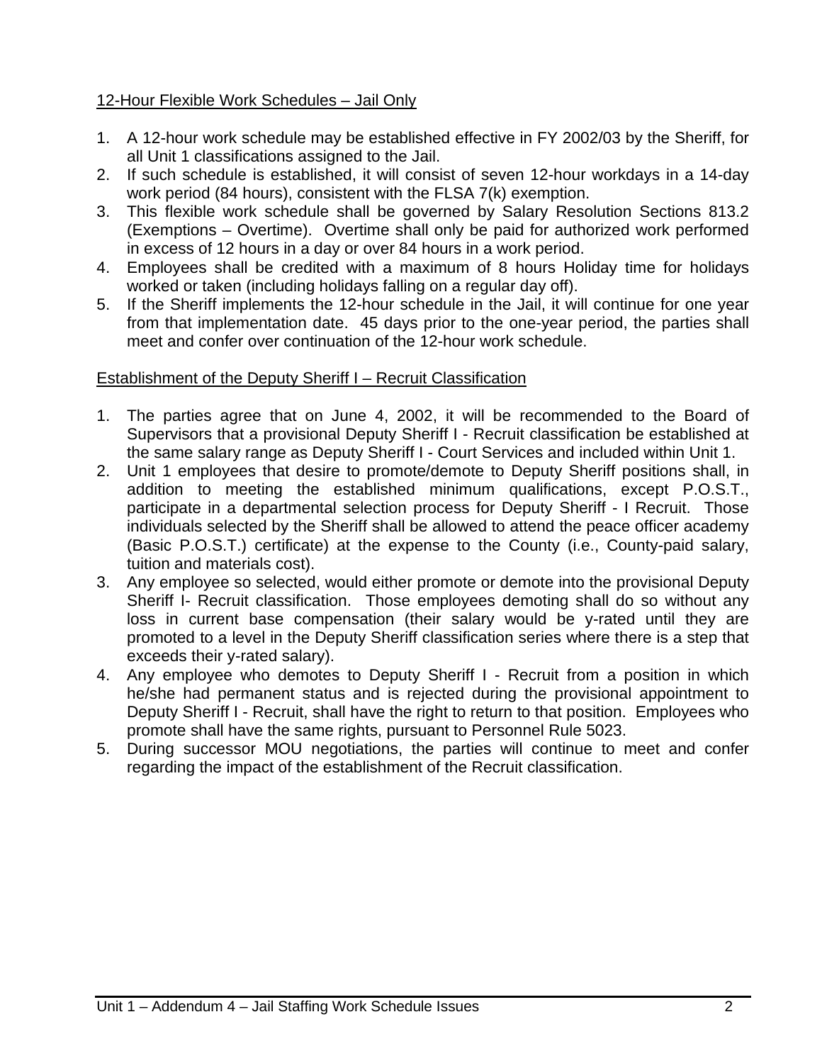<u>12-Hour Flexible Work Schedules – Jail Only</u>

1. A 12-hour work schedule may be established effective in FY 2002/03 by the Sheriff, for all Unit 1 classifications assigned to the Jail.
2. If such schedule is established, it will consist of seven 12-hour workdays in a 14-day work period (84 hours), consistent with the FLSA 7(k) exemption.
3. This flexible work schedule shall be governed by Salary Resolution Sections 813.2 (Exemptions – Overtime). Overtime shall only be paid for authorized work performed in excess of 12 hours in a day or over 84 hours in a work period.
4. Employees shall be credited with a maximum of 8 hours Holiday time for holidays worked or taken (including holidays falling on a regular day off).
5. If the Sheriff implements the 12-hour schedule in the Jail, it will continue for one year from that implementation date. 45 days prior to the one-year period, the parties shall meet and confer over continuation of the 12-hour work schedule.

<u>Establishment of the Deputy Sheriff I – Recruit Classification</u>

1. The parties agree that on June 4, 2002, it will be recommended to the Board of Supervisors that a provisional Deputy Sheriff I - Recruit classification be established at the same salary range as Deputy Sheriff I - Court Services and included within Unit 1.
2. Unit 1 employees that desire to promote/demote to Deputy Sheriff positions shall, in addition to meeting the established minimum qualifications, except P.O.S.T., participate in a departmental selection process for Deputy Sheriff - I Recruit. Those individuals selected by the Sheriff shall be allowed to attend the peace officer academy (Basic P.O.S.T.) certificate) at the expense to the County (i.e., County-paid salary, tuition and materials cost).
3. Any employee so selected, would either promote or demote into the provisional Deputy Sheriff I- Recruit classification. Those employees demoting shall do so without any loss in current base compensation (their salary would be y-rated until they are promoted to a level in the Deputy Sheriff classification series where there is a step that exceeds their y-rated salary).
4. Any employee who demotes to Deputy Sheriff I - Recruit from a position in which he/she had permanent status and is rejected during the provisional appointment to Deputy Sheriff I - Recruit, shall have the right to return to that position. Employees who promote shall have the same rights, pursuant to Personnel Rule 5023.
5. During successor MOU negotiations, the parties will continue to meet and confer regarding the impact of the establishment of the Recruit classification.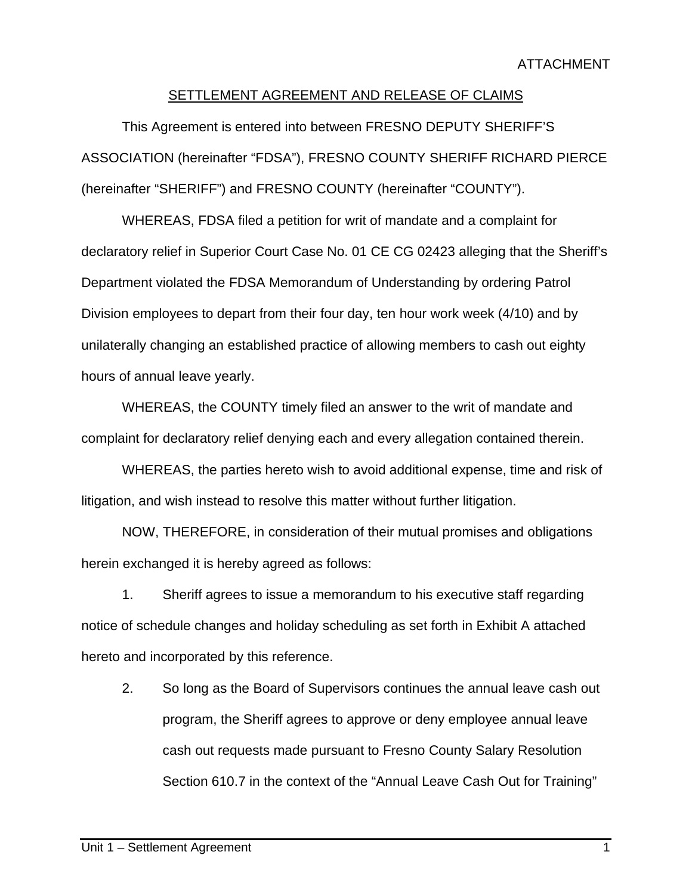ATTACHMENT

SETTLEMENT AGREEMENT AND RELEASE OF CLAIMS

This Agreement is entered into between FRESNO DEPUTY SHERIFF'S ASSOCIATION (hereinafter "FDSA"), FRESNO COUNTY SHERIFF RICHARD PIERCE (hereinafter "SHERIFF") and FRESNO COUNTY (hereinafter "COUNTY").

WHEREAS, FDSA filed a petition for writ of mandate and a complaint for declaratory relief in Superior Court Case No. 01 CE CG 02423 alleging that the Sheriff's Department violated the FDSA Memorandum of Understanding by ordering Patrol Division employees to depart from their four day, ten hour work week (4/10) and by unilaterally changing an established practice of allowing members to cash out eighty hours of annual leave yearly.

WHEREAS, the COUNTY timely filed an answer to the writ of mandate and complaint for declaratory relief denying each and every allegation contained therein.

WHEREAS, the parties hereto wish to avoid additional expense, time and risk of litigation, and wish instead to resolve this matter without further litigation.

NOW, THEREFORE, in consideration of their mutual promises and obligations herein exchanged it is hereby agreed as follows:

1. Sheriff agrees to issue a memorandum to his executive staff regarding notice of schedule changes and holiday scheduling as set forth in Exhibit A attached hereto and incorporated by this reference.

2. So long as the Board of Supervisors continues the annual leave cash out program, the Sheriff agrees to approve or deny employee annual leave cash out requests made pursuant to Fresno County Salary Resolution Section 610.7 in the context of the "Annual Leave Cash Out for Training"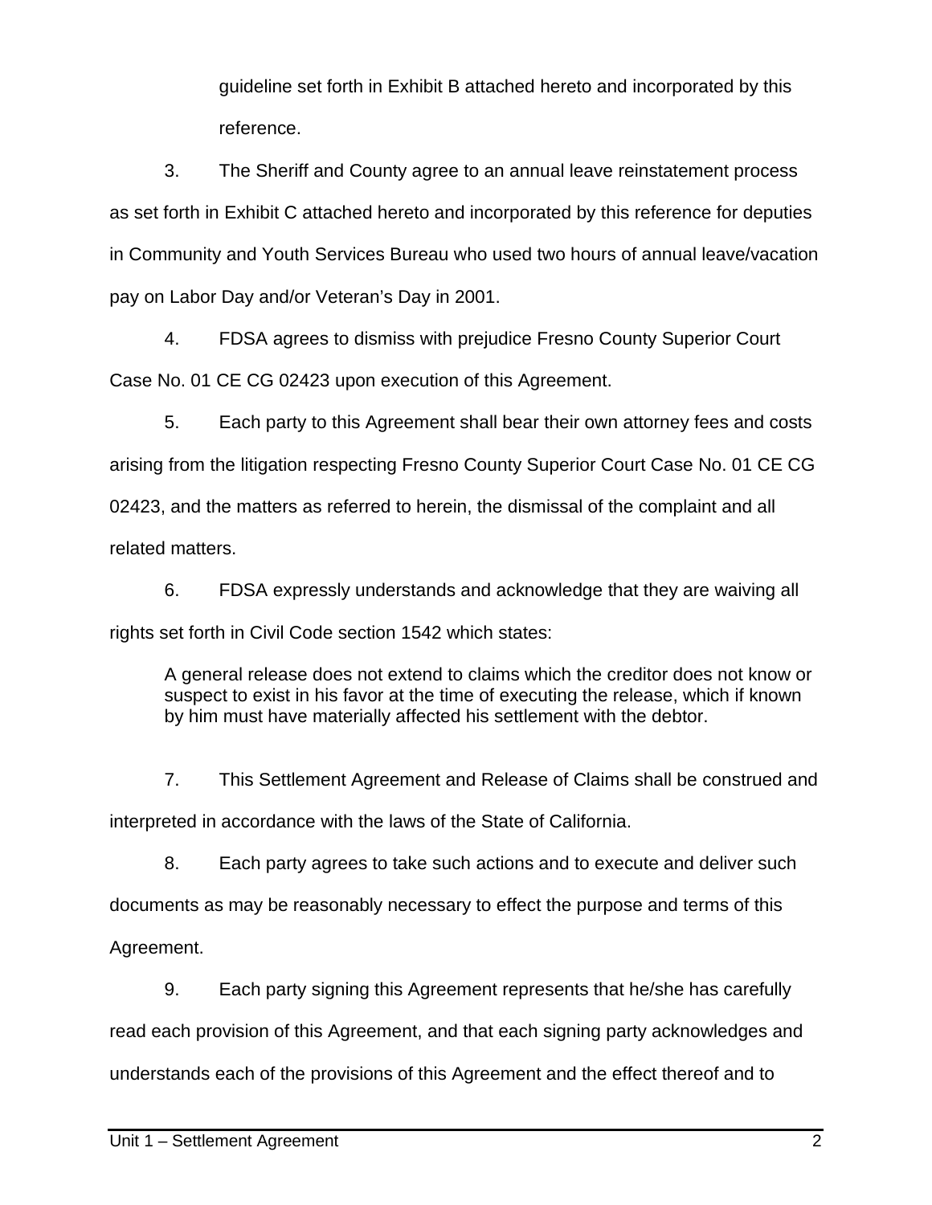guideline set forth in Exhibit B attached hereto and incorporated by this reference.

3. The Sheriff and County agree to an annual leave reinstatement process as set forth in Exhibit C attached hereto and incorporated by this reference for deputies in Community and Youth Services Bureau who used two hours of annual leave/vacation pay on Labor Day and/or Veteran's Day in 2001.

4. FDSA agrees to dismiss with prejudice Fresno County Superior Court Case No. 01 CE CG 02423 upon execution of this Agreement.

5. Each party to this Agreement shall bear their own attorney fees and costs arising from the litigation respecting Fresno County Superior Court Case No. 01 CE CG 02423, and the matters as referred to herein, the dismissal of the complaint and all related matters.

6. FDSA expressly understands and acknowledge that they are waiving all rights set forth in Civil Code section 1542 which states:

> A general release does not extend to claims which the creditor does not know or suspect to exist in his favor at the time of executing the release, which if known by him must have materially affected his settlement with the debtor.

7. This Settlement Agreement and Release of Claims shall be construed and interpreted in accordance with the laws of the State of California.

8. Each party agrees to take such actions and to execute and deliver such documents as may be reasonably necessary to effect the purpose and terms of this Agreement.

9. Each party signing this Agreement represents that he/she has carefully read each provision of this Agreement, and that each signing party acknowledges and understands each of the provisions of this Agreement and the effect thereof and to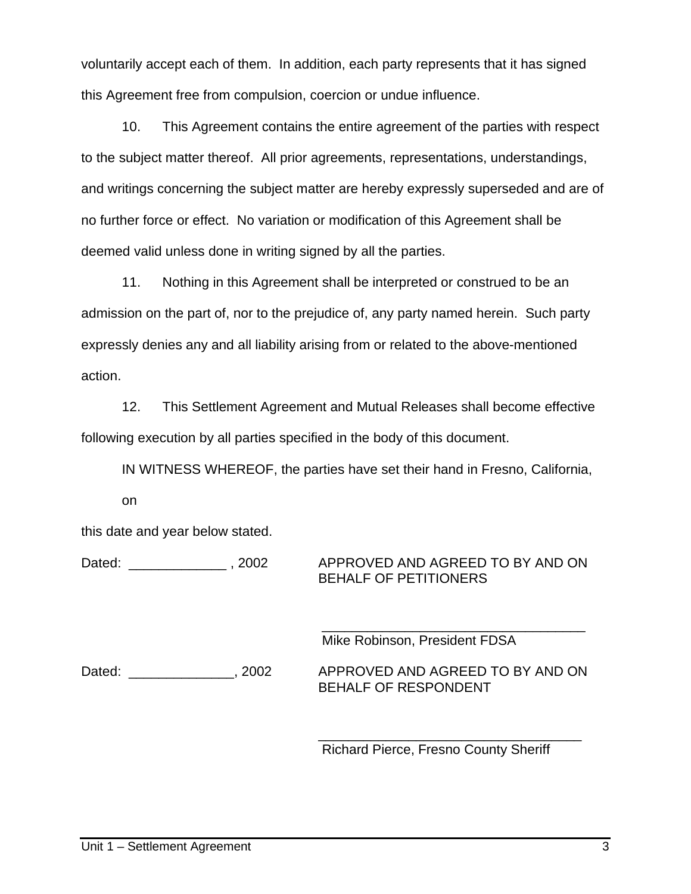voluntarily accept each of them. In addition, each party represents that it has signed this Agreement free from compulsion, coercion or undue influence.

10. This Agreement contains the entire agreement of the parties with respect to the subject matter thereof. All prior agreements, representations, understandings, and writings concerning the subject matter are hereby expressly superseded and are of no further force or effect. No variation or modification of this Agreement shall be deemed valid unless done in writing signed by all the parties.

11. Nothing in this Agreement shall be interpreted or construed to be an admission on the part of, nor to the prejudice of, any party named herein. Such party expressly denies any and all liability arising from or related to the above-mentioned action.

12. This Settlement Agreement and Mutual Releases shall become effective following execution by all parties specified in the body of this document.

IN WITNESS WHEREOF, the parties have set their hand in Fresno, California, on

this date and year below stated.

Dated: _____________ , 2002

APPROVED AND AGREED TO BY AND ON BEHALF OF PETITIONERS

___________________________________
Mike Robinson, President FDSA

Dated: ______________, 2002

APPROVED AND AGREED TO BY AND ON BEHALF OF RESPONDENT

___________________________________
Richard Pierce, Fresno County Sheriff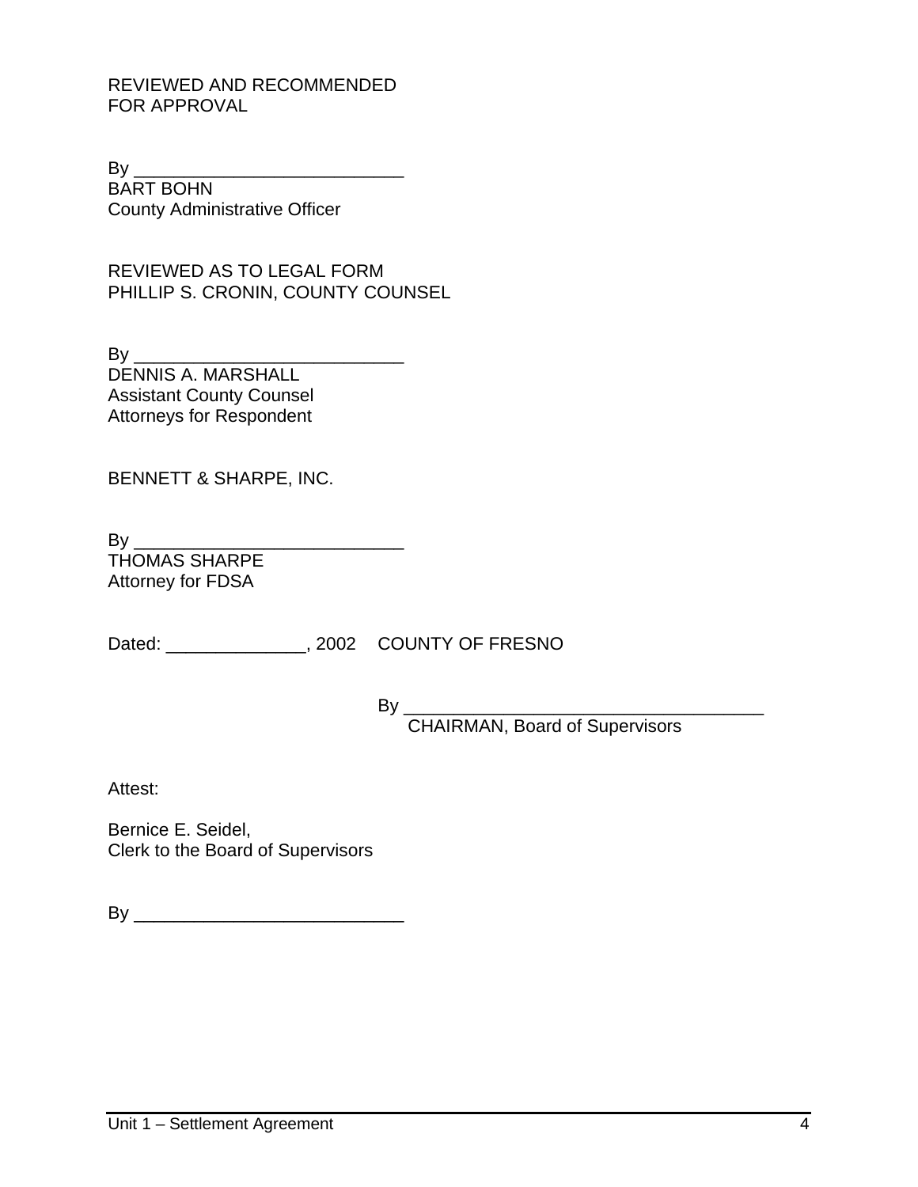REVIEWED AND RECOMMENDED
FOR APPROVAL

By ___________________________
BART BOHN
County Administrative Officer

REVIEWED AS TO LEGAL FORM
PHILLIP S. CRONIN, COUNTY COUNSEL

By ___________________________
DENNIS A. MARSHALL
Assistant County Counsel
Attorneys for Respondent

BENNETT & SHARPE, INC.

By ___________________________
THOMAS SHARPE
Attorney for FDSA

Dated: ______________, 2002    COUNTY OF FRESNO

By ____________________________________
CHAIRMAN, Board of Supervisors

Attest:

Bernice E. Seidel,
Clerk to the Board of Supervisors

By ___________________________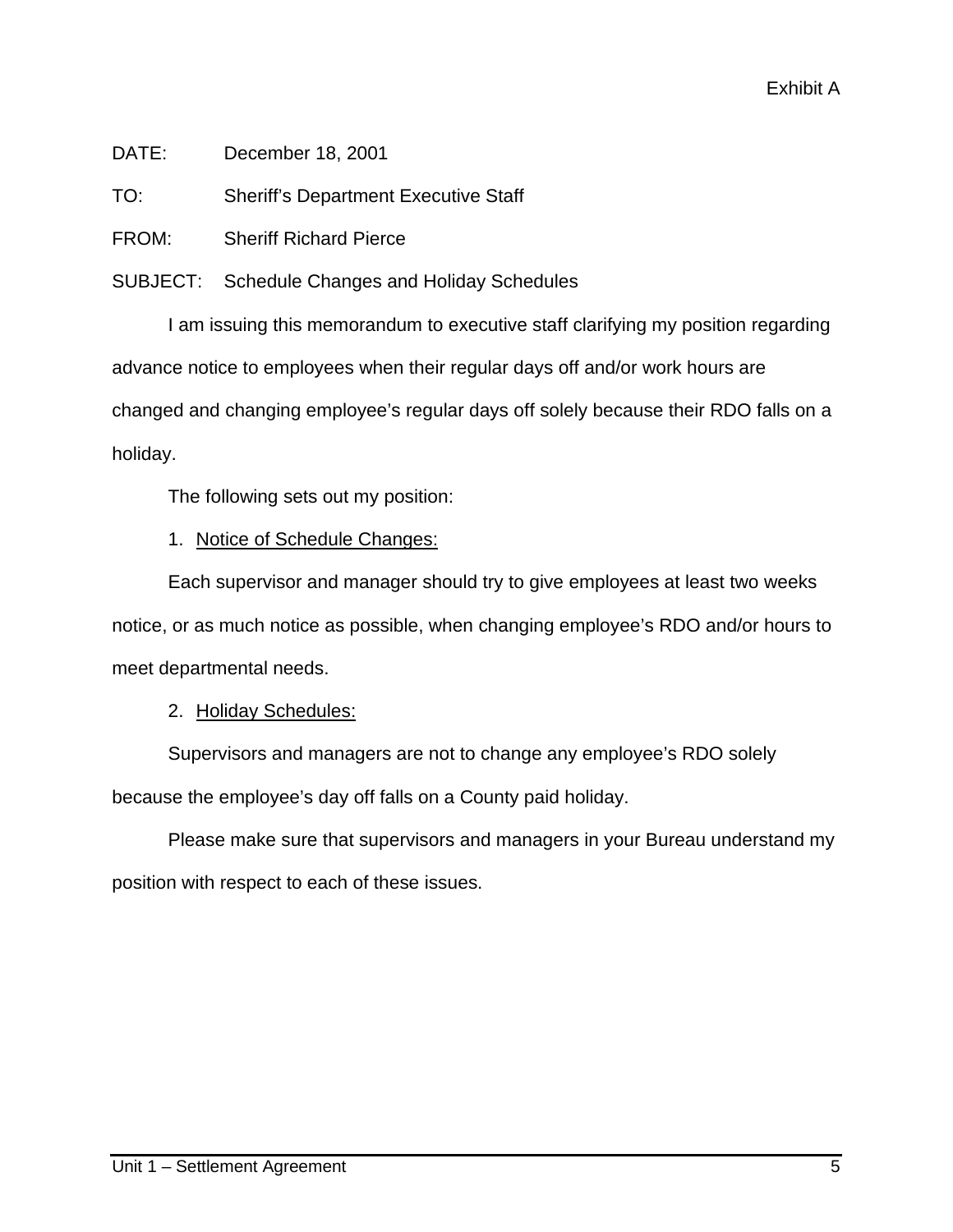Exhibit A

DATE: December 18, 2001

TO: Sheriff's Department Executive Staff

FROM: Sheriff Richard Pierce

SUBJECT: Schedule Changes and Holiday Schedules

I am issuing this memorandum to executive staff clarifying my position regarding advance notice to employees when their regular days off and/or work hours are changed and changing employee's regular days off solely because their RDO falls on a holiday.

The following sets out my position:

1. Notice of Schedule Changes:

Each supervisor and manager should try to give employees at least two weeks notice, or as much notice as possible, when changing employee's RDO and/or hours to meet departmental needs.

2. Holiday Schedules:

Supervisors and managers are not to change any employee's RDO solely because the employee's day off falls on a County paid holiday.

Please make sure that supervisors and managers in your Bureau understand my position with respect to each of these issues.